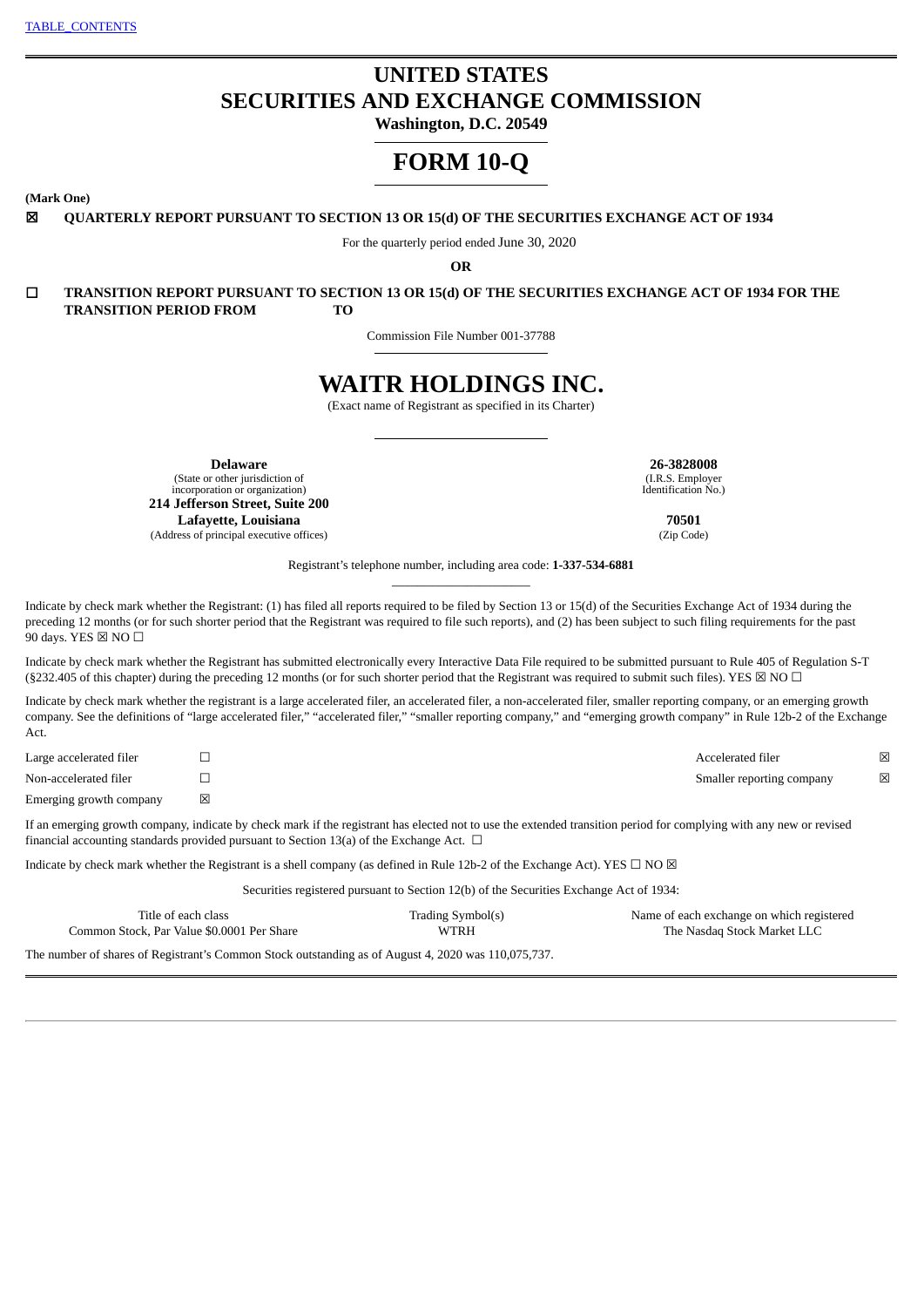[TABLE_CONTENTS]

# UNITED STATES
# SECURITIES AND EXCHANGE COMMISSION

**Washington, D.C. 20549**

# FORM 10-Q

**(Mark One)**

☒ **QUARTERLY REPORT PURSUANT TO SECTION 13 OR 15(d) OF THE SECURITIES EXCHANGE ACT OF 1934**

For the quarterly period ended June 30, 2020

**OR**

☐ **TRANSITION REPORT PURSUANT TO SECTION 13 OR 15(d) OF THE SECURITIES EXCHANGE ACT OF 1934 FOR THE TRANSITION PERIOD FROM TO**

Commission File Number 001-37788

# WAITR HOLDINGS INC.

(Exact name of Registrant as specified in its Charter)

| | |
|---|---|
| **Delaware** (State or other jurisdiction of incorporation or organization) | **26-3828008** (I.R.S. Employer Identification No.) |
| **214 Jefferson Street, Suite 200 Lafayette, Louisiana** (Address of principal executive offices) | **70501** (Zip Code) |

Registrant's telephone number, including area code: **1-337-534-6881**

Indicate by check mark whether the Registrant: (1) has filed all reports required to be filed by Section 13 or 15(d) of the Securities Exchange Act of 1934 during the preceding 12 months (or for such shorter period that the Registrant was required to file such reports), and (2) has been subject to such filing requirements for the past 90 days. YES ☒ NO ☐

Indicate by check mark whether the Registrant has submitted electronically every Interactive Data File required to be submitted pursuant to Rule 405 of Regulation S-T (§232.405 of this chapter) during the preceding 12 months (or for such shorter period that the Registrant was required to submit such files). YES ☒ NO ☐

Indicate by check mark whether the registrant is a large accelerated filer, an accelerated filer, a non-accelerated filer, smaller reporting company, or an emerging growth company. See the definitions of "large accelerated filer," "accelerated filer," "smaller reporting company," and "emerging growth company" in Rule 12b-2 of the Exchange Act.

| | | | |
|---|---|---|---|
| Large accelerated filer | ☐ | Accelerated filer | ☒ |
| Non-accelerated filer | ☐ | Smaller reporting company | ☒ |
| Emerging growth company | ☒ | | |

If an emerging growth company, indicate by check mark if the registrant has elected not to use the extended transition period for complying with any new or revised financial accounting standards provided pursuant to Section 13(a) of the Exchange Act. ☐

Indicate by check mark whether the Registrant is a shell company (as defined in Rule 12b-2 of the Exchange Act). YES ☐ NO ☒

Securities registered pursuant to Section 12(b) of the Securities Exchange Act of 1934:

| Title of each class | Trading Symbol(s) | Name of each exchange on which registered |
|---|---|---|
| Common Stock, Par Value $0.0001 Per Share | WTRH | The Nasdaq Stock Market LLC |

The number of shares of Registrant's Common Stock outstanding as of August 4, 2020 was 110,075,737.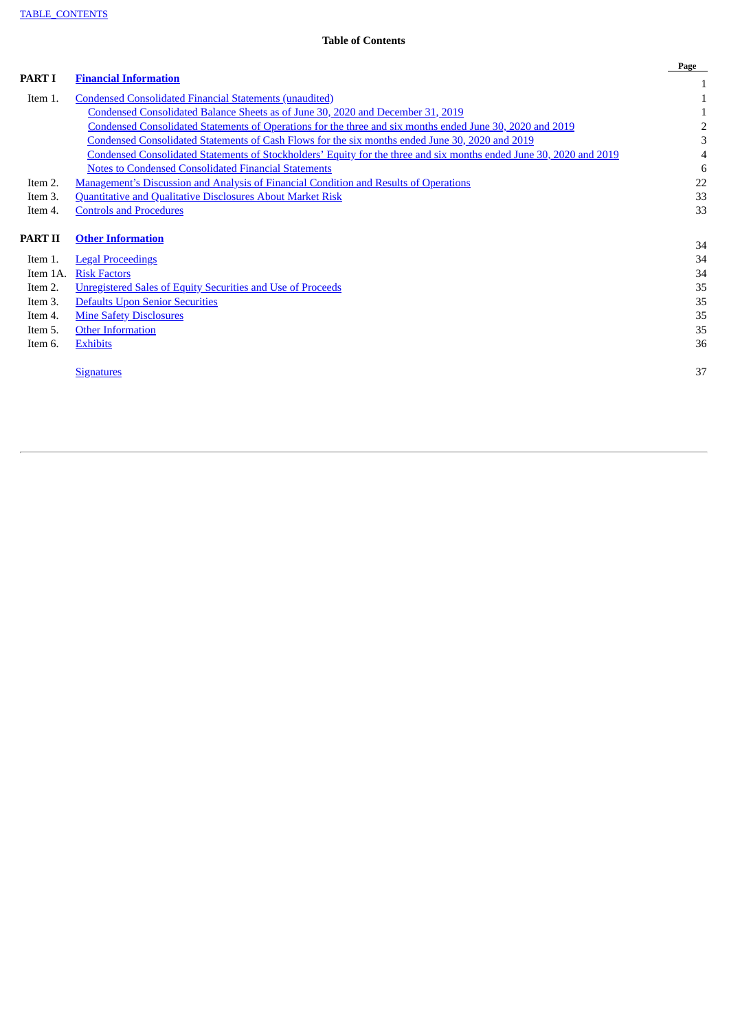TABLE_CONTENTS

**Table of Contents**

| | | Page |
|---|---|---|
| **PART I** | **Financial Information** | 1 |
| Item 1. | Condensed Consolidated Financial Statements (unaudited) | 1 |
| | Condensed Consolidated Balance Sheets as of June 30, 2020 and December 31, 2019 | 1 |
| | Condensed Consolidated Statements of Operations for the three and six months ended June 30, 2020 and 2019 | 2 |
| | Condensed Consolidated Statements of Cash Flows for the six months ended June 30, 2020 and 2019 | 3 |
| | Condensed Consolidated Statements of Stockholders' Equity for the three and six months ended June 30, 2020 and 2019 | 4 |
| | Notes to Condensed Consolidated Financial Statements | 6 |
| Item 2. | Management's Discussion and Analysis of Financial Condition and Results of Operations | 22 |
| Item 3. | Quantitative and Qualitative Disclosures About Market Risk | 33 |
| Item 4. | Controls and Procedures | 33 |
| **PART II** | **Other Information** | 34 |
| Item 1. | Legal Proceedings | 34 |
| Item 1A. | Risk Factors | 34 |
| Item 2. | Unregistered Sales of Equity Securities and Use of Proceeds | 35 |
| Item 3. | Defaults Upon Senior Securities | 35 |
| Item 4. | Mine Safety Disclosures | 35 |
| Item 5. | Other Information | 35 |
| Item 6. | Exhibits | 36 |
| | Signatures | 37 |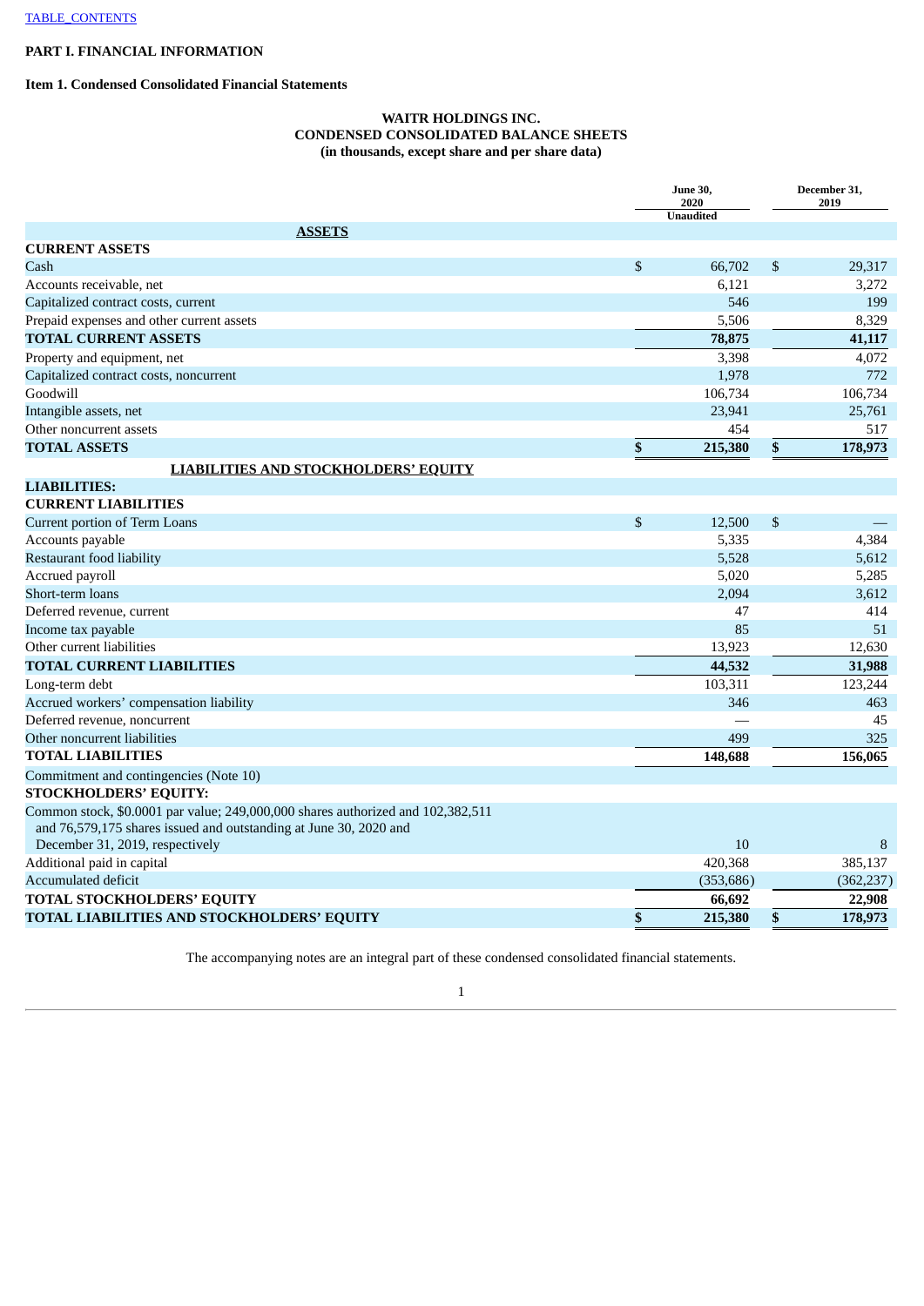TABLE_CONTENTS

# PART I. FINANCIAL INFORMATION

## Item 1. Condensed Consolidated Financial Statements

### WAITR HOLDINGS INC.
### CONDENSED CONSOLIDATED BALANCE SHEETS
### (in thousands, except share and per share data)

| | June 30, 2020 Unaudited | December 31, 2019 |
|---|---|---|
| **ASSETS** | | |
| **CURRENT ASSETS** | | |
| Cash | $ 66,702 | $ 29,317 |
| Accounts receivable, net | 6,121 | 3,272 |
| Capitalized contract costs, current | 546 | 199 |
| Prepaid expenses and other current assets | 5,506 | 8,329 |
| **TOTAL CURRENT ASSETS** | **78,875** | **41,117** |
| Property and equipment, net | 3,398 | 4,072 |
| Capitalized contract costs, noncurrent | 1,978 | 772 |
| Goodwill | 106,734 | 106,734 |
| Intangible assets, net | 23,941 | 25,761 |
| Other noncurrent assets | 454 | 517 |
| **TOTAL ASSETS** | **$ 215,380** | **$ 178,973** |
| **LIABILITIES AND STOCKHOLDERS' EQUITY** | | |
| **LIABILITIES:** | | |
| **CURRENT LIABILITIES** | | |
| Current portion of Term Loans | $ 12,500 | $ — |
| Accounts payable | 5,335 | 4,384 |
| Restaurant food liability | 5,528 | 5,612 |
| Accrued payroll | 5,020 | 5,285 |
| Short-term loans | 2,094 | 3,612 |
| Deferred revenue, current | 47 | 414 |
| Income tax payable | 85 | 51 |
| Other current liabilities | 13,923 | 12,630 |
| **TOTAL CURRENT LIABILITIES** | **44,532** | **31,988** |
| Long-term debt | 103,311 | 123,244 |
| Accrued workers' compensation liability | 346 | 463 |
| Deferred revenue, noncurrent | — | 45 |
| Other noncurrent liabilities | 499 | 325 |
| **TOTAL LIABILITIES** | **148,688** | **156,065** |
| Commitment and contingencies (Note 10) | | |
| **STOCKHOLDERS' EQUITY:** | | |
| Common stock, $0.0001 par value; 249,000,000 shares authorized and 102,382,511 and 76,579,175 shares issued and outstanding at June 30, 2020 and December 31, 2019, respectively | 10 | 8 |
| Additional paid in capital | 420,368 | 385,137 |
| Accumulated deficit | (353,686) | (362,237) |
| **TOTAL STOCKHOLDERS' EQUITY** | **66,692** | **22,908** |
| **TOTAL LIABILITIES AND STOCKHOLDERS' EQUITY** | **$ 215,380** | **$ 178,973** |

The accompanying notes are an integral part of these condensed consolidated financial statements.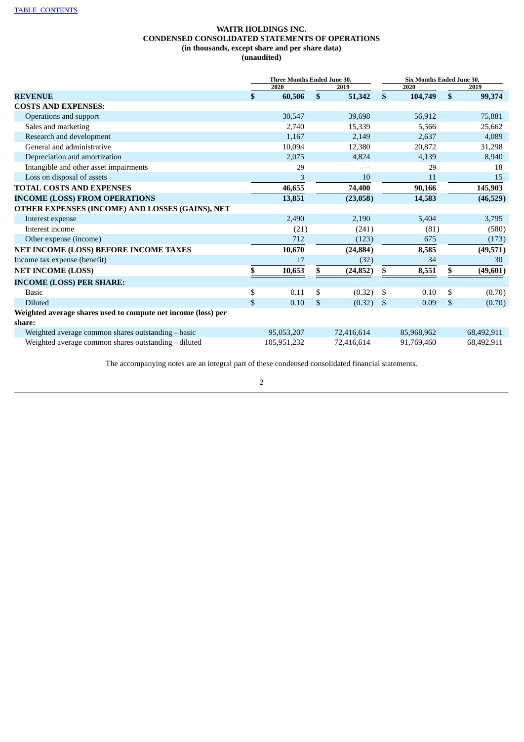TABLE_CONTENTS

# WAITR HOLDINGS INC.
## CONDENSED CONSOLIDATED STATEMENTS OF OPERATIONS
### (in thousands, except share and per share data)
### (unaudited)

| | Three Months Ended June 30, | | Six Months Ended June 30, | |
|---|---|---|---|---|
| | 2020 | 2019 | 2020 | 2019 |
| **REVENUE** | **$ 60,506** | **$ 51,342** | **$ 104,749** | **$ 99,374** |
| **COSTS AND EXPENSES:** | | | | |
| Operations and support | 30,547 | 39,698 | 56,912 | 75,881 |
| Sales and marketing | 2,740 | 15,339 | 5,566 | 25,662 |
| Research and development | 1,167 | 2,149 | 2,637 | 4,089 |
| General and administrative | 10,094 | 12,380 | 20,872 | 31,298 |
| Depreciation and amortization | 2,075 | 4,824 | 4,139 | 8,940 |
| Intangible and other asset impairments | 29 | — | 29 | 18 |
| Loss on disposal of assets | 3 | 10 | 11 | 15 |
| **TOTAL COSTS AND EXPENSES** | **46,655** | **74,400** | **90,166** | **145,903** |
| **INCOME (LOSS) FROM OPERATIONS** | **13,851** | **(23,058)** | **14,583** | **(46,529)** |
| **OTHER EXPENSES (INCOME) AND LOSSES (GAINS), NET** | | | | |
| Interest expense | 2,490 | 2,190 | 5,404 | 3,795 |
| Interest income | (21) | (241) | (81) | (580) |
| Other expense (income) | 712 | (123) | 675 | (173) |
| **NET INCOME (LOSS) BEFORE INCOME TAXES** | **10,670** | **(24,884)** | **8,585** | **(49,571)** |
| Income tax expense (benefit) | 17 | (32) | 34 | 30 |
| **NET INCOME (LOSS)** | **$ 10,653** | **$ (24,852)** | **$ 8,551** | **$ (49,601)** |
| **INCOME (LOSS) PER SHARE:** | | | | |
| Basic | $ 0.11 | $ (0.32) | $ 0.10 | $ (0.70) |
| Diluted | $ 0.10 | $ (0.32) | $ 0.09 | $ (0.70) |
| **Weighted average shares used to compute net income (loss) per share:** | | | | |
| Weighted average common shares outstanding – basic | 95,053,207 | 72,416,614 | 85,968,962 | 68,492,911 |
| Weighted average common shares outstanding – diluted | 105,951,232 | 72,416,614 | 91,769,460 | 68,492,911 |

The accompanying notes are an integral part of these condensed consolidated financial statements.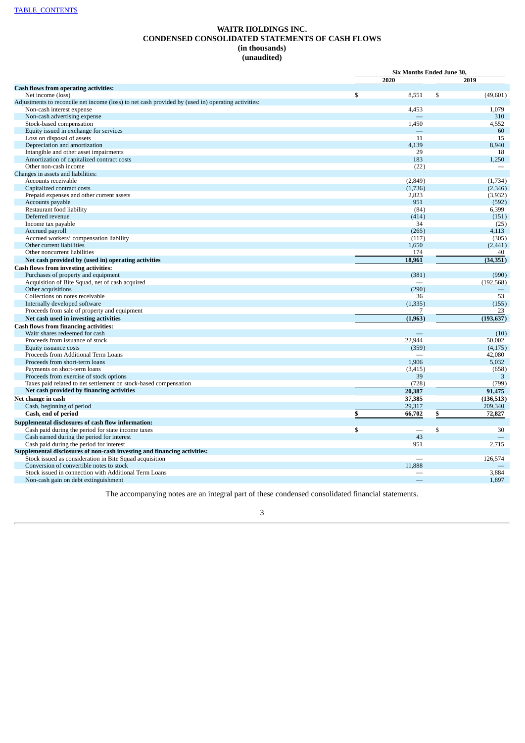TABLE_CONTENTS

# WAITR HOLDINGS INC.
## CONDENSED CONSOLIDATED STATEMENTS OF CASH FLOWS
### (in thousands)
### (unaudited)

| | Six Months Ended June 30, | |
|---|---|---|
| | 2020 | 2019 |
| **Cash flows from operating activities:** | | |
| Net income (loss) | $ 8,551 | $ (49,601) |
| Adjustments to reconcile net income (loss) to net cash provided by (used in) operating activities: | | |
| Non-cash interest expense | 4,453 | 1,079 |
| Non-cash advertising expense | — | 310 |
| Stock-based compensation | 1,450 | 4,552 |
| Equity issued in exchange for services | — | 60 |
| Loss on disposal of assets | 11 | 15 |
| Depreciation and amortization | 4,139 | 8,940 |
| Intangible and other asset impairments | 29 | 18 |
| Amortization of capitalized contract costs | 183 | 1,250 |
| Other non-cash income | (22) | — |
| Changes in assets and liabilities: | | |
| Accounts receivable | (2,849) | (1,734) |
| Capitalized contract costs | (1,736) | (2,346) |
| Prepaid expenses and other current assets | 2,823 | (3,932) |
| Accounts payable | 951 | (592) |
| Restaurant food liability | (84) | 6,399 |
| Deferred revenue | (414) | (151) |
| Income tax payable | 34 | (25) |
| Accrued payroll | (265) | 4,113 |
| Accrued workers' compensation liability | (117) | (305) |
| Other current liabilities | 1,650 | (2,441) |
| Other noncurrent liabilities | 174 | 40 |
| **Net cash provided by (used in) operating activities** | **18,961** | **(34,351)** |
| **Cash flows from investing activities:** | | |
| Purchases of property and equipment | (381) | (990) |
| Acquisition of Bite Squad, net of cash acquired | — | (192,568) |
| Other acquisitions | (290) | — |
| Collections on notes receivable | 36 | 53 |
| Internally developed software | (1,335) | (155) |
| Proceeds from sale of property and equipment | 7 | 23 |
| **Net cash used in investing activities** | **(1,963)** | **(193,637)** |
| **Cash flows from financing activities:** | | |
| Waitr shares redeemed for cash | — | (10) |
| Proceeds from issuance of stock | 22,944 | 50,002 |
| Equity issuance costs | (359) | (4,175) |
| Proceeds from Additional Term Loans | — | 42,080 |
| Proceeds from short-term loans | 1,906 | 5,032 |
| Payments on short-term loans | (3,415) | (658) |
| Proceeds from exercise of stock options | 39 | 3 |
| Taxes paid related to net settlement on stock-based compensation | (728) | (799) |
| **Net cash provided by financing activities** | **20,387** | **91,475** |
| **Net change in cash** | **37,385** | **(136,513)** |
| Cash, beginning of period | 29,317 | 209,340 |
| **Cash, end of period** | **$ 66,702** | **$ 72,827** |
| **Supplemental disclosures of cash flow information:** | | |
| Cash paid during the period for state income taxes | $ — | $ 30 |
| Cash earned during the period for interest | 43 | — |
| Cash paid during the period for interest | 951 | 2,715 |
| **Supplemental disclosures of non-cash investing and financing activities:** | | |
| Stock issued as consideration in Bite Squad acquisition | — | 126,574 |
| Conversion of convertible notes to stock | 11,888 | — |
| Stock issued in connection with Additional Term Loans | — | 3,884 |
| Non-cash gain on debt extinguishment | — | 1,897 |

The accompanying notes are an integral part of these condensed consolidated financial statements.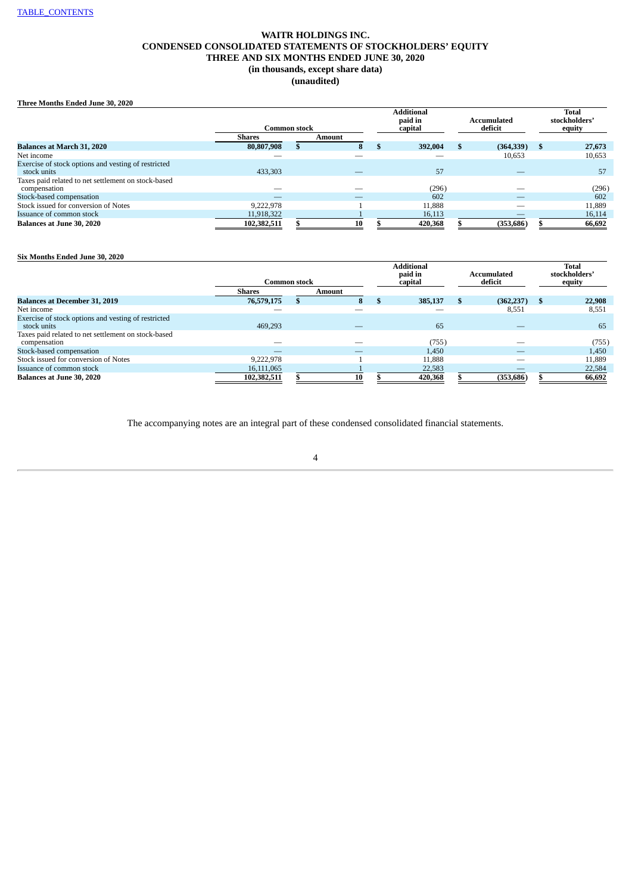[TABLE_CONTENTS](#)

# WAITR HOLDINGS INC.
## CONDENSED CONSOLIDATED STATEMENTS OF STOCKHOLDERS' EQUITY
### THREE AND SIX MONTHS ENDED JUNE 30, 2020
### (in thousands, except share data)
### (unaudited)

**Three Months Ended June 30, 2020**

| | Common stock | | Additional paid in capital | Accumulated deficit | Total stockholders' equity |
|---|---|---|---|---|---|
| | Shares | Amount | | | |
| **Balances at March 31, 2020** | **80,807,908** | **$ 8** | **$ 392,004** | **$ (364,339)** | **$ 27,673** |
| Net income | — | — | — | 10,653 | 10,653 |
| Exercise of stock options and vesting of restricted stock units | 433,303 | — | 57 | — | 57 |
| Taxes paid related to net settlement on stock-based compensation | — | — | (296) | — | (296) |
| Stock-based compensation | — | — | 602 | — | 602 |
| Stock issued for conversion of Notes | 9,222,978 | 1 | 11,888 | — | 11,889 |
| Issuance of common stock | 11,918,322 | 1 | 16,113 | — | 16,114 |
| **Balances at June 30, 2020** | **102,382,511** | **$ 10** | **$ 420,368** | **$ (353,686)** | **$ 66,692** |

**Six Months Ended June 30, 2020**

| | Common stock | | Additional paid in capital | Accumulated deficit | Total stockholders' equity |
|---|---|---|---|---|---|
| | Shares | Amount | | | |
| **Balances at December 31, 2019** | **76,579,175** | **$ 8** | **$ 385,137** | **$ (362,237)** | **$ 22,908** |
| Net income | — | — | — | 8,551 | 8,551 |
| Exercise of stock options and vesting of restricted stock units | 469,293 | — | 65 | — | 65 |
| Taxes paid related to net settlement on stock-based compensation | — | — | (755) | — | (755) |
| Stock-based compensation | — | — | 1,450 | — | 1,450 |
| Stock issued for conversion of Notes | 9,222,978 | 1 | 11,888 | — | 11,889 |
| Issuance of common stock | 16,111,065 | 1 | 22,583 | — | 22,584 |
| **Balances at June 30, 2020** | **102,382,511** | **$ 10** | **$ 420,368** | **$ (353,686)** | **$ 66,692** |

The accompanying notes are an integral part of these condensed consolidated financial statements.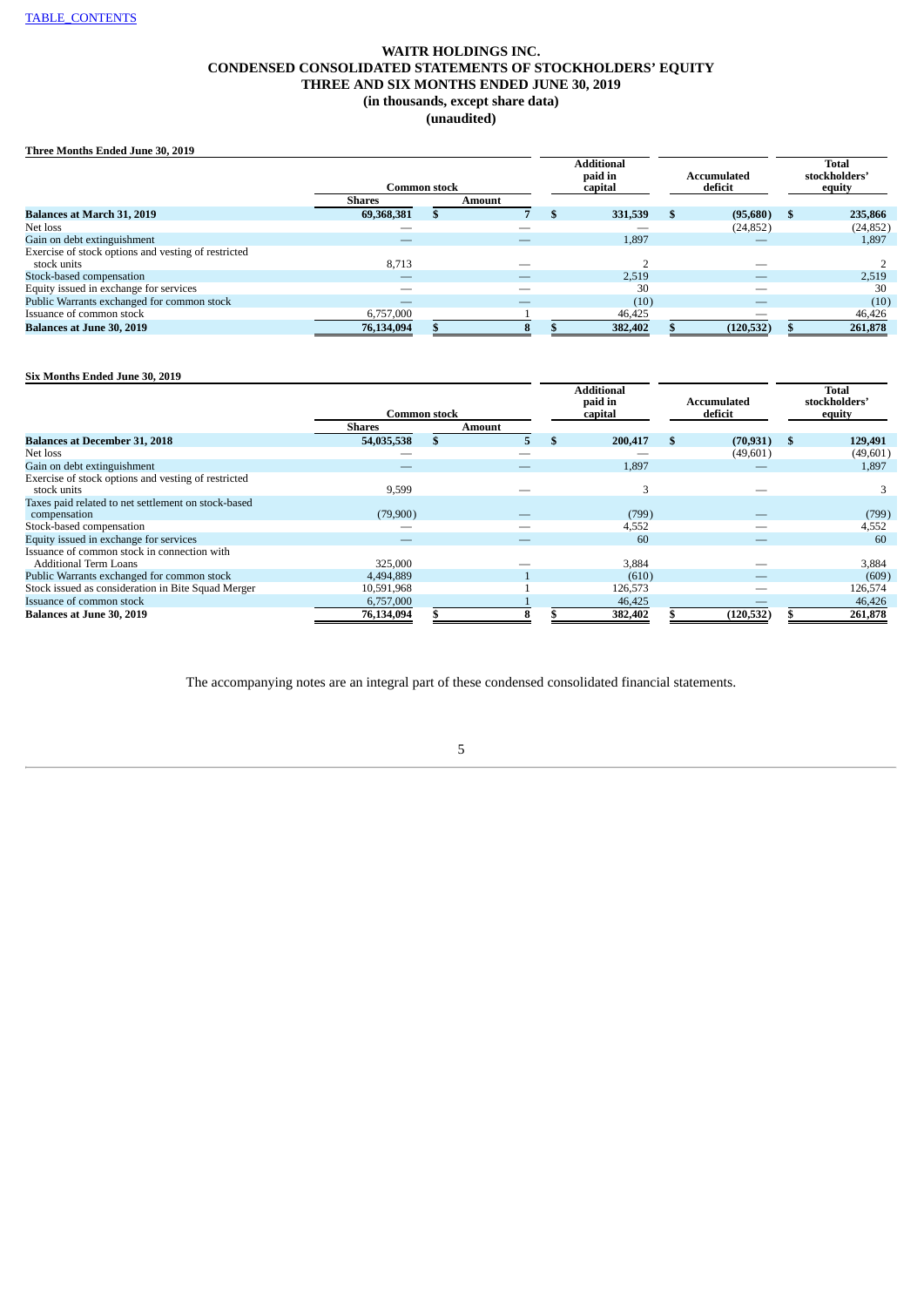TABLE_CONTENTS

# WAITR HOLDINGS INC.
## CONDENSED CONSOLIDATED STATEMENTS OF STOCKHOLDERS' EQUITY
## THREE AND SIX MONTHS ENDED JUNE 30, 2019
## (in thousands, except share data)
## (unaudited)

**Three Months Ended June 30, 2019**

| | Common stock | | Additional paid in capital | Accumulated deficit | Total stockholders' equity |
|---|---|---|---|---|---|
| | Shares | Amount | | | |
| **Balances at March 31, 2019** | **69,368,381** | **$ 7** | **$ 331,539** | **$ (95,680)** | **$ 235,866** |
| Net loss | — | — | — | (24,852) | (24,852) |
| Gain on debt extinguishment | — | — | 1,897 | — | 1,897 |
| Exercise of stock options and vesting of restricted stock units | 8,713 | — | 2 | — | 2 |
| Stock-based compensation | — | — | 2,519 | — | 2,519 |
| Equity issued in exchange for services | — | — | 30 | — | 30 |
| Public Warrants exchanged for common stock | — | — | (10) | — | (10) |
| Issuance of common stock | 6,757,000 | 1 | 46,425 | — | 46,426 |
| **Balances at June 30, 2019** | **76,134,094** | **$ 8** | **$ 382,402** | **$ (120,532)** | **$ 261,878** |

**Six Months Ended June 30, 2019**

| | Common stock | | Additional paid in capital | Accumulated deficit | Total stockholders' equity |
|---|---|---|---|---|---|
| | Shares | Amount | | | |
| **Balances at December 31, 2018** | **54,035,538** | **$ 5** | **$ 200,417** | **$ (70,931)** | **$ 129,491** |
| Net loss | — | — | — | (49,601) | (49,601) |
| Gain on debt extinguishment | — | — | 1,897 | — | 1,897 |
| Exercise of stock options and vesting of restricted stock units | 9,599 | — | 3 | — | 3 |
| Taxes paid related to net settlement on stock-based compensation | (79,900) | — | (799) | — | (799) |
| Stock-based compensation | — | — | 4,552 | — | 4,552 |
| Equity issued in exchange for services | — | — | 60 | — | 60 |
| Issuance of common stock in connection with Additional Term Loans | 325,000 | — | 3,884 | — | 3,884 |
| Public Warrants exchanged for common stock | 4,494,889 | 1 | (610) | — | (609) |
| Stock issued as consideration in Bite Squad Merger | 10,591,968 | 1 | 126,573 | — | 126,574 |
| Issuance of common stock | 6,757,000 | 1 | 46,425 | — | 46,426 |
| **Balances at June 30, 2019** | **76,134,094** | **$ 8** | **$ 382,402** | **$ (120,532)** | **$ 261,878** |

The accompanying notes are an integral part of these condensed consolidated financial statements.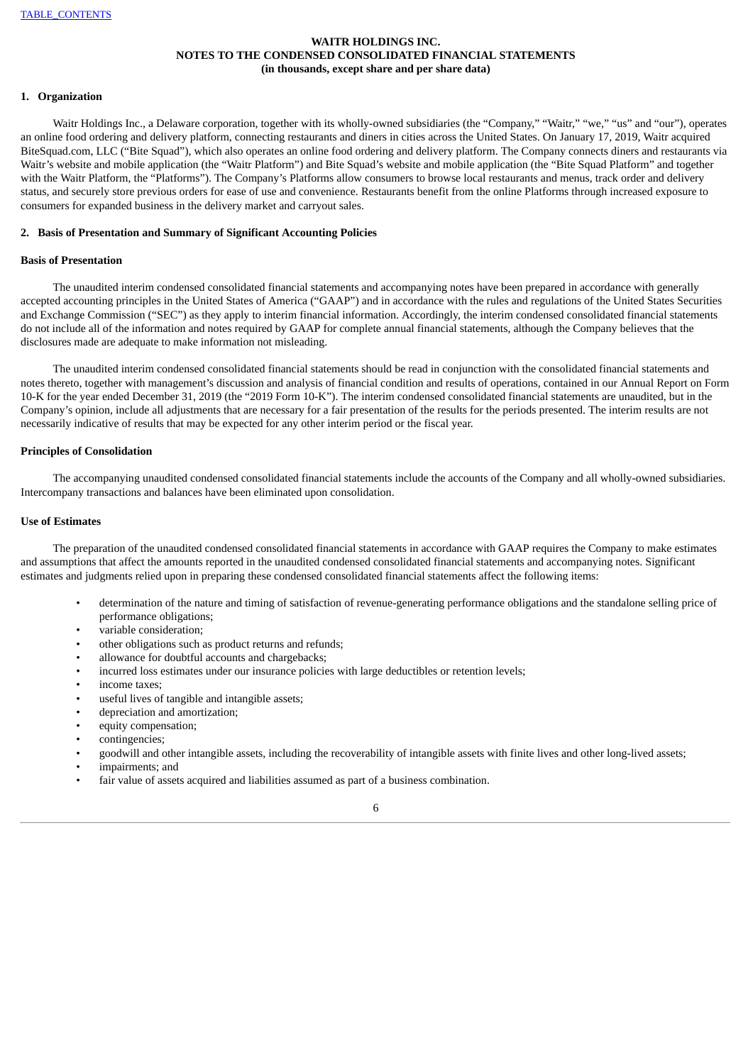**WAITR HOLDINGS INC.**
**NOTES TO THE CONDENSED CONSOLIDATED FINANCIAL STATEMENTS**
**(in thousands, except share and per share data)**

## 1. Organization

Waitr Holdings Inc., a Delaware corporation, together with its wholly-owned subsidiaries (the "Company," "Waitr," "we," "us" and "our"), operates an online food ordering and delivery platform, connecting restaurants and diners in cities across the United States. On January 17, 2019, Waitr acquired BiteSquad.com, LLC ("Bite Squad"), which also operates an online food ordering and delivery platform. The Company connects diners and restaurants via Waitr's website and mobile application (the "Waitr Platform") and Bite Squad's website and mobile application (the "Bite Squad Platform" and together with the Waitr Platform, the "Platforms"). The Company's Platforms allow consumers to browse local restaurants and menus, track order and delivery status, and securely store previous orders for ease of use and convenience. Restaurants benefit from the online Platforms through increased exposure to consumers for expanded business in the delivery market and carryout sales.

## 2. Basis of Presentation and Summary of Significant Accounting Policies

### Basis of Presentation

The unaudited interim condensed consolidated financial statements and accompanying notes have been prepared in accordance with generally accepted accounting principles in the United States of America ("GAAP") and in accordance with the rules and regulations of the United States Securities and Exchange Commission ("SEC") as they apply to interim financial information. Accordingly, the interim condensed consolidated financial statements do not include all of the information and notes required by GAAP for complete annual financial statements, although the Company believes that the disclosures made are adequate to make information not misleading.

The unaudited interim condensed consolidated financial statements should be read in conjunction with the consolidated financial statements and notes thereto, together with management's discussion and analysis of financial condition and results of operations, contained in our Annual Report on Form 10-K for the year ended December 31, 2019 (the "2019 Form 10-K"). The interim condensed consolidated financial statements are unaudited, but in the Company's opinion, include all adjustments that are necessary for a fair presentation of the results for the periods presented. The interim results are not necessarily indicative of results that may be expected for any other interim period or the fiscal year.

### Principles of Consolidation

The accompanying unaudited condensed consolidated financial statements include the accounts of the Company and all wholly-owned subsidiaries. Intercompany transactions and balances have been eliminated upon consolidation.

### Use of Estimates

The preparation of the unaudited condensed consolidated financial statements in accordance with GAAP requires the Company to make estimates and assumptions that affect the amounts reported in the unaudited condensed consolidated financial statements and accompanying notes. Significant estimates and judgments relied upon in preparing these condensed consolidated financial statements affect the following items:

- determination of the nature and timing of satisfaction of revenue-generating performance obligations and the standalone selling price of performance obligations;
- variable consideration;
- other obligations such as product returns and refunds;
- allowance for doubtful accounts and chargebacks;
- incurred loss estimates under our insurance policies with large deductibles or retention levels;
- income taxes;
- useful lives of tangible and intangible assets;
- depreciation and amortization;
- equity compensation;
- contingencies;
- goodwill and other intangible assets, including the recoverability of intangible assets with finite lives and other long-lived assets;
- impairments; and
- fair value of assets acquired and liabilities assumed as part of a business combination.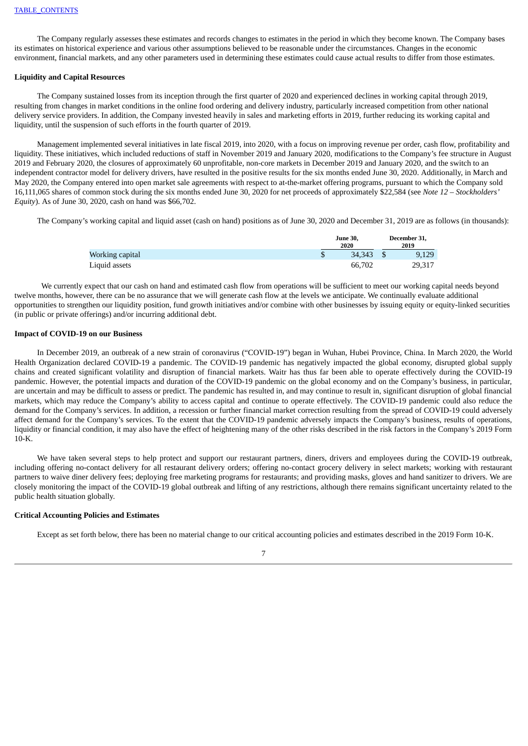The Company regularly assesses these estimates and records changes to estimates in the period in which they become known. The Company bases its estimates on historical experience and various other assumptions believed to be reasonable under the circumstances. Changes in the economic environment, financial markets, and any other parameters used in determining these estimates could cause actual results to differ from those estimates.

**Liquidity and Capital Resources**

The Company sustained losses from its inception through the first quarter of 2020 and experienced declines in working capital through 2019, resulting from changes in market conditions in the online food ordering and delivery industry, particularly increased competition from other national delivery service providers. In addition, the Company invested heavily in sales and marketing efforts in 2019, further reducing its working capital and liquidity, until the suspension of such efforts in the fourth quarter of 2019.

Management implemented several initiatives in late fiscal 2019, into 2020, with a focus on improving revenue per order, cash flow, profitability and liquidity. These initiatives, which included reductions of staff in November 2019 and January 2020, modifications to the Company's fee structure in August 2019 and February 2020, the closures of approximately 60 unprofitable, non-core markets in December 2019 and January 2020, and the switch to an independent contractor model for delivery drivers, have resulted in the positive results for the six months ended June 30, 2020. Additionally, in March and May 2020, the Company entered into open market sale agreements with respect to at-the-market offering programs, pursuant to which the Company sold 16,111,065 shares of common stock during the six months ended June 30, 2020 for net proceeds of approximately $22,584 (see *Note 12 – Stockholders' Equity*). As of June 30, 2020, cash on hand was $66,702.

The Company's working capital and liquid asset (cash on hand) positions as of June 30, 2020 and December 31, 2019 are as follows (in thousands):

| | June 30, 2020 | December 31, 2019 |
|---|---|---|
| Working capital | $ 34,343 | $ 9,129 |
| Liquid assets | 66,702 | 29,317 |

We currently expect that our cash on hand and estimated cash flow from operations will be sufficient to meet our working capital needs beyond twelve months, however, there can be no assurance that we will generate cash flow at the levels we anticipate. We continually evaluate additional opportunities to strengthen our liquidity position, fund growth initiatives and/or combine with other businesses by issuing equity or equity-linked securities (in public or private offerings) and/or incurring additional debt.

**Impact of COVID-19 on our Business**

In December 2019, an outbreak of a new strain of coronavirus ("COVID-19") began in Wuhan, Hubei Province, China. In March 2020, the World Health Organization declared COVID-19 a pandemic. The COVID-19 pandemic has negatively impacted the global economy, disrupted global supply chains and created significant volatility and disruption of financial markets. Waitr has thus far been able to operate effectively during the COVID-19 pandemic. However, the potential impacts and duration of the COVID-19 pandemic on the global economy and on the Company's business, in particular, are uncertain and may be difficult to assess or predict. The pandemic has resulted in, and may continue to result in, significant disruption of global financial markets, which may reduce the Company's ability to access capital and continue to operate effectively. The COVID-19 pandemic could also reduce the demand for the Company's services. In addition, a recession or further financial market correction resulting from the spread of COVID-19 could adversely affect demand for the Company's services. To the extent that the COVID-19 pandemic adversely impacts the Company's business, results of operations, liquidity or financial condition, it may also have the effect of heightening many of the other risks described in the risk factors in the Company's 2019 Form 10-K.

We have taken several steps to help protect and support our restaurant partners, diners, drivers and employees during the COVID-19 outbreak, including offering no-contact delivery for all restaurant delivery orders; offering no-contact grocery delivery in select markets; working with restaurant partners to waive diner delivery fees; deploying free marketing programs for restaurants; and providing masks, gloves and hand sanitizer to drivers. We are closely monitoring the impact of the COVID-19 global outbreak and lifting of any restrictions, although there remains significant uncertainty related to the public health situation globally.

**Critical Accounting Policies and Estimates**

Except as set forth below, there has been no material change to our critical accounting policies and estimates described in the 2019 Form 10-K.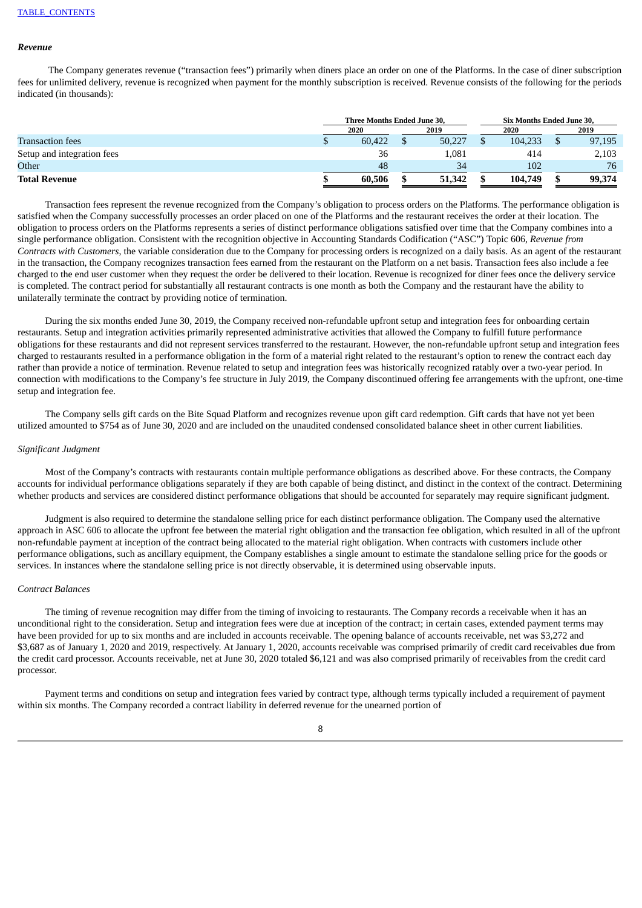### *Revenue*

The Company generates revenue ("transaction fees") primarily when diners place an order on one of the Platforms. In the case of diner subscription fees for unlimited delivery, revenue is recognized when payment for the monthly subscription is received. Revenue consists of the following for the periods indicated (in thousands):

| | Three Months Ended June 30, | | Six Months Ended June 30, | |
|---|---|---|---|---|
| | 2020 | 2019 | 2020 | 2019 |
| Transaction fees | $ 60,422 | $ 50,227 | $ 104,233 | $ 97,195 |
| Setup and integration fees | 36 | 1,081 | 414 | 2,103 |
| Other | 48 | 34 | 102 | 76 |
| **Total Revenue** | **$ 60,506** | **$ 51,342** | **$ 104,749** | **$ 99,374** |

Transaction fees represent the revenue recognized from the Company's obligation to process orders on the Platforms. The performance obligation is satisfied when the Company successfully processes an order placed on one of the Platforms and the restaurant receives the order at their location. The obligation to process orders on the Platforms represents a series of distinct performance obligations satisfied over time that the Company combines into a single performance obligation. Consistent with the recognition objective in Accounting Standards Codification ("ASC") Topic 606, *Revenue from Contracts with Customers*, the variable consideration due to the Company for processing orders is recognized on a daily basis. As an agent of the restaurant in the transaction, the Company recognizes transaction fees earned from the restaurant on the Platform on a net basis. Transaction fees also include a fee charged to the end user customer when they request the order be delivered to their location. Revenue is recognized for diner fees once the delivery service is completed. The contract period for substantially all restaurant contracts is one month as both the Company and the restaurant have the ability to unilaterally terminate the contract by providing notice of termination.

During the six months ended June 30, 2019, the Company received non-refundable upfront setup and integration fees for onboarding certain restaurants. Setup and integration activities primarily represented administrative activities that allowed the Company to fulfill future performance obligations for these restaurants and did not represent services transferred to the restaurant. However, the non-refundable upfront setup and integration fees charged to restaurants resulted in a performance obligation in the form of a material right related to the restaurant's option to renew the contract each day rather than provide a notice of termination. Revenue related to setup and integration fees was historically recognized ratably over a two-year period. In connection with modifications to the Company's fee structure in July 2019, the Company discontinued offering fee arrangements with the upfront, one-time setup and integration fee.

The Company sells gift cards on the Bite Squad Platform and recognizes revenue upon gift card redemption. Gift cards that have not yet been utilized amounted to $754 as of June 30, 2020 and are included on the unaudited condensed consolidated balance sheet in other current liabilities.

*Significant Judgment*

Most of the Company's contracts with restaurants contain multiple performance obligations as described above. For these contracts, the Company accounts for individual performance obligations separately if they are both capable of being distinct, and distinct in the context of the contract. Determining whether products and services are considered distinct performance obligations that should be accounted for separately may require significant judgment.

Judgment is also required to determine the standalone selling price for each distinct performance obligation. The Company used the alternative approach in ASC 606 to allocate the upfront fee between the material right obligation and the transaction fee obligation, which resulted in all of the upfront non-refundable payment at inception of the contract being allocated to the material right obligation. When contracts with customers include other performance obligations, such as ancillary equipment, the Company establishes a single amount to estimate the standalone selling price for the goods or services. In instances where the standalone selling price is not directly observable, it is determined using observable inputs.

*Contract Balances*

The timing of revenue recognition may differ from the timing of invoicing to restaurants. The Company records a receivable when it has an unconditional right to the consideration. Setup and integration fees were due at inception of the contract; in certain cases, extended payment terms may have been provided for up to six months and are included in accounts receivable. The opening balance of accounts receivable, net was $3,272 and $3,687 as of January 1, 2020 and 2019, respectively. At January 1, 2020, accounts receivable was comprised primarily of credit card receivables due from the credit card processor. Accounts receivable, net at June 30, 2020 totaled $6,121 and was also comprised primarily of receivables from the credit card processor.

Payment terms and conditions on setup and integration fees varied by contract type, although terms typically included a requirement of payment within six months. The Company recorded a contract liability in deferred revenue for the unearned portion of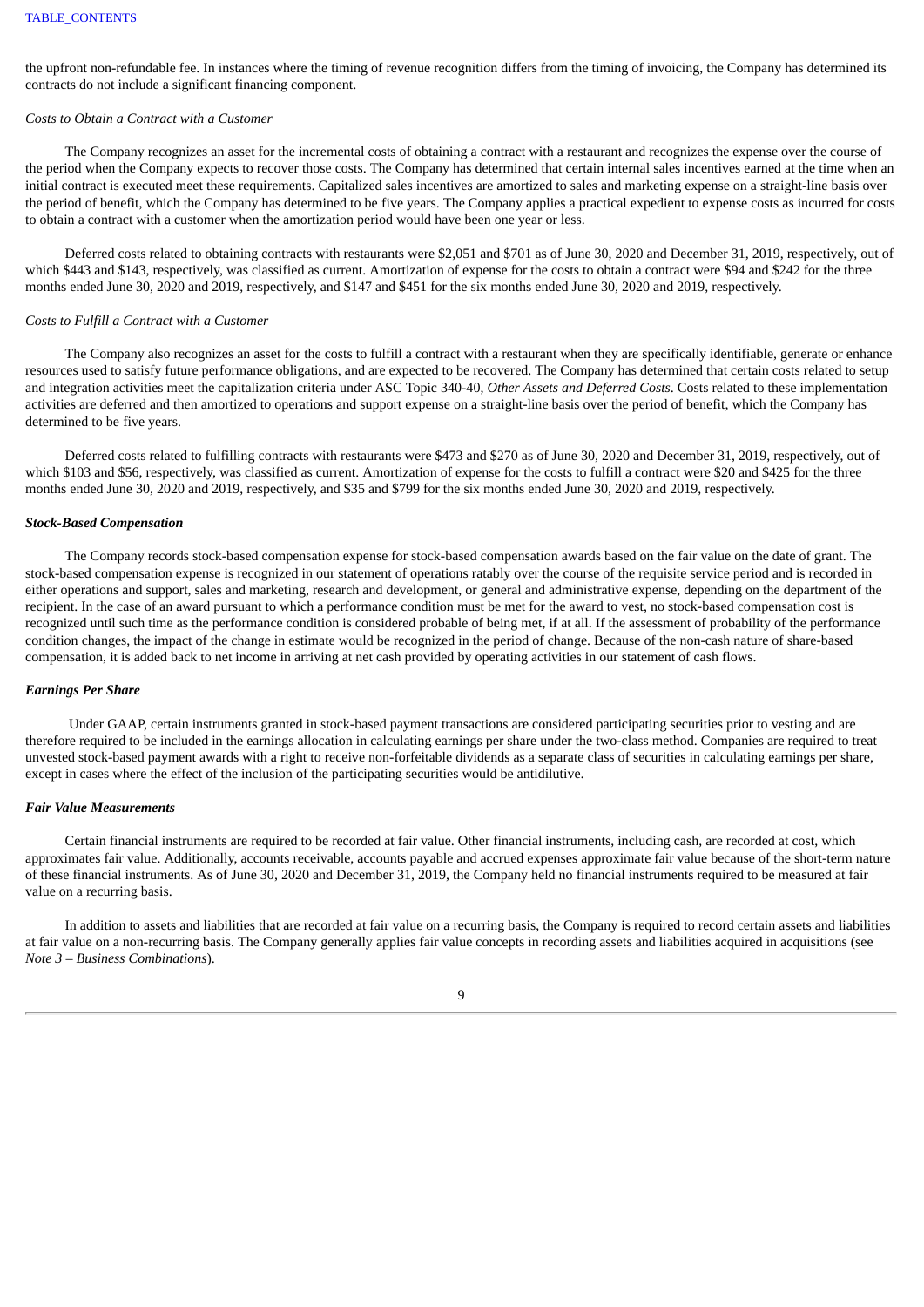the upfront non-refundable fee. In instances where the timing of revenue recognition differs from the timing of invoicing, the Company has determined its contracts do not include a significant financing component.

*Costs to Obtain a Contract with a Customer*

The Company recognizes an asset for the incremental costs of obtaining a contract with a restaurant and recognizes the expense over the course of the period when the Company expects to recover those costs. The Company has determined that certain internal sales incentives earned at the time when an initial contract is executed meet these requirements. Capitalized sales incentives are amortized to sales and marketing expense on a straight-line basis over the period of benefit, which the Company has determined to be five years. The Company applies a practical expedient to expense costs as incurred for costs to obtain a contract with a customer when the amortization period would have been one year or less.

Deferred costs related to obtaining contracts with restaurants were $2,051 and $701 as of June 30, 2020 and December 31, 2019, respectively, out of which $443 and $143, respectively, was classified as current. Amortization of expense for the costs to obtain a contract were $94 and $242 for the three months ended June 30, 2020 and 2019, respectively, and $147 and $451 for the six months ended June 30, 2020 and 2019, respectively.

*Costs to Fulfill a Contract with a Customer*

The Company also recognizes an asset for the costs to fulfill a contract with a restaurant when they are specifically identifiable, generate or enhance resources used to satisfy future performance obligations, and are expected to be recovered. The Company has determined that certain costs related to setup and integration activities meet the capitalization criteria under ASC Topic 340-40, *Other Assets and Deferred Costs*. Costs related to these implementation activities are deferred and then amortized to operations and support expense on a straight-line basis over the period of benefit, which the Company has determined to be five years.

Deferred costs related to fulfilling contracts with restaurants were $473 and $270 as of June 30, 2020 and December 31, 2019, respectively, out of which $103 and $56, respectively, was classified as current. Amortization of expense for the costs to fulfill a contract were $20 and $425 for the three months ended June 30, 2020 and 2019, respectively, and $35 and $799 for the six months ended June 30, 2020 and 2019, respectively.

***Stock-Based Compensation***

The Company records stock-based compensation expense for stock-based compensation awards based on the fair value on the date of grant. The stock-based compensation expense is recognized in our statement of operations ratably over the course of the requisite service period and is recorded in either operations and support, sales and marketing, research and development, or general and administrative expense, depending on the department of the recipient. In the case of an award pursuant to which a performance condition must be met for the award to vest, no stock-based compensation cost is recognized until such time as the performance condition is considered probable of being met, if at all. If the assessment of probability of the performance condition changes, the impact of the change in estimate would be recognized in the period of change. Because of the non-cash nature of share-based compensation, it is added back to net income in arriving at net cash provided by operating activities in our statement of cash flows.

***Earnings Per Share***

Under GAAP, certain instruments granted in stock-based payment transactions are considered participating securities prior to vesting and are therefore required to be included in the earnings allocation in calculating earnings per share under the two-class method. Companies are required to treat unvested stock-based payment awards with a right to receive non-forfeitable dividends as a separate class of securities in calculating earnings per share, except in cases where the effect of the inclusion of the participating securities would be antidilutive.

***Fair Value Measurements***

Certain financial instruments are required to be recorded at fair value. Other financial instruments, including cash, are recorded at cost, which approximates fair value. Additionally, accounts receivable, accounts payable and accrued expenses approximate fair value because of the short-term nature of these financial instruments. As of June 30, 2020 and December 31, 2019, the Company held no financial instruments required to be measured at fair value on a recurring basis.

In addition to assets and liabilities that are recorded at fair value on a recurring basis, the Company is required to record certain assets and liabilities at fair value on a non-recurring basis. The Company generally applies fair value concepts in recording assets and liabilities acquired in acquisitions (see *Note 3 – Business Combinations*).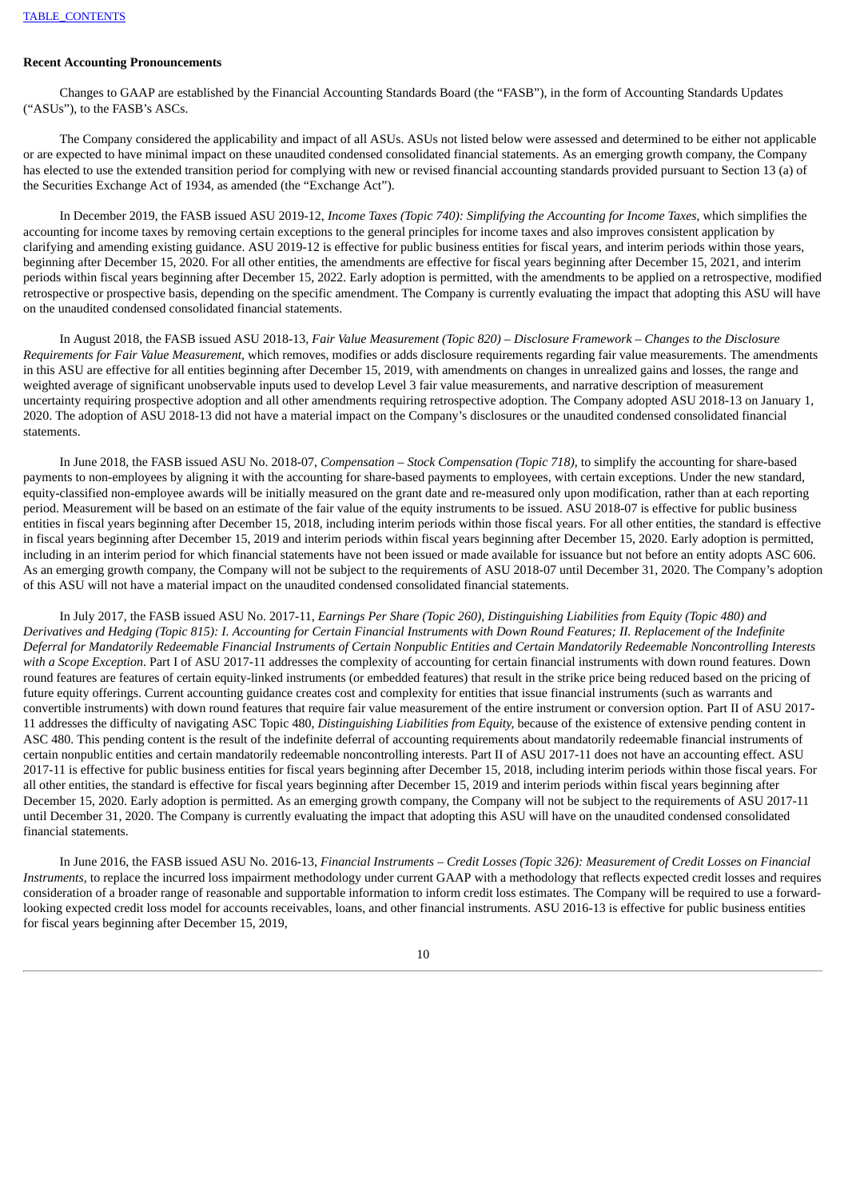**Recent Accounting Pronouncements**

Changes to GAAP are established by the Financial Accounting Standards Board (the "FASB"), in the form of Accounting Standards Updates ("ASUs"), to the FASB's ASCs.

The Company considered the applicability and impact of all ASUs. ASUs not listed below were assessed and determined to be either not applicable or are expected to have minimal impact on these unaudited condensed consolidated financial statements. As an emerging growth company, the Company has elected to use the extended transition period for complying with new or revised financial accounting standards provided pursuant to Section 13 (a) of the Securities Exchange Act of 1934, as amended (the "Exchange Act").

In December 2019, the FASB issued ASU 2019-12, *Income Taxes (Topic 740): Simplifying the Accounting for Income Taxes*, which simplifies the accounting for income taxes by removing certain exceptions to the general principles for income taxes and also improves consistent application by clarifying and amending existing guidance. ASU 2019-12 is effective for public business entities for fiscal years, and interim periods within those years, beginning after December 15, 2020. For all other entities, the amendments are effective for fiscal years beginning after December 15, 2021, and interim periods within fiscal years beginning after December 15, 2022. Early adoption is permitted, with the amendments to be applied on a retrospective, modified retrospective or prospective basis, depending on the specific amendment. The Company is currently evaluating the impact that adopting this ASU will have on the unaudited condensed consolidated financial statements.

In August 2018, the FASB issued ASU 2018-13, *Fair Value Measurement (Topic 820) – Disclosure Framework – Changes to the Disclosure Requirements for Fair Value Measurement*, which removes, modifies or adds disclosure requirements regarding fair value measurements. The amendments in this ASU are effective for all entities beginning after December 15, 2019, with amendments on changes in unrealized gains and losses, the range and weighted average of significant unobservable inputs used to develop Level 3 fair value measurements, and narrative description of measurement uncertainty requiring prospective adoption and all other amendments requiring retrospective adoption. The Company adopted ASU 2018-13 on January 1, 2020. The adoption of ASU 2018-13 did not have a material impact on the Company's disclosures or the unaudited condensed consolidated financial statements.

In June 2018, the FASB issued ASU No. 2018-07, *Compensation – Stock Compensation (Topic 718)*, to simplify the accounting for share-based payments to non-employees by aligning it with the accounting for share-based payments to employees, with certain exceptions. Under the new standard, equity-classified non-employee awards will be initially measured on the grant date and re-measured only upon modification, rather than at each reporting period. Measurement will be based on an estimate of the fair value of the equity instruments to be issued. ASU 2018-07 is effective for public business entities in fiscal years beginning after December 15, 2018, including interim periods within those fiscal years. For all other entities, the standard is effective in fiscal years beginning after December 15, 2019 and interim periods within fiscal years beginning after December 15, 2020. Early adoption is permitted, including in an interim period for which financial statements have not been issued or made available for issuance but not before an entity adopts ASC 606. As an emerging growth company, the Company will not be subject to the requirements of ASU 2018-07 until December 31, 2020. The Company's adoption of this ASU will not have a material impact on the unaudited condensed consolidated financial statements.

In July 2017, the FASB issued ASU No. 2017-11, *Earnings Per Share (Topic 260), Distinguishing Liabilities from Equity (Topic 480) and Derivatives and Hedging (Topic 815): I. Accounting for Certain Financial Instruments with Down Round Features; II. Replacement of the Indefinite Deferral for Mandatorily Redeemable Financial Instruments of Certain Nonpublic Entities and Certain Mandatorily Redeemable Noncontrolling Interests with a Scope Exception*. Part I of ASU 2017-11 addresses the complexity of accounting for certain financial instruments with down round features. Down round features are features of certain equity-linked instruments (or embedded features) that result in the strike price being reduced based on the pricing of future equity offerings. Current accounting guidance creates cost and complexity for entities that issue financial instruments (such as warrants and convertible instruments) with down round features that require fair value measurement of the entire instrument or conversion option. Part II of ASU 2017-11 addresses the difficulty of navigating ASC Topic 480, *Distinguishing Liabilities from Equity,* because of the existence of extensive pending content in ASC 480. This pending content is the result of the indefinite deferral of accounting requirements about mandatorily redeemable financial instruments of certain nonpublic entities and certain mandatorily redeemable noncontrolling interests. Part II of ASU 2017-11 does not have an accounting effect. ASU 2017-11 is effective for public business entities for fiscal years beginning after December 15, 2018, including interim periods within those fiscal years. For all other entities, the standard is effective for fiscal years beginning after December 15, 2019 and interim periods within fiscal years beginning after December 15, 2020. Early adoption is permitted. As an emerging growth company, the Company will not be subject to the requirements of ASU 2017-11 until December 31, 2020. The Company is currently evaluating the impact that adopting this ASU will have on the unaudited condensed consolidated financial statements.

In June 2016, the FASB issued ASU No. 2016-13, *Financial Instruments – Credit Losses (Topic 326): Measurement of Credit Losses on Financial Instruments*, to replace the incurred loss impairment methodology under current GAAP with a methodology that reflects expected credit losses and requires consideration of a broader range of reasonable and supportable information to inform credit loss estimates. The Company will be required to use a forward-looking expected credit loss model for accounts receivables, loans, and other financial instruments. ASU 2016-13 is effective for public business entities for fiscal years beginning after December 15, 2019,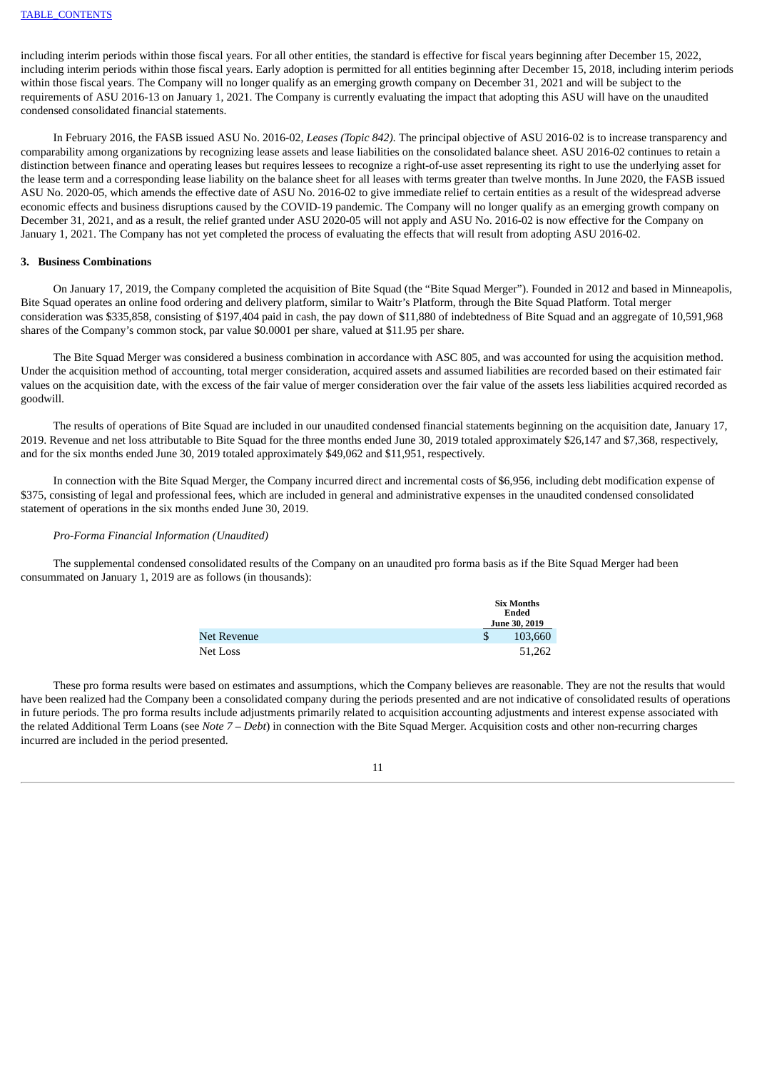including interim periods within those fiscal years. For all other entities, the standard is effective for fiscal years beginning after December 15, 2022, including interim periods within those fiscal years. Early adoption is permitted for all entities beginning after December 15, 2018, including interim periods within those fiscal years. The Company will no longer qualify as an emerging growth company on December 31, 2021 and will be subject to the requirements of ASU 2016-13 on January 1, 2021. The Company is currently evaluating the impact that adopting this ASU will have on the unaudited condensed consolidated financial statements.

In February 2016, the FASB issued ASU No. 2016-02, *Leases (Topic 842)*. The principal objective of ASU 2016-02 is to increase transparency and comparability among organizations by recognizing lease assets and lease liabilities on the consolidated balance sheet. ASU 2016-02 continues to retain a distinction between finance and operating leases but requires lessees to recognize a right-of-use asset representing its right to use the underlying asset for the lease term and a corresponding lease liability on the balance sheet for all leases with terms greater than twelve months. In June 2020, the FASB issued ASU No. 2020-05, which amends the effective date of ASU No. 2016-02 to give immediate relief to certain entities as a result of the widespread adverse economic effects and business disruptions caused by the COVID-19 pandemic. The Company will no longer qualify as an emerging growth company on December 31, 2021, and as a result, the relief granted under ASU 2020-05 will not apply and ASU No. 2016-02 is now effective for the Company on January 1, 2021. The Company has not yet completed the process of evaluating the effects that will result from adopting ASU 2016-02.

**3. Business Combinations**

On January 17, 2019, the Company completed the acquisition of Bite Squad (the "Bite Squad Merger"). Founded in 2012 and based in Minneapolis, Bite Squad operates an online food ordering and delivery platform, similar to Waitr's Platform, through the Bite Squad Platform. Total merger consideration was $335,858, consisting of $197,404 paid in cash, the pay down of $11,880 of indebtedness of Bite Squad and an aggregate of 10,591,968 shares of the Company's common stock, par value $0.0001 per share, valued at $11.95 per share.

The Bite Squad Merger was considered a business combination in accordance with ASC 805, and was accounted for using the acquisition method. Under the acquisition method of accounting, total merger consideration, acquired assets and assumed liabilities are recorded based on their estimated fair values on the acquisition date, with the excess of the fair value of merger consideration over the fair value of the assets less liabilities acquired recorded as goodwill.

The results of operations of Bite Squad are included in our unaudited condensed financial statements beginning on the acquisition date, January 17, 2019. Revenue and net loss attributable to Bite Squad for the three months ended June 30, 2019 totaled approximately $26,147 and $7,368, respectively, and for the six months ended June 30, 2019 totaled approximately $49,062 and $11,951, respectively.

In connection with the Bite Squad Merger, the Company incurred direct and incremental costs of $6,956, including debt modification expense of $375, consisting of legal and professional fees, which are included in general and administrative expenses in the unaudited condensed consolidated statement of operations in the six months ended June 30, 2019.

*Pro-Forma Financial Information (Unaudited)*

The supplemental condensed consolidated results of the Company on an unaudited pro forma basis as if the Bite Squad Merger had been consummated on January 1, 2019 are as follows (in thousands):

| | Six Months Ended June 30, 2019 |
|---|---|
| Net Revenue | $ 103,660 |
| Net Loss | 51,262 |

These pro forma results were based on estimates and assumptions, which the Company believes are reasonable. They are not the results that would have been realized had the Company been a consolidated company during the periods presented and are not indicative of consolidated results of operations in future periods. The pro forma results include adjustments primarily related to acquisition accounting adjustments and interest expense associated with the related Additional Term Loans (see *Note 7 – Debt*) in connection with the Bite Squad Merger. Acquisition costs and other non-recurring charges incurred are included in the period presented.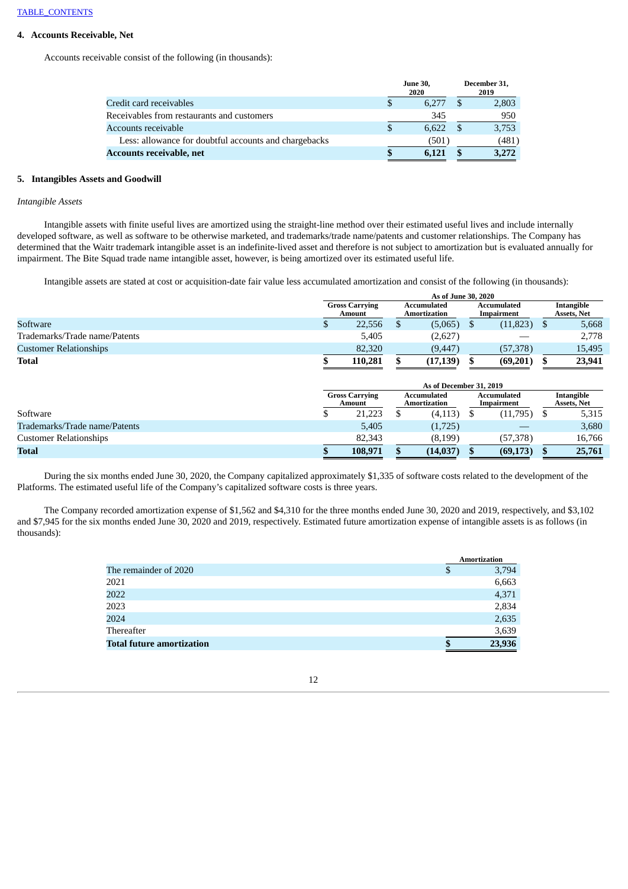TABLE_CONTENTS

### 4. Accounts Receivable, Net

Accounts receivable consist of the following (in thousands):

| | June 30, 2020 | December 31, 2019 |
|---|---|---|
| Credit card receivables | $ 6,277 | $ 2,803 |
| Receivables from restaurants and customers | 345 | 950 |
| Accounts receivable | $ 6,622 | $ 3,753 |
| Less: allowance for doubtful accounts and chargebacks | (501) | (481) |
| **Accounts receivable, net** | **$ 6,121** | **$ 3,272** |

### 5. Intangibles Assets and Goodwill

*Intangible Assets*

Intangible assets with finite useful lives are amortized using the straight-line method over their estimated useful lives and include internally developed software, as well as software to be otherwise marketed, and trademarks/trade name/patents and customer relationships. The Company has determined that the Waitr trademark intangible asset is an indefinite-lived asset and therefore is not subject to amortization but is evaluated annually for impairment. The Bite Squad trade name intangible asset, however, is being amortized over its estimated useful life.

Intangible assets are stated at cost or acquisition-date fair value less accumulated amortization and consist of the following (in thousands):

| | As of June 30, 2020 | | | |
|---|---|---|---|---|
| | Gross Carrying Amount | Accumulated Amortization | Accumulated Impairment | Intangible Assets, Net |
| Software | $ 22,556 | $ (5,065) | $ (11,823) | $ 5,668 |
| Trademarks/Trade name/Patents | 5,405 | (2,627) | — | 2,778 |
| Customer Relationships | 82,320 | (9,447) | (57,378) | 15,495 |
| **Total** | **$ 110,281** | **$ (17,139)** | **$ (69,201)** | **$ 23,941** |

| | As of December 31, 2019 | | | |
|---|---|---|---|---|
| | Gross Carrying Amount | Accumulated Amortization | Accumulated Impairment | Intangible Assets, Net |
| Software | $ 21,223 | $ (4,113) | $ (11,795) | $ 5,315 |
| Trademarks/Trade name/Patents | 5,405 | (1,725) | — | 3,680 |
| Customer Relationships | 82,343 | (8,199) | (57,378) | 16,766 |
| **Total** | **$ 108,971** | **$ (14,037)** | **$ (69,173)** | **$ 25,761** |

During the six months ended June 30, 2020, the Company capitalized approximately $1,335 of software costs related to the development of the Platforms. The estimated useful life of the Company's capitalized software costs is three years.

The Company recorded amortization expense of $1,562 and $4,310 for the three months ended June 30, 2020 and 2019, respectively, and $3,102 and $7,945 for the six months ended June 30, 2020 and 2019, respectively. Estimated future amortization expense of intangible assets is as follows (in thousands):

| | Amortization |
|---|---|
| The remainder of 2020 | $ 3,794 |
| 2021 | 6,663 |
| 2022 | 4,371 |
| 2023 | 2,834 |
| 2024 | 2,635 |
| Thereafter | 3,639 |
| **Total future amortization** | **$ 23,936** |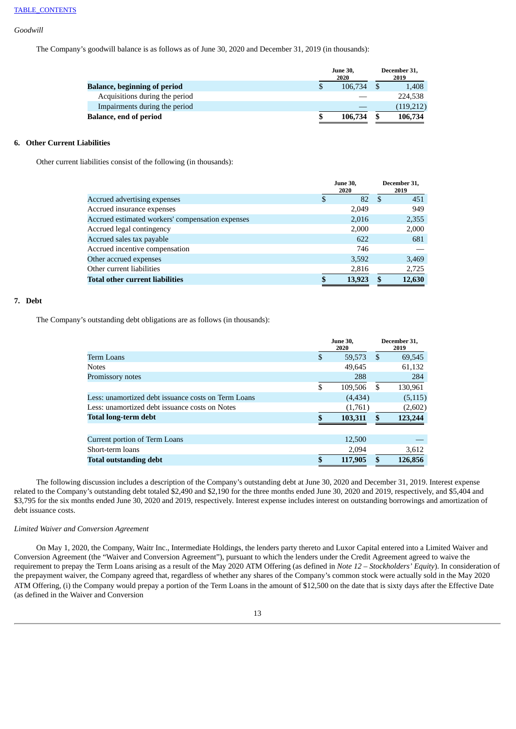*Goodwill*

The Company's goodwill balance is as follows as of June 30, 2020 and December 31, 2019 (in thousands):

| | June 30, 2020 | December 31, 2019 |
|---|---|---|
| **Balance, beginning of period** | $ 106,734 | $ 1,408 |
| Acquisitions during the period | — | 224,538 |
| Impairments during the period | — | (119,212) |
| **Balance, end of period** | **$ 106,734** | **$ 106,734** |

## 6. Other Current Liabilities

Other current liabilities consist of the following (in thousands):

| | June 30, 2020 | December 31, 2019 |
|---|---|---|
| Accrued advertising expenses | $ 82 | $ 451 |
| Accrued insurance expenses | 2,049 | 949 |
| Accrued estimated workers' compensation expenses | 2,016 | 2,355 |
| Accrued legal contingency | 2,000 | 2,000 |
| Accrued sales tax payable | 622 | 681 |
| Accrued incentive compensation | 746 | — |
| Other accrued expenses | 3,592 | 3,469 |
| Other current liabilities | 2,816 | 2,725 |
| **Total other current liabilities** | **$ 13,923** | **$ 12,630** |

## 7. Debt

The Company's outstanding debt obligations are as follows (in thousands):

| | June 30, 2020 | December 31, 2019 |
|---|---|---|
| Term Loans | $ 59,573 | $ 69,545 |
| Notes | 49,645 | 61,132 |
| Promissory notes | 288 | 284 |
| | $ 109,506 | $ 130,961 |
| Less: unamortized debt issuance costs on Term Loans | (4,434) | (5,115) |
| Less: unamortized debt issuance costs on Notes | (1,761) | (2,602) |
| **Total long-term debt** | **$ 103,311** | **$ 123,244** |
| | | |
| Current portion of Term Loans | 12,500 | — |
| Short-term loans | 2,094 | 3,612 |
| **Total outstanding debt** | **$ 117,905** | **$ 126,856** |

The following discussion includes a description of the Company's outstanding debt at June 30, 2020 and December 31, 2019. Interest expense related to the Company's outstanding debt totaled $2,490 and $2,190 for the three months ended June 30, 2020 and 2019, respectively, and $5,404 and $3,795 for the six months ended June 30, 2020 and 2019, respectively. Interest expense includes interest on outstanding borrowings and amortization of debt issuance costs.

*Limited Waiver and Conversion Agreement*

On May 1, 2020, the Company, Waitr Inc., Intermediate Holdings, the lenders party thereto and Luxor Capital entered into a Limited Waiver and Conversion Agreement (the "Waiver and Conversion Agreement"), pursuant to which the lenders under the Credit Agreement agreed to waive the requirement to prepay the Term Loans arising as a result of the May 2020 ATM Offering (as defined in *Note 12 – Stockholders' Equity*). In consideration of the prepayment waiver, the Company agreed that, regardless of whether any shares of the Company's common stock were actually sold in the May 2020 ATM Offering, (i) the Company would prepay a portion of the Term Loans in the amount of $12,500 on the date that is sixty days after the Effective Date (as defined in the Waiver and Conversion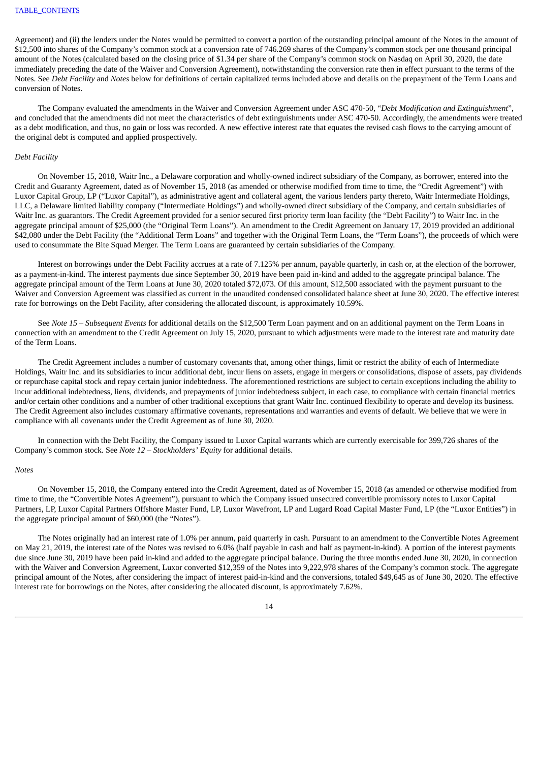Agreement) and (ii) the lenders under the Notes would be permitted to convert a portion of the outstanding principal amount of the Notes in the amount of $12,500 into shares of the Company's common stock at a conversion rate of 746.269 shares of the Company's common stock per one thousand principal amount of the Notes (calculated based on the closing price of $1.34 per share of the Company's common stock on Nasdaq on April 30, 2020, the date immediately preceding the date of the Waiver and Conversion Agreement), notwithstanding the conversion rate then in effect pursuant to the terms of the Notes. See *Debt Facility* and *Notes* below for definitions of certain capitalized terms included above and details on the prepayment of the Term Loans and conversion of Notes.

The Company evaluated the amendments in the Waiver and Conversion Agreement under ASC 470-50, "*Debt Modification and Extinguishment*", and concluded that the amendments did not meet the characteristics of debt extinguishments under ASC 470-50. Accordingly, the amendments were treated as a debt modification, and thus, no gain or loss was recorded. A new effective interest rate that equates the revised cash flows to the carrying amount of the original debt is computed and applied prospectively.

*Debt Facility*

On November 15, 2018, Waitr Inc., a Delaware corporation and wholly-owned indirect subsidiary of the Company, as borrower, entered into the Credit and Guaranty Agreement, dated as of November 15, 2018 (as amended or otherwise modified from time to time, the "Credit Agreement") with Luxor Capital Group, LP ("Luxor Capital"), as administrative agent and collateral agent, the various lenders party thereto, Waitr Intermediate Holdings, LLC, a Delaware limited liability company ("Intermediate Holdings") and wholly-owned direct subsidiary of the Company, and certain subsidiaries of Waitr Inc. as guarantors. The Credit Agreement provided for a senior secured first priority term loan facility (the "Debt Facility") to Waitr Inc. in the aggregate principal amount of $25,000 (the "Original Term Loans"). An amendment to the Credit Agreement on January 17, 2019 provided an additional $42,080 under the Debt Facility (the "Additional Term Loans" and together with the Original Term Loans, the "Term Loans"), the proceeds of which were used to consummate the Bite Squad Merger. The Term Loans are guaranteed by certain subsidiaries of the Company.

Interest on borrowings under the Debt Facility accrues at a rate of 7.125% per annum, payable quarterly, in cash or, at the election of the borrower, as a payment-in-kind. The interest payments due since September 30, 2019 have been paid in-kind and added to the aggregate principal balance. The aggregate principal amount of the Term Loans at June 30, 2020 totaled $72,073. Of this amount, $12,500 associated with the payment pursuant to the Waiver and Conversion Agreement was classified as current in the unaudited condensed consolidated balance sheet at June 30, 2020. The effective interest rate for borrowings on the Debt Facility, after considering the allocated discount, is approximately 10.59%.

See *Note 15 – Subsequent Events* for additional details on the $12,500 Term Loan payment and on an additional payment on the Term Loans in connection with an amendment to the Credit Agreement on July 15, 2020, pursuant to which adjustments were made to the interest rate and maturity date of the Term Loans.

The Credit Agreement includes a number of customary covenants that, among other things, limit or restrict the ability of each of Intermediate Holdings, Waitr Inc. and its subsidiaries to incur additional debt, incur liens on assets, engage in mergers or consolidations, dispose of assets, pay dividends or repurchase capital stock and repay certain junior indebtedness. The aforementioned restrictions are subject to certain exceptions including the ability to incur additional indebtedness, liens, dividends, and prepayments of junior indebtedness subject, in each case, to compliance with certain financial metrics and/or certain other conditions and a number of other traditional exceptions that grant Waitr Inc. continued flexibility to operate and develop its business. The Credit Agreement also includes customary affirmative covenants, representations and warranties and events of default. We believe that we were in compliance with all covenants under the Credit Agreement as of June 30, 2020.

In connection with the Debt Facility, the Company issued to Luxor Capital warrants which are currently exercisable for 399,726 shares of the Company's common stock. See *Note 12 – Stockholders' Equity* for additional details.

*Notes*

On November 15, 2018, the Company entered into the Credit Agreement, dated as of November 15, 2018 (as amended or otherwise modified from time to time, the "Convertible Notes Agreement"), pursuant to which the Company issued unsecured convertible promissory notes to Luxor Capital Partners, LP, Luxor Capital Partners Offshore Master Fund, LP, Luxor Wavefront, LP and Lugard Road Capital Master Fund, LP (the "Luxor Entities") in the aggregate principal amount of $60,000 (the "Notes").

The Notes originally had an interest rate of 1.0% per annum, paid quarterly in cash. Pursuant to an amendment to the Convertible Notes Agreement on May 21, 2019, the interest rate of the Notes was revised to 6.0% (half payable in cash and half as payment-in-kind). A portion of the interest payments due since June 30, 2019 have been paid in-kind and added to the aggregate principal balance. During the three months ended June 30, 2020, in connection with the Waiver and Conversion Agreement, Luxor converted $12,359 of the Notes into 9,222,978 shares of the Company's common stock. The aggregate principal amount of the Notes, after considering the impact of interest paid-in-kind and the conversions, totaled $49,645 as of June 30, 2020. The effective interest rate for borrowings on the Notes, after considering the allocated discount, is approximately 7.62%.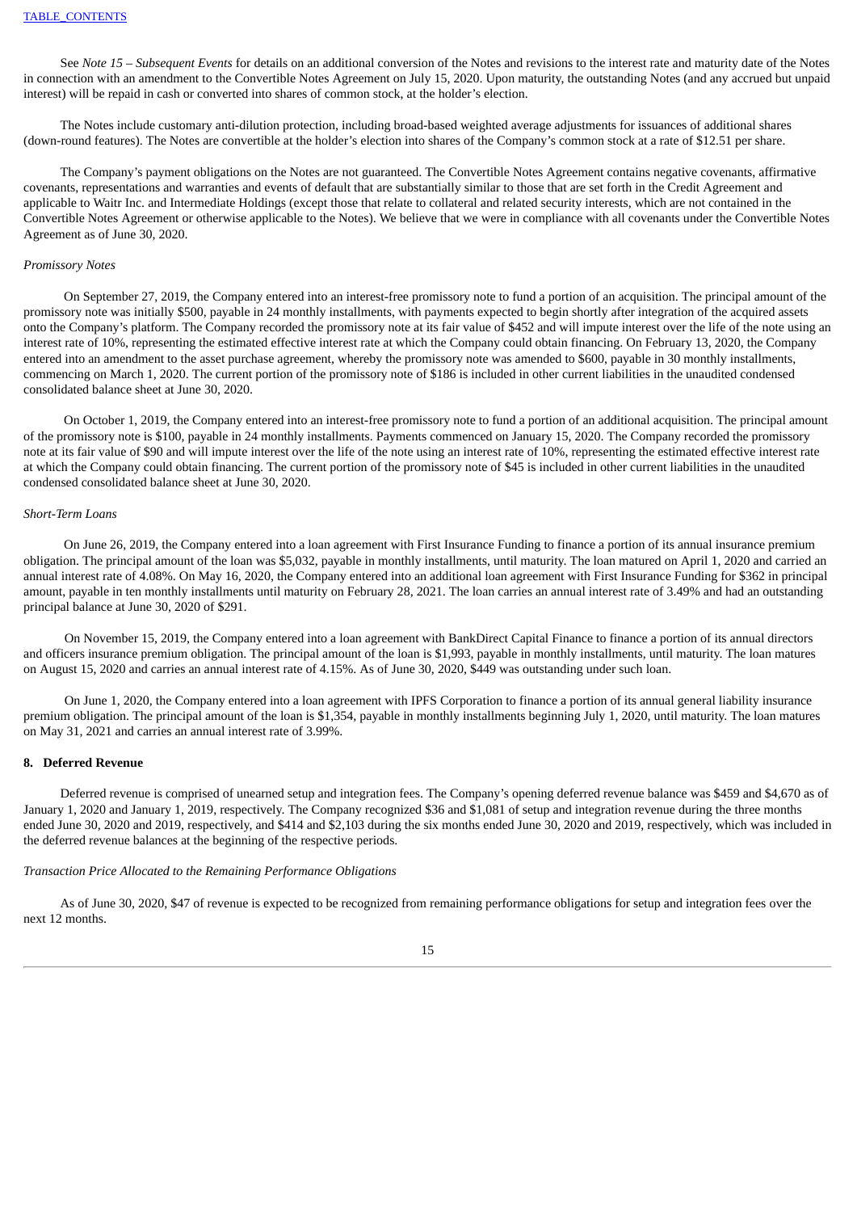See *Note 15 – Subsequent Events* for details on an additional conversion of the Notes and revisions to the interest rate and maturity date of the Notes in connection with an amendment to the Convertible Notes Agreement on July 15, 2020. Upon maturity, the outstanding Notes (and any accrued but unpaid interest) will be repaid in cash or converted into shares of common stock, at the holder's election.

The Notes include customary anti-dilution protection, including broad-based weighted average adjustments for issuances of additional shares (down-round features). The Notes are convertible at the holder's election into shares of the Company's common stock at a rate of $12.51 per share.

The Company's payment obligations on the Notes are not guaranteed. The Convertible Notes Agreement contains negative covenants, affirmative covenants, representations and warranties and events of default that are substantially similar to those that are set forth in the Credit Agreement and applicable to Waitr Inc. and Intermediate Holdings (except those that relate to collateral and related security interests, which are not contained in the Convertible Notes Agreement or otherwise applicable to the Notes). We believe that we were in compliance with all covenants under the Convertible Notes Agreement as of June 30, 2020.

*Promissory Notes*

On September 27, 2019, the Company entered into an interest-free promissory note to fund a portion of an acquisition. The principal amount of the promissory note was initially $500, payable in 24 monthly installments, with payments expected to begin shortly after integration of the acquired assets onto the Company's platform. The Company recorded the promissory note at its fair value of $452 and will impute interest over the life of the note using an interest rate of 10%, representing the estimated effective interest rate at which the Company could obtain financing. On February 13, 2020, the Company entered into an amendment to the asset purchase agreement, whereby the promissory note was amended to $600, payable in 30 monthly installments, commencing on March 1, 2020. The current portion of the promissory note of $186 is included in other current liabilities in the unaudited condensed consolidated balance sheet at June 30, 2020.

On October 1, 2019, the Company entered into an interest-free promissory note to fund a portion of an additional acquisition. The principal amount of the promissory note is $100, payable in 24 monthly installments. Payments commenced on January 15, 2020. The Company recorded the promissory note at its fair value of $90 and will impute interest over the life of the note using an interest rate of 10%, representing the estimated effective interest rate at which the Company could obtain financing. The current portion of the promissory note of $45 is included in other current liabilities in the unaudited condensed consolidated balance sheet at June 30, 2020.

*Short-Term Loans*

On June 26, 2019, the Company entered into a loan agreement with First Insurance Funding to finance a portion of its annual insurance premium obligation. The principal amount of the loan was $5,032, payable in monthly installments, until maturity. The loan matured on April 1, 2020 and carried an annual interest rate of 4.08%. On May 16, 2020, the Company entered into an additional loan agreement with First Insurance Funding for $362 in principal amount, payable in ten monthly installments until maturity on February 28, 2021. The loan carries an annual interest rate of 3.49% and had an outstanding principal balance at June 30, 2020 of $291.

On November 15, 2019, the Company entered into a loan agreement with BankDirect Capital Finance to finance a portion of its annual directors and officers insurance premium obligation. The principal amount of the loan is $1,993, payable in monthly installments, until maturity. The loan matures on August 15, 2020 and carries an annual interest rate of 4.15%. As of June 30, 2020, $449 was outstanding under such loan.

On June 1, 2020, the Company entered into a loan agreement with IPFS Corporation to finance a portion of its annual general liability insurance premium obligation. The principal amount of the loan is $1,354, payable in monthly installments beginning July 1, 2020, until maturity. The loan matures on May 31, 2021 and carries an annual interest rate of 3.99%.

## 8. Deferred Revenue

Deferred revenue is comprised of unearned setup and integration fees. The Company's opening deferred revenue balance was $459 and $4,670 as of January 1, 2020 and January 1, 2019, respectively. The Company recognized $36 and $1,081 of setup and integration revenue during the three months ended June 30, 2020 and 2019, respectively, and $414 and $2,103 during the six months ended June 30, 2020 and 2019, respectively, which was included in the deferred revenue balances at the beginning of the respective periods.

*Transaction Price Allocated to the Remaining Performance Obligations*

As of June 30, 2020, $47 of revenue is expected to be recognized from remaining performance obligations for setup and integration fees over the next 12 months.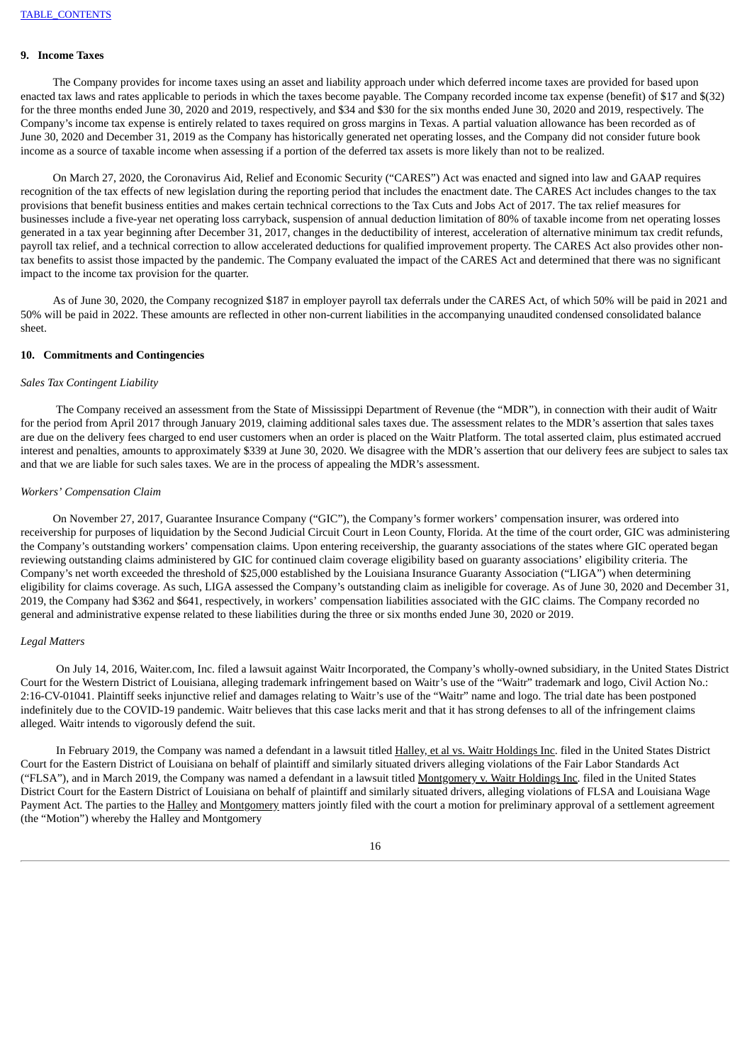## 9. Income Taxes

The Company provides for income taxes using an asset and liability approach under which deferred income taxes are provided for based upon enacted tax laws and rates applicable to periods in which the taxes become payable. The Company recorded income tax expense (benefit) of $17 and $(32) for the three months ended June 30, 2020 and 2019, respectively, and $34 and $30 for the six months ended June 30, 2020 and 2019, respectively. The Company's income tax expense is entirely related to taxes required on gross margins in Texas. A partial valuation allowance has been recorded as of June 30, 2020 and December 31, 2019 as the Company has historically generated net operating losses, and the Company did not consider future book income as a source of taxable income when assessing if a portion of the deferred tax assets is more likely than not to be realized.

On March 27, 2020, the Coronavirus Aid, Relief and Economic Security ("CARES") Act was enacted and signed into law and GAAP requires recognition of the tax effects of new legislation during the reporting period that includes the enactment date. The CARES Act includes changes to the tax provisions that benefit business entities and makes certain technical corrections to the Tax Cuts and Jobs Act of 2017. The tax relief measures for businesses include a five-year net operating loss carryback, suspension of annual deduction limitation of 80% of taxable income from net operating losses generated in a tax year beginning after December 31, 2017, changes in the deductibility of interest, acceleration of alternative minimum tax credit refunds, payroll tax relief, and a technical correction to allow accelerated deductions for qualified improvement property. The CARES Act also provides other non-tax benefits to assist those impacted by the pandemic. The Company evaluated the impact of the CARES Act and determined that there was no significant impact to the income tax provision for the quarter.

As of June 30, 2020, the Company recognized $187 in employer payroll tax deferrals under the CARES Act, of which 50% will be paid in 2021 and 50% will be paid in 2022. These amounts are reflected in other non-current liabilities in the accompanying unaudited condensed consolidated balance sheet.

## 10. Commitments and Contingencies

*Sales Tax Contingent Liability*

The Company received an assessment from the State of Mississippi Department of Revenue (the "MDR"), in connection with their audit of Waitr for the period from April 2017 through January 2019, claiming additional sales taxes due. The assessment relates to the MDR's assertion that sales taxes are due on the delivery fees charged to end user customers when an order is placed on the Waitr Platform. The total asserted claim, plus estimated accrued interest and penalties, amounts to approximately $339 at June 30, 2020. We disagree with the MDR's assertion that our delivery fees are subject to sales tax and that we are liable for such sales taxes. We are in the process of appealing the MDR's assessment.

*Workers' Compensation Claim*

On November 27, 2017, Guarantee Insurance Company ("GIC"), the Company's former workers' compensation insurer, was ordered into receivership for purposes of liquidation by the Second Judicial Circuit Court in Leon County, Florida. At the time of the court order, GIC was administering the Company's outstanding workers' compensation claims. Upon entering receivership, the guaranty associations of the states where GIC operated began reviewing outstanding claims administered by GIC for continued claim coverage eligibility based on guaranty associations' eligibility criteria. The Company's net worth exceeded the threshold of $25,000 established by the Louisiana Insurance Guaranty Association ("LIGA") when determining eligibility for claims coverage. As such, LIGA assessed the Company's outstanding claim as ineligible for coverage. As of June 30, 2020 and December 31, 2019, the Company had $362 and $641, respectively, in workers' compensation liabilities associated with the GIC claims. The Company recorded no general and administrative expense related to these liabilities during the three or six months ended June 30, 2020 or 2019.

*Legal Matters*

On July 14, 2016, Waiter.com, Inc. filed a lawsuit against Waitr Incorporated, the Company's wholly-owned subsidiary, in the United States District Court for the Western District of Louisiana, alleging trademark infringement based on Waitr's use of the "Waitr" trademark and logo, Civil Action No.: 2:16-CV-01041. Plaintiff seeks injunctive relief and damages relating to Waitr's use of the "Waitr" name and logo. The trial date has been postponed indefinitely due to the COVID-19 pandemic. Waitr believes that this case lacks merit and that it has strong defenses to all of the infringement claims alleged. Waitr intends to vigorously defend the suit.

In February 2019, the Company was named a defendant in a lawsuit titled Halley, et al vs. Waitr Holdings Inc. filed in the United States District Court for the Eastern District of Louisiana on behalf of plaintiff and similarly situated drivers alleging violations of the Fair Labor Standards Act ("FLSA"), and in March 2019, the Company was named a defendant in a lawsuit titled Montgomery v. Waitr Holdings Inc. filed in the United States District Court for the Eastern District of Louisiana on behalf of plaintiff and similarly situated drivers, alleging violations of FLSA and Louisiana Wage Payment Act. The parties to the Halley and Montgomery matters jointly filed with the court a motion for preliminary approval of a settlement agreement (the "Motion") whereby the Halley and Montgomery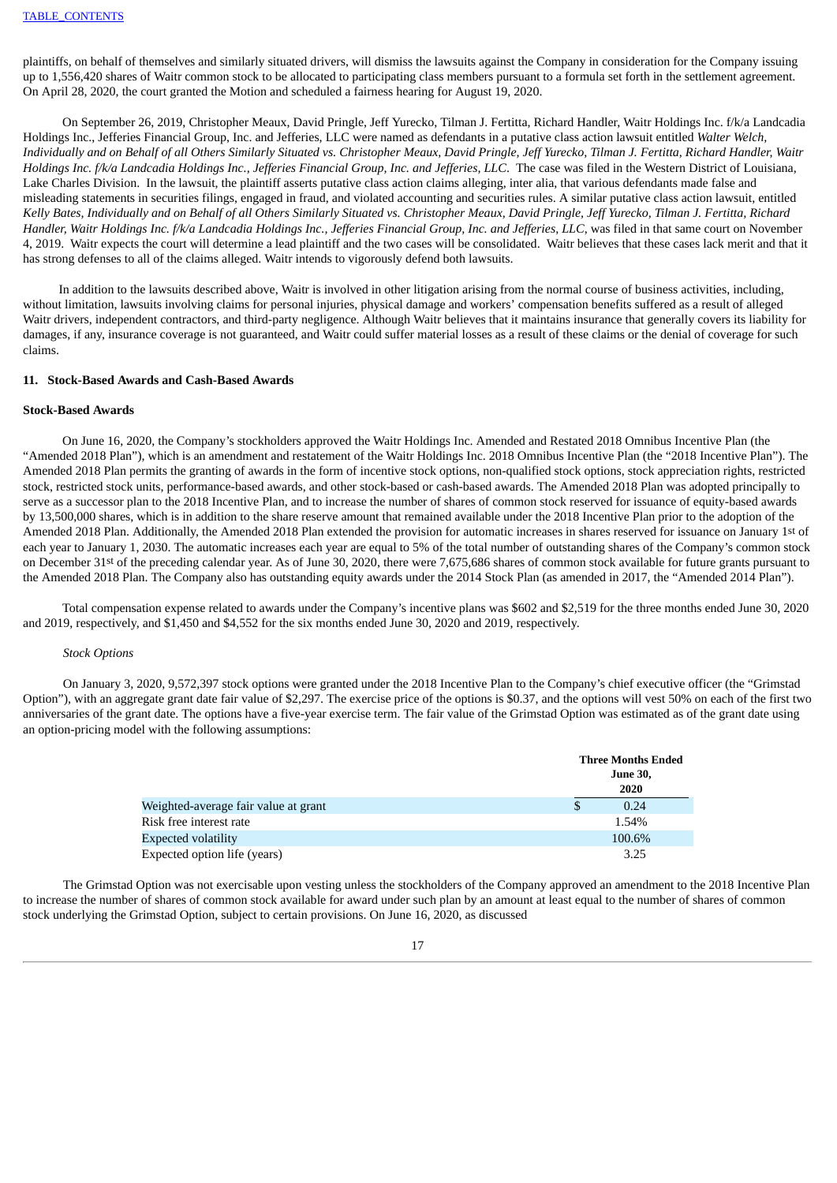plaintiffs, on behalf of themselves and similarly situated drivers, will dismiss the lawsuits against the Company in consideration for the Company issuing up to 1,556,420 shares of Waitr common stock to be allocated to participating class members pursuant to a formula set forth in the settlement agreement. On April 28, 2020, the court granted the Motion and scheduled a fairness hearing for August 19, 2020.

On September 26, 2019, Christopher Meaux, David Pringle, Jeff Yurecko, Tilman J. Fertitta, Richard Handler, Waitr Holdings Inc. f/k/a Landcadia Holdings Inc., Jefferies Financial Group, Inc. and Jefferies, LLC were named as defendants in a putative class action lawsuit entitled *Walter Welch, Individually and on Behalf of all Others Similarly Situated vs. Christopher Meaux, David Pringle, Jeff Yurecko, Tilman J. Fertitta, Richard Handler, Waitr Holdings Inc. f/k/a Landcadia Holdings Inc., Jefferies Financial Group, Inc. and Jefferies, LLC*. The case was filed in the Western District of Louisiana, Lake Charles Division. In the lawsuit, the plaintiff asserts putative class action claims alleging, inter alia, that various defendants made false and misleading statements in securities filings, engaged in fraud, and violated accounting and securities rules. A similar putative class action lawsuit, entitled *Kelly Bates, Individually and on Behalf of all Others Similarly Situated vs. Christopher Meaux, David Pringle, Jeff Yurecko, Tilman J. Fertitta, Richard Handler, Waitr Holdings Inc. f/k/a Landcadia Holdings Inc., Jefferies Financial Group, Inc. and Jefferies, LLC*, was filed in that same court on November 4, 2019. Waitr expects the court will determine a lead plaintiff and the two cases will be consolidated. Waitr believes that these cases lack merit and that it has strong defenses to all of the claims alleged. Waitr intends to vigorously defend both lawsuits.

In addition to the lawsuits described above, Waitr is involved in other litigation arising from the normal course of business activities, including, without limitation, lawsuits involving claims for personal injuries, physical damage and workers' compensation benefits suffered as a result of alleged Waitr drivers, independent contractors, and third-party negligence. Although Waitr believes that it maintains insurance that generally covers its liability for damages, if any, insurance coverage is not guaranteed, and Waitr could suffer material losses as a result of these claims or the denial of coverage for such claims.

## 11. Stock-Based Awards and Cash-Based Awards

### Stock-Based Awards

On June 16, 2020, the Company's stockholders approved the Waitr Holdings Inc. Amended and Restated 2018 Omnibus Incentive Plan (the "Amended 2018 Plan"), which is an amendment and restatement of the Waitr Holdings Inc. 2018 Omnibus Incentive Plan (the "2018 Incentive Plan"). The Amended 2018 Plan permits the granting of awards in the form of incentive stock options, non-qualified stock options, stock appreciation rights, restricted stock, restricted stock units, performance-based awards, and other stock-based or cash-based awards. The Amended 2018 Plan was adopted principally to serve as a successor plan to the 2018 Incentive Plan, and to increase the number of shares of common stock reserved for issuance of equity-based awards by 13,500,000 shares, which is in addition to the share reserve amount that remained available under the 2018 Incentive Plan prior to the adoption of the Amended 2018 Plan. Additionally, the Amended 2018 Plan extended the provision for automatic increases in shares reserved for issuance on January 1st of each year to January 1, 2030. The automatic increases each year are equal to 5% of the total number of outstanding shares of the Company's common stock on December 31st of the preceding calendar year. As of June 30, 2020, there were 7,675,686 shares of common stock available for future grants pursuant to the Amended 2018 Plan. The Company also has outstanding equity awards under the 2014 Stock Plan (as amended in 2017, the "Amended 2014 Plan").

Total compensation expense related to awards under the Company's incentive plans was $602 and $2,519 for the three months ended June 30, 2020 and 2019, respectively, and $1,450 and $4,552 for the six months ended June 30, 2020 and 2019, respectively.

*Stock Options*

On January 3, 2020, 9,572,397 stock options were granted under the 2018 Incentive Plan to the Company's chief executive officer (the "Grimstad Option"), with an aggregate grant date fair value of $2,297. The exercise price of the options is $0.37, and the options will vest 50% on each of the first two anniversaries of the grant date. The options have a five-year exercise term. The fair value of the Grimstad Option was estimated as of the grant date using an option-pricing model with the following assumptions:

| | Three Months Ended June 30, 2020 |
|---|---|
| Weighted-average fair value at grant | $ 0.24 |
| Risk free interest rate | 1.54% |
| Expected volatility | 100.6% |
| Expected option life (years) | 3.25 |

The Grimstad Option was not exercisable upon vesting unless the stockholders of the Company approved an amendment to the 2018 Incentive Plan to increase the number of shares of common stock available for award under such plan by an amount at least equal to the number of shares of common stock underlying the Grimstad Option, subject to certain provisions. On June 16, 2020, as discussed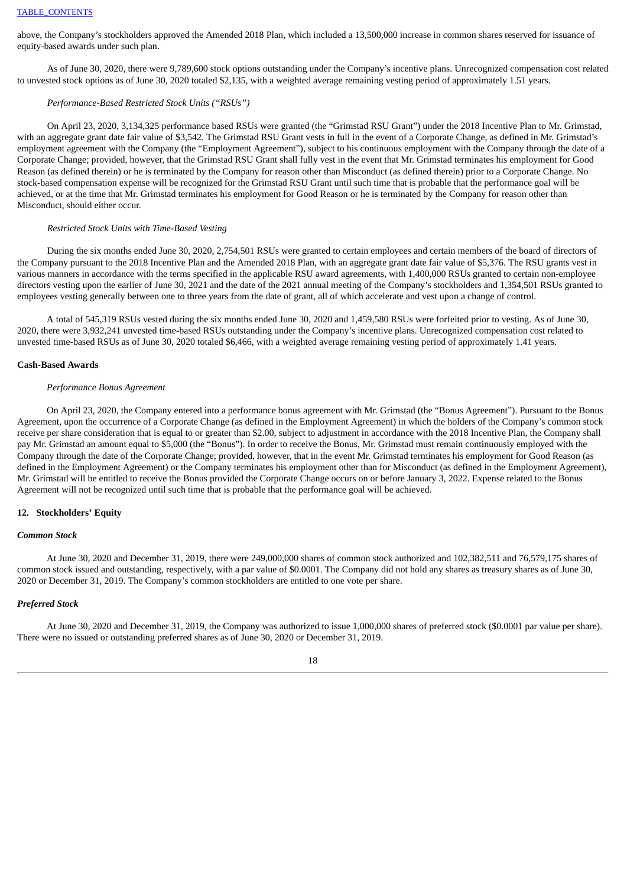above, the Company's stockholders approved the Amended 2018 Plan, which included a 13,500,000 increase in common shares reserved for issuance of equity-based awards under such plan.

As of June 30, 2020, there were 9,789,600 stock options outstanding under the Company's incentive plans. Unrecognized compensation cost related to unvested stock options as of June 30, 2020 totaled $2,135, with a weighted average remaining vesting period of approximately 1.51 years.

*Performance-Based Restricted Stock Units ("RSUs")*

On April 23, 2020, 3,134,325 performance based RSUs were granted (the "Grimstad RSU Grant") under the 2018 Incentive Plan to Mr. Grimstad, with an aggregate grant date fair value of $3,542. The Grimstad RSU Grant vests in full in the event of a Corporate Change, as defined in Mr. Grimstad's employment agreement with the Company (the "Employment Agreement"), subject to his continuous employment with the Company through the date of a Corporate Change; provided, however, that the Grimstad RSU Grant shall fully vest in the event that Mr. Grimstad terminates his employment for Good Reason (as defined therein) or he is terminated by the Company for reason other than Misconduct (as defined therein) prior to a Corporate Change. No stock-based compensation expense will be recognized for the Grimstad RSU Grant until such time that is probable that the performance goal will be achieved, or at the time that Mr. Grimstad terminates his employment for Good Reason or he is terminated by the Company for reason other than Misconduct, should either occur.

*Restricted Stock Units with Time-Based Vesting*

During the six months ended June 30, 2020, 2,754,501 RSUs were granted to certain employees and certain members of the board of directors of the Company pursuant to the 2018 Incentive Plan and the Amended 2018 Plan, with an aggregate grant date fair value of $5,376. The RSU grants vest in various manners in accordance with the terms specified in the applicable RSU award agreements, with 1,400,000 RSUs granted to certain non-employee directors vesting upon the earlier of June 30, 2021 and the date of the 2021 annual meeting of the Company's stockholders and 1,354,501 RSUs granted to employees vesting generally between one to three years from the date of grant, all of which accelerate and vest upon a change of control.

A total of 545,319 RSUs vested during the six months ended June 30, 2020 and 1,459,580 RSUs were forfeited prior to vesting. As of June 30, 2020, there were 3,932,241 unvested time-based RSUs outstanding under the Company's incentive plans. Unrecognized compensation cost related to unvested time-based RSUs as of June 30, 2020 totaled $6,466, with a weighted average remaining vesting period of approximately 1.41 years.

**Cash-Based Awards**

*Performance Bonus Agreement*

On April 23, 2020, the Company entered into a performance bonus agreement with Mr. Grimstad (the "Bonus Agreement"). Pursuant to the Bonus Agreement, upon the occurrence of a Corporate Change (as defined in the Employment Agreement) in which the holders of the Company's common stock receive per share consideration that is equal to or greater than $2.00, subject to adjustment in accordance with the 2018 Incentive Plan, the Company shall pay Mr. Grimstad an amount equal to $5,000 (the "Bonus"). In order to receive the Bonus, Mr. Grimstad must remain continuously employed with the Company through the date of the Corporate Change; provided, however, that in the event Mr. Grimstad terminates his employment for Good Reason (as defined in the Employment Agreement) or the Company terminates his employment other than for Misconduct (as defined in the Employment Agreement), Mr. Grimstad will be entitled to receive the Bonus provided the Corporate Change occurs on or before January 3, 2022. Expense related to the Bonus Agreement will not be recognized until such time that is probable that the performance goal will be achieved.

## 12. Stockholders' Equity

***Common Stock***

At June 30, 2020 and December 31, 2019, there were 249,000,000 shares of common stock authorized and 102,382,511 and 76,579,175 shares of common stock issued and outstanding, respectively, with a par value of $0.0001. The Company did not hold any shares as treasury shares as of June 30, 2020 or December 31, 2019. The Company's common stockholders are entitled to one vote per share.

***Preferred Stock***

At June 30, 2020 and December 31, 2019, the Company was authorized to issue 1,000,000 shares of preferred stock ($0.0001 par value per share). There were no issued or outstanding preferred shares as of June 30, 2020 or December 31, 2019.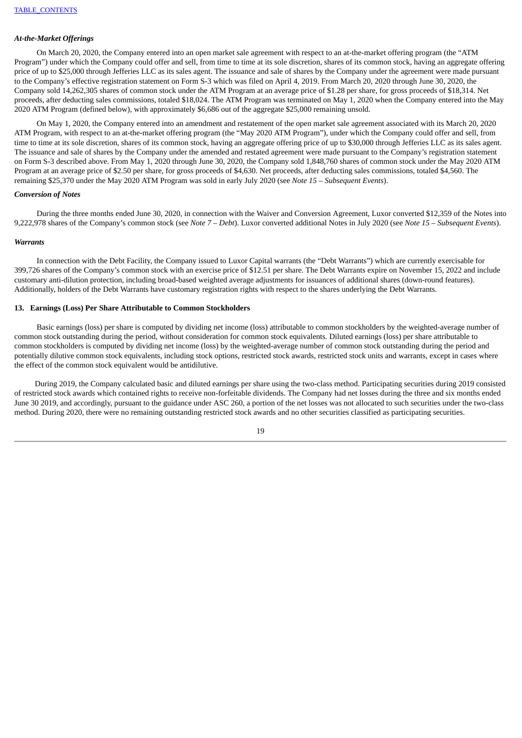### *At-the-Market Offerings*

On March 20, 2020, the Company entered into an open market sale agreement with respect to an at-the-market offering program (the "ATM Program") under which the Company could offer and sell, from time to time at its sole discretion, shares of its common stock, having an aggregate offering price of up to $25,000 through Jefferies LLC as its sales agent. The issuance and sale of shares by the Company under the agreement were made pursuant to the Company's effective registration statement on Form S-3 which was filed on April 4, 2019. From March 20, 2020 through June 30, 2020, the Company sold 14,262,305 shares of common stock under the ATM Program at an average price of $1.28 per share, for gross proceeds of $18,314. Net proceeds, after deducting sales commissions, totaled $18,024. The ATM Program was terminated on May 1, 2020 when the Company entered into the May 2020 ATM Program (defined below), with approximately $6,686 out of the aggregate $25,000 remaining unsold.

On May 1, 2020, the Company entered into an amendment and restatement of the open market sale agreement associated with its March 20, 2020 ATM Program, with respect to an at-the-market offering program (the "May 2020 ATM Program"), under which the Company could offer and sell, from time to time at its sole discretion, shares of its common stock, having an aggregate offering price of up to $30,000 through Jefferies LLC as its sales agent. The issuance and sale of shares by the Company under the amended and restated agreement were made pursuant to the Company's registration statement on Form S-3 described above. From May 1, 2020 through June 30, 2020, the Company sold 1,848,760 shares of common stock under the May 2020 ATM Program at an average price of $2.50 per share, for gross proceeds of $4,630. Net proceeds, after deducting sales commissions, totaled $4,560. The remaining $25,370 under the May 2020 ATM Program was sold in early July 2020 (see *Note 15 – Subsequent Events*).

### *Conversion of Notes*

During the three months ended June 30, 2020, in connection with the Waiver and Conversion Agreement, Luxor converted $12,359 of the Notes into 9,222,978 shares of the Company's common stock (see *Note 7 – Debt*). Luxor converted additional Notes in July 2020 (see *Note 15 – Subsequent Events*).

### *Warrants*

In connection with the Debt Facility, the Company issued to Luxor Capital warrants (the "Debt Warrants") which are currently exercisable for 399,726 shares of the Company's common stock with an exercise price of $12.51 per share. The Debt Warrants expire on November 15, 2022 and include customary anti-dilution protection, including broad-based weighted average adjustments for issuances of additional shares (down-round features). Additionally, holders of the Debt Warrants have customary registration rights with respect to the shares underlying the Debt Warrants.

## 13. Earnings (Loss) Per Share Attributable to Common Stockholders

Basic earnings (loss) per share is computed by dividing net income (loss) attributable to common stockholders by the weighted-average number of common stock outstanding during the period, without consideration for common stock equivalents. Diluted earnings (loss) per share attributable to common stockholders is computed by dividing net income (loss) by the weighted-average number of common stock outstanding during the period and potentially dilutive common stock equivalents, including stock options, restricted stock awards, restricted stock units and warrants, except in cases where the effect of the common stock equivalent would be antidilutive.

During 2019, the Company calculated basic and diluted earnings per share using the two-class method. Participating securities during 2019 consisted of restricted stock awards which contained rights to receive non-forfeitable dividends. The Company had net losses during the three and six months ended June 30 2019, and accordingly, pursuant to the guidance under ASC 260, a portion of the net losses was not allocated to such securities under the two-class method. During 2020, there were no remaining outstanding restricted stock awards and no other securities classified as participating securities.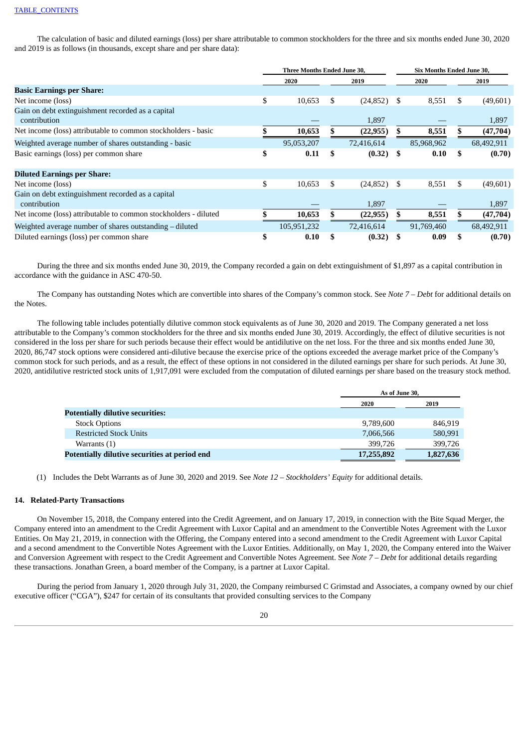The calculation of basic and diluted earnings (loss) per share attributable to common stockholders for the three and six months ended June 30, 2020 and 2019 is as follows (in thousands, except share and per share data):

| | Three Months Ended June 30, | | Six Months Ended June 30, | |
|---|---|---|---|---|
| | 2020 | 2019 | 2020 | 2019 |
| **Basic Earnings per Share:** | | | | |
| Net income (loss) | $ 10,653 | $ (24,852) | $ 8,551 | $ (49,601) |
| Gain on debt extinguishment recorded as a capital contribution | — | 1,897 | — | 1,897 |
| Net income (loss) attributable to common stockholders - basic | **$ 10,653** | **$ (22,955)** | **$ 8,551** | **$ (47,704)** |
| Weighted average number of shares outstanding - basic | 95,053,207 | 72,416,614 | 85,968,962 | 68,492,911 |
| Basic earnings (loss) per common share | **$ 0.11** | **$ (0.32)** | **$ 0.10** | **$ (0.70)** |
| **Diluted Earnings per Share:** | | | | |
| Net income (loss) | $ 10,653 | $ (24,852) | $ 8,551 | $ (49,601) |
| Gain on debt extinguishment recorded as a capital contribution | — | 1,897 | — | 1,897 |
| Net income (loss) attributable to common stockholders - diluted | **$ 10,653** | **$ (22,955)** | **$ 8,551** | **$ (47,704)** |
| Weighted average number of shares outstanding – diluted | 105,951,232 | 72,416,614 | 91,769,460 | 68,492,911 |
| Diluted earnings (loss) per common share | **$ 0.10** | **$ (0.32)** | **$ 0.09** | **$ (0.70)** |

During the three and six months ended June 30, 2019, the Company recorded a gain on debt extinguishment of $1,897 as a capital contribution in accordance with the guidance in ASC 470-50.

The Company has outstanding Notes which are convertible into shares of the Company's common stock. See *Note 7 – Debt* for additional details on the Notes.

The following table includes potentially dilutive common stock equivalents as of June 30, 2020 and 2019. The Company generated a net loss attributable to the Company's common stockholders for the three and six months ended June 30, 2019. Accordingly, the effect of dilutive securities is not considered in the loss per share for such periods because their effect would be antidilutive on the net loss. For the three and six months ended June 30, 2020, 86,747 stock options were considered anti-dilutive because the exercise price of the options exceeded the average market price of the Company's common stock for such periods, and as a result, the effect of these options in not considered in the diluted earnings per share for such periods. At June 30, 2020, antidilutive restricted stock units of 1,917,091 were excluded from the computation of diluted earnings per share based on the treasury stock method.

| | As of June 30, | |
|---|---|---|
| | 2020 | 2019 |
| **Potentially dilutive securities:** | | |
| Stock Options | 9,789,600 | 846,919 |
| Restricted Stock Units | 7,066,566 | 580,991 |
| Warrants (1) | 399,726 | 399,726 |
| **Potentially dilutive securities at period end** | **17,255,892** | **1,827,636** |

(1) Includes the Debt Warrants as of June 30, 2020 and 2019. See *Note 12 – Stockholders' Equity* for additional details.

## 14. Related-Party Transactions

On November 15, 2018, the Company entered into the Credit Agreement, and on January 17, 2019, in connection with the Bite Squad Merger, the Company entered into an amendment to the Credit Agreement with Luxor Capital and an amendment to the Convertible Notes Agreement with the Luxor Entities. On May 21, 2019, in connection with the Offering, the Company entered into a second amendment to the Credit Agreement with Luxor Capital and a second amendment to the Convertible Notes Agreement with the Luxor Entities. Additionally, on May 1, 2020, the Company entered into the Waiver and Conversion Agreement with respect to the Credit Agreement and Convertible Notes Agreement. See *Note 7 – Debt* for additional details regarding these transactions. Jonathan Green, a board member of the Company, is a partner at Luxor Capital.

During the period from January 1, 2020 through July 31, 2020, the Company reimbursed C Grimstad and Associates, a company owned by our chief executive officer ("CGA"), $247 for certain of its consultants that provided consulting services to the Company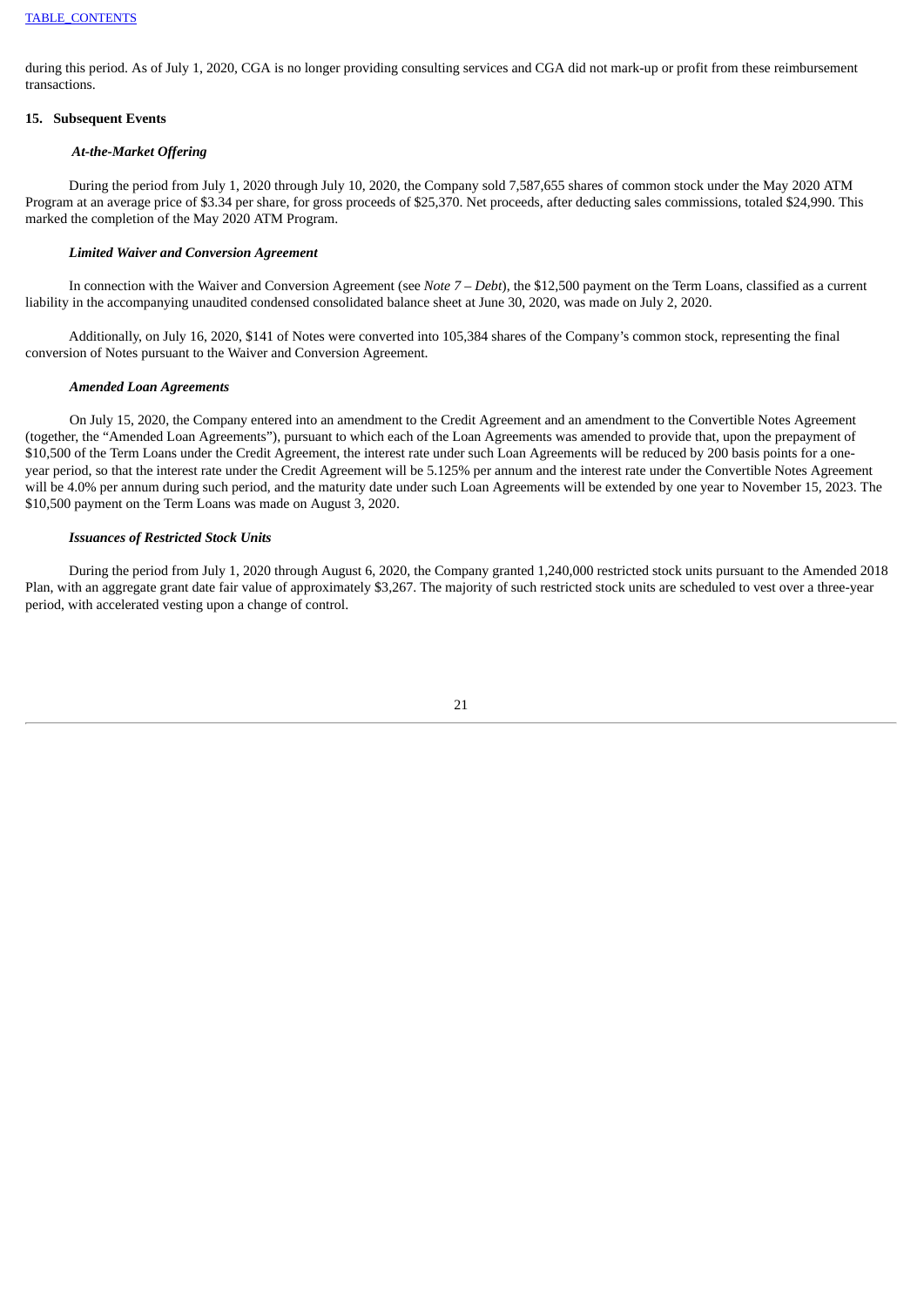during this period. As of July 1, 2020, CGA is no longer providing consulting services and CGA did not mark-up or profit from these reimbursement transactions.

## 15. Subsequent Events

***At-the-Market Offering***

During the period from July 1, 2020 through July 10, 2020, the Company sold 7,587,655 shares of common stock under the May 2020 ATM Program at an average price of $3.34 per share, for gross proceeds of $25,370. Net proceeds, after deducting sales commissions, totaled $24,990. This marked the completion of the May 2020 ATM Program.

***Limited Waiver and Conversion Agreement***

In connection with the Waiver and Conversion Agreement (see *Note 7 – Debt*), the $12,500 payment on the Term Loans, classified as a current liability in the accompanying unaudited condensed consolidated balance sheet at June 30, 2020, was made on July 2, 2020.

Additionally, on July 16, 2020, $141 of Notes were converted into 105,384 shares of the Company's common stock, representing the final conversion of Notes pursuant to the Waiver and Conversion Agreement.

***Amended Loan Agreements***

On July 15, 2020, the Company entered into an amendment to the Credit Agreement and an amendment to the Convertible Notes Agreement (together, the "Amended Loan Agreements"), pursuant to which each of the Loan Agreements was amended to provide that, upon the prepayment of $10,500 of the Term Loans under the Credit Agreement, the interest rate under such Loan Agreements will be reduced by 200 basis points for a one-year period, so that the interest rate under the Credit Agreement will be 5.125% per annum and the interest rate under the Convertible Notes Agreement will be 4.0% per annum during such period, and the maturity date under such Loan Agreements will be extended by one year to November 15, 2023. The $10,500 payment on the Term Loans was made on August 3, 2020.

***Issuances of Restricted Stock Units***

During the period from July 1, 2020 through August 6, 2020, the Company granted 1,240,000 restricted stock units pursuant to the Amended 2018 Plan, with an aggregate grant date fair value of approximately $3,267. The majority of such restricted stock units are scheduled to vest over a three-year period, with accelerated vesting upon a change of control.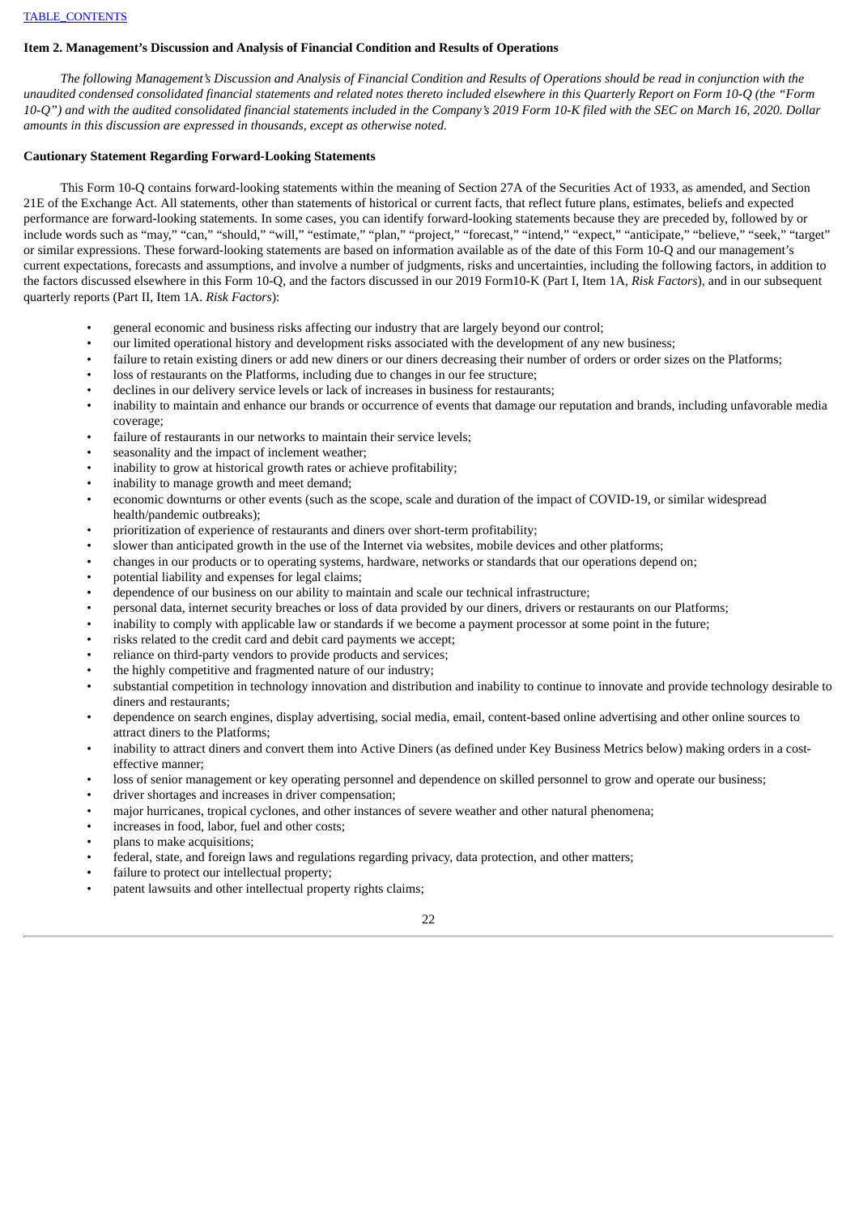## Item 2. Management's Discussion and Analysis of Financial Condition and Results of Operations

*The following Management's Discussion and Analysis of Financial Condition and Results of Operations should be read in conjunction with the unaudited condensed consolidated financial statements and related notes thereto included elsewhere in this Quarterly Report on Form 10-Q (the "Form 10-Q") and with the audited consolidated financial statements included in the Company's 2019 Form 10-K filed with the SEC on March 16, 2020. Dollar amounts in this discussion are expressed in thousands, except as otherwise noted.*

### Cautionary Statement Regarding Forward-Looking Statements

This Form 10-Q contains forward-looking statements within the meaning of Section 27A of the Securities Act of 1933, as amended, and Section 21E of the Exchange Act. All statements, other than statements of historical or current facts, that reflect future plans, estimates, beliefs and expected performance are forward-looking statements. In some cases, you can identify forward-looking statements because they are preceded by, followed by or include words such as "may," "can," "should," "will," "estimate," "plan," "project," "forecast," "intend," "expect," "anticipate," "believe," "seek," "target" or similar expressions. These forward-looking statements are based on information available as of the date of this Form 10-Q and our management's current expectations, forecasts and assumptions, and involve a number of judgments, risks and uncertainties, including the following factors, in addition to the factors discussed elsewhere in this Form 10-Q, and the factors discussed in our 2019 Form10-K (Part I, Item 1A, *Risk Factors*), and in our subsequent quarterly reports (Part II, Item 1A. *Risk Factors*):

- general economic and business risks affecting our industry that are largely beyond our control;
- our limited operational history and development risks associated with the development of any new business;
- failure to retain existing diners or add new diners or our diners decreasing their number of orders or order sizes on the Platforms;
- loss of restaurants on the Platforms, including due to changes in our fee structure;
- declines in our delivery service levels or lack of increases in business for restaurants;
- inability to maintain and enhance our brands or occurrence of events that damage our reputation and brands, including unfavorable media coverage;
- failure of restaurants in our networks to maintain their service levels;
- seasonality and the impact of inclement weather;
- inability to grow at historical growth rates or achieve profitability;
- inability to manage growth and meet demand;
- economic downturns or other events (such as the scope, scale and duration of the impact of COVID-19, or similar widespread health/pandemic outbreaks);
- prioritization of experience of restaurants and diners over short-term profitability;
- slower than anticipated growth in the use of the Internet via websites, mobile devices and other platforms;
- changes in our products or to operating systems, hardware, networks or standards that our operations depend on;
- potential liability and expenses for legal claims;
- dependence of our business on our ability to maintain and scale our technical infrastructure;
- personal data, internet security breaches or loss of data provided by our diners, drivers or restaurants on our Platforms;
- inability to comply with applicable law or standards if we become a payment processor at some point in the future;
- risks related to the credit card and debit card payments we accept;
- reliance on third-party vendors to provide products and services;
- the highly competitive and fragmented nature of our industry;
- substantial competition in technology innovation and distribution and inability to continue to innovate and provide technology desirable to diners and restaurants;
- dependence on search engines, display advertising, social media, email, content-based online advertising and other online sources to attract diners to the Platforms;
- inability to attract diners and convert them into Active Diners (as defined under Key Business Metrics below) making orders in a cost-effective manner;
- loss of senior management or key operating personnel and dependence on skilled personnel to grow and operate our business;
- driver shortages and increases in driver compensation;
- major hurricanes, tropical cyclones, and other instances of severe weather and other natural phenomena;
- increases in food, labor, fuel and other costs;
- plans to make acquisitions;
- federal, state, and foreign laws and regulations regarding privacy, data protection, and other matters;
- failure to protect our intellectual property;
- patent lawsuits and other intellectual property rights claims;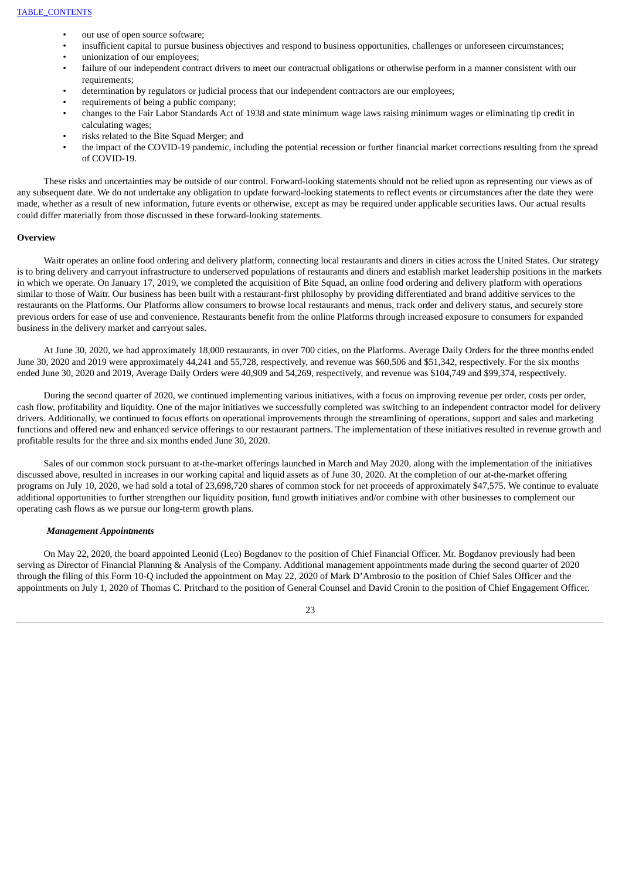- our use of open source software;
- insufficient capital to pursue business objectives and respond to business opportunities, challenges or unforeseen circumstances;
- unionization of our employees;
- failure of our independent contract drivers to meet our contractual obligations or otherwise perform in a manner consistent with our requirements;
- determination by regulators or judicial process that our independent contractors are our employees;
- requirements of being a public company;
- changes to the Fair Labor Standards Act of 1938 and state minimum wage laws raising minimum wages or eliminating tip credit in calculating wages;
- risks related to the Bite Squad Merger; and
- the impact of the COVID-19 pandemic, including the potential recession or further financial market corrections resulting from the spread of COVID-19.

These risks and uncertainties may be outside of our control. Forward-looking statements should not be relied upon as representing our views as of any subsequent date. We do not undertake any obligation to update forward-looking statements to reflect events or circumstances after the date they were made, whether as a result of new information, future events or otherwise, except as may be required under applicable securities laws. Our actual results could differ materially from those discussed in these forward-looking statements.

**Overview**

Waitr operates an online food ordering and delivery platform, connecting local restaurants and diners in cities across the United States. Our strategy is to bring delivery and carryout infrastructure to underserved populations of restaurants and diners and establish market leadership positions in the markets in which we operate. On January 17, 2019, we completed the acquisition of Bite Squad, an online food ordering and delivery platform with operations similar to those of Waitr. Our business has been built with a restaurant-first philosophy by providing differentiated and brand additive services to the restaurants on the Platforms. Our Platforms allow consumers to browse local restaurants and menus, track order and delivery status, and securely store previous orders for ease of use and convenience. Restaurants benefit from the online Platforms through increased exposure to consumers for expanded business in the delivery market and carryout sales.

At June 30, 2020, we had approximately 18,000 restaurants, in over 700 cities, on the Platforms. Average Daily Orders for the three months ended June 30, 2020 and 2019 were approximately 44,241 and 55,728, respectively, and revenue was $60,506 and $51,342, respectively. For the six months ended June 30, 2020 and 2019, Average Daily Orders were 40,909 and 54,269, respectively, and revenue was $104,749 and $99,374, respectively.

During the second quarter of 2020, we continued implementing various initiatives, with a focus on improving revenue per order, costs per order, cash flow, profitability and liquidity. One of the major initiatives we successfully completed was switching to an independent contractor model for delivery drivers. Additionally, we continued to focus efforts on operational improvements through the streamlining of operations, support and sales and marketing functions and offered new and enhanced service offerings to our restaurant partners. The implementation of these initiatives resulted in revenue growth and profitable results for the three and six months ended June 30, 2020.

Sales of our common stock pursuant to at-the-market offerings launched in March and May 2020, along with the implementation of the initiatives discussed above, resulted in increases in our working capital and liquid assets as of June 30, 2020. At the completion of our at-the-market offering programs on July 10, 2020, we had sold a total of 23,698,720 shares of common stock for net proceeds of approximately $47,575. We continue to evaluate additional opportunities to further strengthen our liquidity position, fund growth initiatives and/or combine with other businesses to complement our operating cash flows as we pursue our long-term growth plans.

***Management Appointments***

On May 22, 2020, the board appointed Leonid (Leo) Bogdanov to the position of Chief Financial Officer. Mr. Bogdanov previously had been serving as Director of Financial Planning & Analysis of the Company. Additional management appointments made during the second quarter of 2020 through the filing of this Form 10-Q included the appointment on May 22, 2020 of Mark D'Ambrosio to the position of Chief Sales Officer and the appointments on July 1, 2020 of Thomas C. Pritchard to the position of General Counsel and David Cronin to the position of Chief Engagement Officer.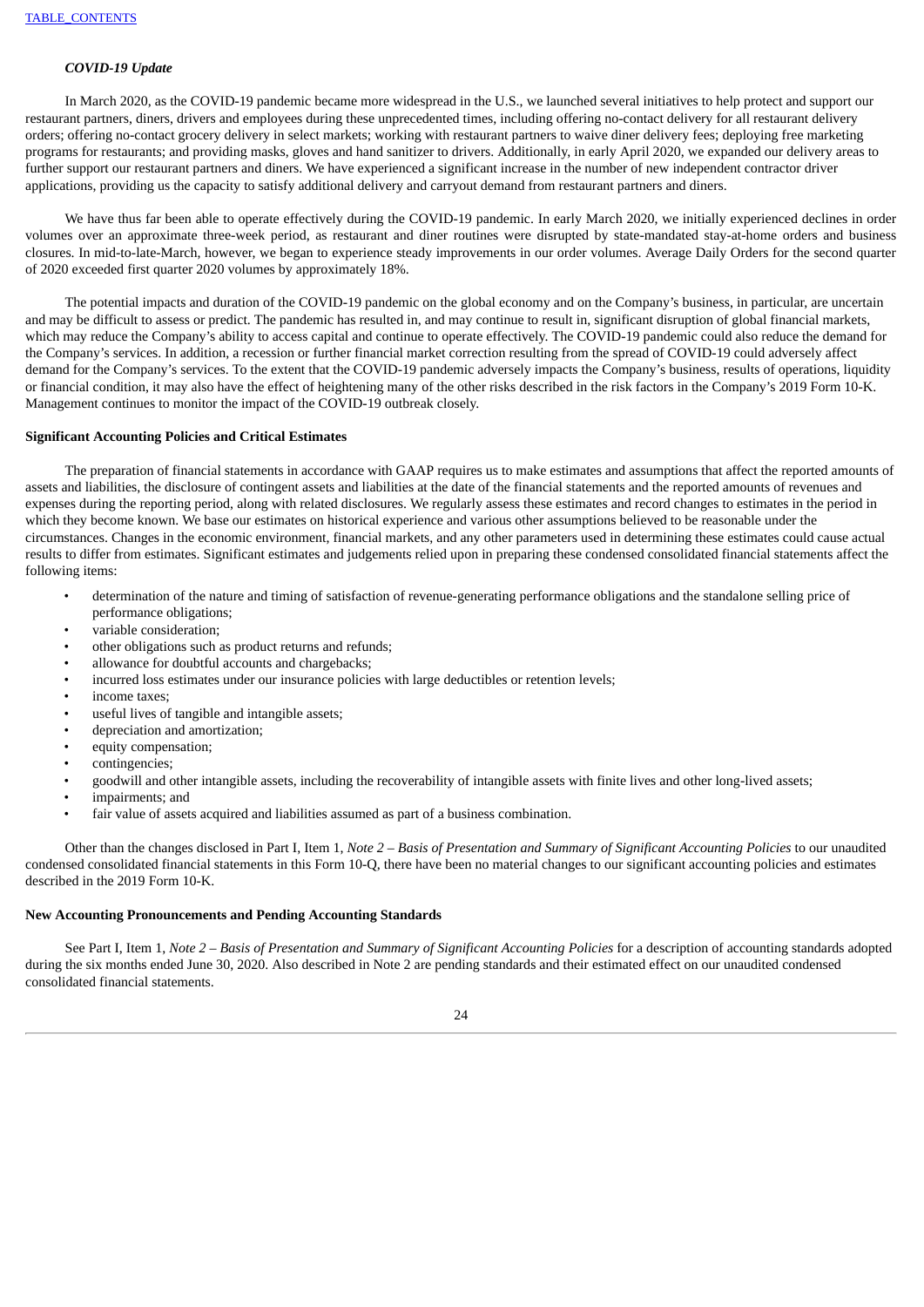***COVID-19 Update***

In March 2020, as the COVID-19 pandemic became more widespread in the U.S., we launched several initiatives to help protect and support our restaurant partners, diners, drivers and employees during these unprecedented times, including offering no-contact delivery for all restaurant delivery orders; offering no-contact grocery delivery in select markets; working with restaurant partners to waive diner delivery fees; deploying free marketing programs for restaurants; and providing masks, gloves and hand sanitizer to drivers. Additionally, in early April 2020, we expanded our delivery areas to further support our restaurant partners and diners. We have experienced a significant increase in the number of new independent contractor driver applications, providing us the capacity to satisfy additional delivery and carryout demand from restaurant partners and diners.

We have thus far been able to operate effectively during the COVID-19 pandemic. In early March 2020, we initially experienced declines in order volumes over an approximate three-week period, as restaurant and diner routines were disrupted by state-mandated stay-at-home orders and business closures. In mid-to-late-March, however, we began to experience steady improvements in our order volumes. Average Daily Orders for the second quarter of 2020 exceeded first quarter 2020 volumes by approximately 18%.

The potential impacts and duration of the COVID-19 pandemic on the global economy and on the Company's business, in particular, are uncertain and may be difficult to assess or predict. The pandemic has resulted in, and may continue to result in, significant disruption of global financial markets, which may reduce the Company's ability to access capital and continue to operate effectively. The COVID-19 pandemic could also reduce the demand for the Company's services. In addition, a recession or further financial market correction resulting from the spread of COVID-19 could adversely affect demand for the Company's services. To the extent that the COVID-19 pandemic adversely impacts the Company's business, results of operations, liquidity or financial condition, it may also have the effect of heightening many of the other risks described in the risk factors in the Company's 2019 Form 10-K. Management continues to monitor the impact of the COVID-19 outbreak closely.

**Significant Accounting Policies and Critical Estimates**

The preparation of financial statements in accordance with GAAP requires us to make estimates and assumptions that affect the reported amounts of assets and liabilities, the disclosure of contingent assets and liabilities at the date of the financial statements and the reported amounts of revenues and expenses during the reporting period, along with related disclosures. We regularly assess these estimates and record changes to estimates in the period in which they become known. We base our estimates on historical experience and various other assumptions believed to be reasonable under the circumstances. Changes in the economic environment, financial markets, and any other parameters used in determining these estimates could cause actual results to differ from estimates. Significant estimates and judgements relied upon in preparing these condensed consolidated financial statements affect the following items:

- determination of the nature and timing of satisfaction of revenue-generating performance obligations and the standalone selling price of performance obligations;
- variable consideration;
- other obligations such as product returns and refunds;
- allowance for doubtful accounts and chargebacks;
- incurred loss estimates under our insurance policies with large deductibles or retention levels;
- income taxes;
- useful lives of tangible and intangible assets;
- depreciation and amortization;
- equity compensation;
- contingencies;
- goodwill and other intangible assets, including the recoverability of intangible assets with finite lives and other long-lived assets;
- impairments; and
- fair value of assets acquired and liabilities assumed as part of a business combination.

Other than the changes disclosed in Part I, Item 1, *Note 2 – Basis of Presentation and Summary of Significant Accounting Policies* to our unaudited condensed consolidated financial statements in this Form 10-Q, there have been no material changes to our significant accounting policies and estimates described in the 2019 Form 10-K.

**New Accounting Pronouncements and Pending Accounting Standards**

See Part I, Item 1, *Note 2 – Basis of Presentation and Summary of Significant Accounting Policies* for a description of accounting standards adopted during the six months ended June 30, 2020. Also described in Note 2 are pending standards and their estimated effect on our unaudited condensed consolidated financial statements.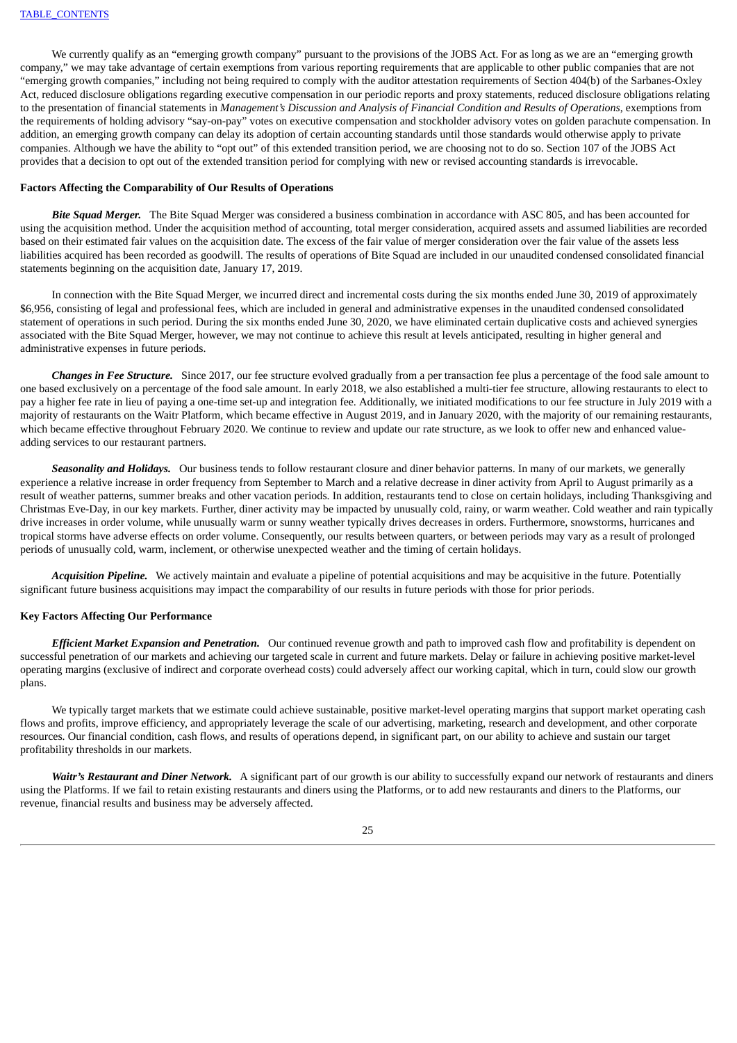We currently qualify as an "emerging growth company" pursuant to the provisions of the JOBS Act. For as long as we are an "emerging growth company," we may take advantage of certain exemptions from various reporting requirements that are applicable to other public companies that are not "emerging growth companies," including not being required to comply with the auditor attestation requirements of Section 404(b) of the Sarbanes-Oxley Act, reduced disclosure obligations regarding executive compensation in our periodic reports and proxy statements, reduced disclosure obligations relating to the presentation of financial statements in *Management's Discussion and Analysis of Financial Condition and Results of Operations*, exemptions from the requirements of holding advisory "say-on-pay" votes on executive compensation and stockholder advisory votes on golden parachute compensation. In addition, an emerging growth company can delay its adoption of certain accounting standards until those standards would otherwise apply to private companies. Although we have the ability to "opt out" of this extended transition period, we are choosing not to do so. Section 107 of the JOBS Act provides that a decision to opt out of the extended transition period for complying with new or revised accounting standards is irrevocable.

**Factors Affecting the Comparability of Our Results of Operations**

***Bite Squad Merger.*** The Bite Squad Merger was considered a business combination in accordance with ASC 805, and has been accounted for using the acquisition method. Under the acquisition method of accounting, total merger consideration, acquired assets and assumed liabilities are recorded based on their estimated fair values on the acquisition date. The excess of the fair value of merger consideration over the fair value of the assets less liabilities acquired has been recorded as goodwill. The results of operations of Bite Squad are included in our unaudited condensed consolidated financial statements beginning on the acquisition date, January 17, 2019.

In connection with the Bite Squad Merger, we incurred direct and incremental costs during the six months ended June 30, 2019 of approximately $6,956, consisting of legal and professional fees, which are included in general and administrative expenses in the unaudited condensed consolidated statement of operations in such period. During the six months ended June 30, 2020, we have eliminated certain duplicative costs and achieved synergies associated with the Bite Squad Merger, however, we may not continue to achieve this result at levels anticipated, resulting in higher general and administrative expenses in future periods.

***Changes in Fee Structure.*** Since 2017, our fee structure evolved gradually from a per transaction fee plus a percentage of the food sale amount to one based exclusively on a percentage of the food sale amount. In early 2018, we also established a multi-tier fee structure, allowing restaurants to elect to pay a higher fee rate in lieu of paying a one-time set-up and integration fee. Additionally, we initiated modifications to our fee structure in July 2019 with a majority of restaurants on the Waitr Platform, which became effective in August 2019, and in January 2020, with the majority of our remaining restaurants, which became effective throughout February 2020. We continue to review and update our rate structure, as we look to offer new and enhanced value-adding services to our restaurant partners.

***Seasonality and Holidays.*** Our business tends to follow restaurant closure and diner behavior patterns. In many of our markets, we generally experience a relative increase in order frequency from September to March and a relative decrease in diner activity from April to August primarily as a result of weather patterns, summer breaks and other vacation periods. In addition, restaurants tend to close on certain holidays, including Thanksgiving and Christmas Eve-Day, in our key markets. Further, diner activity may be impacted by unusually cold, rainy, or warm weather. Cold weather and rain typically drive increases in order volume, while unusually warm or sunny weather typically drives decreases in orders. Furthermore, snowstorms, hurricanes and tropical storms have adverse effects on order volume. Consequently, our results between quarters, or between periods may vary as a result of prolonged periods of unusually cold, warm, inclement, or otherwise unexpected weather and the timing of certain holidays.

***Acquisition Pipeline.*** We actively maintain and evaluate a pipeline of potential acquisitions and may be acquisitive in the future. Potentially significant future business acquisitions may impact the comparability of our results in future periods with those for prior periods.

**Key Factors Affecting Our Performance**

***Efficient Market Expansion and Penetration.*** Our continued revenue growth and path to improved cash flow and profitability is dependent on successful penetration of our markets and achieving our targeted scale in current and future markets. Delay or failure in achieving positive market-level operating margins (exclusive of indirect and corporate overhead costs) could adversely affect our working capital, which in turn, could slow our growth plans.

We typically target markets that we estimate could achieve sustainable, positive market-level operating margins that support market operating cash flows and profits, improve efficiency, and appropriately leverage the scale of our advertising, marketing, research and development, and other corporate resources. Our financial condition, cash flows, and results of operations depend, in significant part, on our ability to achieve and sustain our target profitability thresholds in our markets.

***Waitr's Restaurant and Diner Network.*** A significant part of our growth is our ability to successfully expand our network of restaurants and diners using the Platforms. If we fail to retain existing restaurants and diners using the Platforms, or to add new restaurants and diners to the Platforms, our revenue, financial results and business may be adversely affected.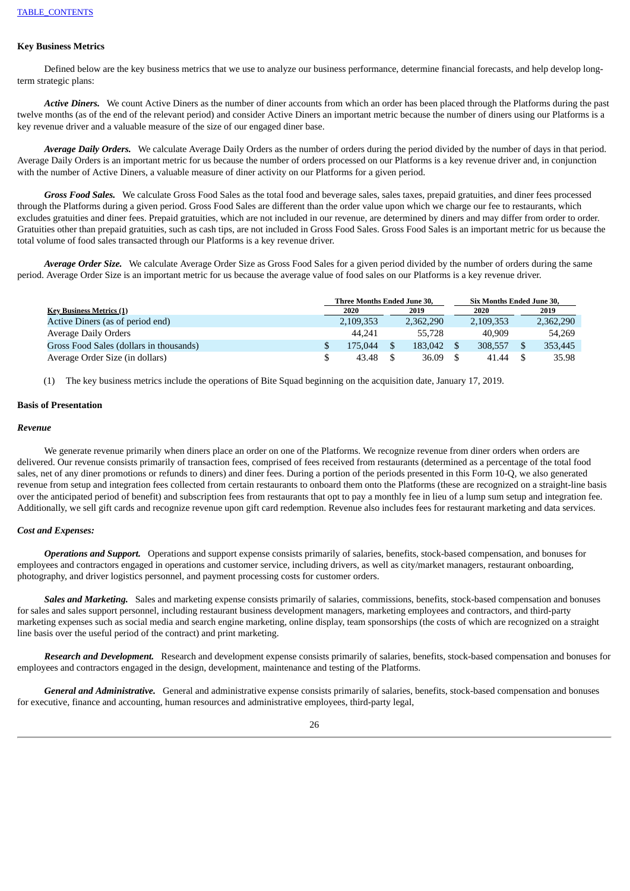TABLE_CONTENTS

## Key Business Metrics

Defined below are the key business metrics that we use to analyze our business performance, determine financial forecasts, and help develop long-term strategic plans:

***Active Diners.*** We count Active Diners as the number of diner accounts from which an order has been placed through the Platforms during the past twelve months (as of the end of the relevant period) and consider Active Diners an important metric because the number of diners using our Platforms is a key revenue driver and a valuable measure of the size of our engaged diner base.

***Average Daily Orders.*** We calculate Average Daily Orders as the number of orders during the period divided by the number of days in that period. Average Daily Orders is an important metric for us because the number of orders processed on our Platforms is a key revenue driver and, in conjunction with the number of Active Diners, a valuable measure of diner activity on our Platforms for a given period.

***Gross Food Sales.*** We calculate Gross Food Sales as the total food and beverage sales, sales taxes, prepaid gratuities, and diner fees processed through the Platforms during a given period. Gross Food Sales are different than the order value upon which we charge our fee to restaurants, which excludes gratuities and diner fees. Prepaid gratuities, which are not included in our revenue, are determined by diners and may differ from order to order. Gratuities other than prepaid gratuities, such as cash tips, are not included in Gross Food Sales. Gross Food Sales is an important metric for us because the total volume of food sales transacted through our Platforms is a key revenue driver.

***Average Order Size.*** We calculate Average Order Size as Gross Food Sales for a given period divided by the number of orders during the same period. Average Order Size is an important metric for us because the average value of food sales on our Platforms is a key revenue driver.

| Key Business Metrics (1) | Three Months Ended June 30, | | Six Months Ended June 30, | |
|---|---|---|---|---|
| | 2020 | 2019 | 2020 | 2019 |
| Active Diners (as of period end) | 2,109,353 | 2,362,290 | 2,109,353 | 2,362,290 |
| Average Daily Orders | 44,241 | 55,728 | 40,909 | 54,269 |
| Gross Food Sales (dollars in thousands) | $ 175,044 | $ 183,042 | $ 308,557 | $ 353,445 |
| Average Order Size (in dollars) | $ 43.48 | $ 36.09 | $ 41.44 | $ 35.98 |

(1) The key business metrics include the operations of Bite Squad beginning on the acquisition date, January 17, 2019.

## Basis of Presentation

### *Revenue*

We generate revenue primarily when diners place an order on one of the Platforms. We recognize revenue from diner orders when orders are delivered. Our revenue consists primarily of transaction fees, comprised of fees received from restaurants (determined as a percentage of the total food sales, net of any diner promotions or refunds to diners) and diner fees. During a portion of the periods presented in this Form 10-Q, we also generated revenue from setup and integration fees collected from certain restaurants to onboard them onto the Platforms (these are recognized on a straight-line basis over the anticipated period of benefit) and subscription fees from restaurants that opt to pay a monthly fee in lieu of a lump sum setup and integration fee. Additionally, we sell gift cards and recognize revenue upon gift card redemption. Revenue also includes fees for restaurant marketing and data services.

### *Cost and Expenses:*

***Operations and Support.*** Operations and support expense consists primarily of salaries, benefits, stock-based compensation, and bonuses for employees and contractors engaged in operations and customer service, including drivers, as well as city/market managers, restaurant onboarding, photography, and driver logistics personnel, and payment processing costs for customer orders.

***Sales and Marketing.*** Sales and marketing expense consists primarily of salaries, commissions, benefits, stock-based compensation and bonuses for sales and sales support personnel, including restaurant business development managers, marketing employees and contractors, and third-party marketing expenses such as social media and search engine marketing, online display, team sponsorships (the costs of which are recognized on a straight line basis over the useful period of the contract) and print marketing.

***Research and Development.*** Research and development expense consists primarily of salaries, benefits, stock-based compensation and bonuses for employees and contractors engaged in the design, development, maintenance and testing of the Platforms.

***General and Administrative.*** General and administrative expense consists primarily of salaries, benefits, stock-based compensation and bonuses for executive, finance and accounting, human resources and administrative employees, third-party legal,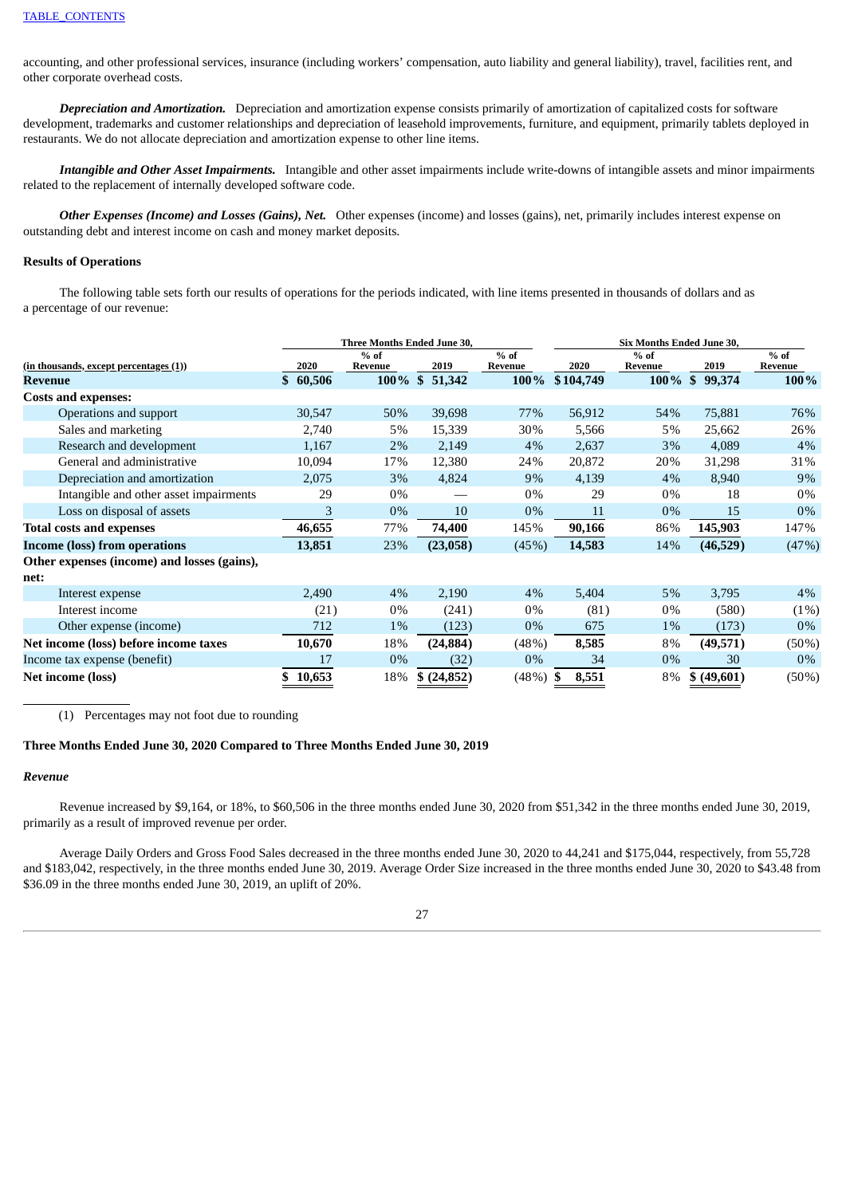accounting, and other professional services, insurance (including workers' compensation, auto liability and general liability), travel, facilities rent, and other corporate overhead costs.

***Depreciation and Amortization.*** Depreciation and amortization expense consists primarily of amortization of capitalized costs for software development, trademarks and customer relationships and depreciation of leasehold improvements, furniture, and equipment, primarily tablets deployed in restaurants. We do not allocate depreciation and amortization expense to other line items.

***Intangible and Other Asset Impairments.*** Intangible and other asset impairments include write-downs of intangible assets and minor impairments related to the replacement of internally developed software code.

***Other Expenses (Income) and Losses (Gains), Net.*** Other expenses (income) and losses (gains), net, primarily includes interest expense on outstanding debt and interest income on cash and money market deposits.

**Results of Operations**

The following table sets forth our results of operations for the periods indicated, with line items presented in thousands of dollars and as a percentage of our revenue:

| (in thousands, except percentages (1)) | Three Months Ended June 30, | | | | Six Months Ended June 30, | | | |
|---|---|---|---|---|---|---|---|---|
| | 2020 | % of Revenue | 2019 | % of Revenue | 2020 | % of Revenue | 2019 | % of Revenue |
| **Revenue** | **$ 60,506** | **100%** | **$ 51,342** | **100%** | **$ 104,749** | **100%** | **$ 99,374** | **100%** |
| **Costs and expenses:** | | | | | | | | |
| Operations and support | 30,547 | 50% | 39,698 | 77% | 56,912 | 54% | 75,881 | 76% |
| Sales and marketing | 2,740 | 5% | 15,339 | 30% | 5,566 | 5% | 25,662 | 26% |
| Research and development | 1,167 | 2% | 2,149 | 4% | 2,637 | 3% | 4,089 | 4% |
| General and administrative | 10,094 | 17% | 12,380 | 24% | 20,872 | 20% | 31,298 | 31% |
| Depreciation and amortization | 2,075 | 3% | 4,824 | 9% | 4,139 | 4% | 8,940 | 9% |
| Intangible and other asset impairments | 29 | 0% | — | 0% | 29 | 0% | 18 | 0% |
| Loss on disposal of assets | 3 | 0% | 10 | 0% | 11 | 0% | 15 | 0% |
| **Total costs and expenses** | **46,655** | 77% | **74,400** | 145% | **90,166** | 86% | **145,903** | 147% |
| **Income (loss) from operations** | **13,851** | 23% | **(23,058)** | (45%) | **14,583** | 14% | **(46,529)** | (47%) |
| **Other expenses (income) and losses (gains), net:** | | | | | | | | |
| Interest expense | 2,490 | 4% | 2,190 | 4% | 5,404 | 5% | 3,795 | 4% |
| Interest income | (21) | 0% | (241) | 0% | (81) | 0% | (580) | (1%) |
| Other expense (income) | 712 | 1% | (123) | 0% | 675 | 1% | (173) | 0% |
| **Net income (loss) before income taxes** | **10,670** | 18% | **(24,884)** | (48%) | **8,585** | 8% | **(49,571)** | (50%) |
| Income tax expense (benefit) | 17 | 0% | (32) | 0% | 34 | 0% | 30 | 0% |
| **Net income (loss)** | **$ 10,653** | 18% | **$ (24,852)** | (48%) | **$ 8,551** | 8% | **$ (49,601)** | (50%) |

(1) Percentages may not foot due to rounding

**Three Months Ended June 30, 2020 Compared to Three Months Ended June 30, 2019**

***Revenue***

Revenue increased by $9,164, or 18%, to $60,506 in the three months ended June 30, 2020 from $51,342 in the three months ended June 30, 2019, primarily as a result of improved revenue per order.

Average Daily Orders and Gross Food Sales decreased in the three months ended June 30, 2020 to 44,241 and $175,044, respectively, from 55,728 and $183,042, respectively, in the three months ended June 30, 2019. Average Order Size increased in the three months ended June 30, 2020 to $43.48 from $36.09 in the three months ended June 30, 2019, an uplift of 20%.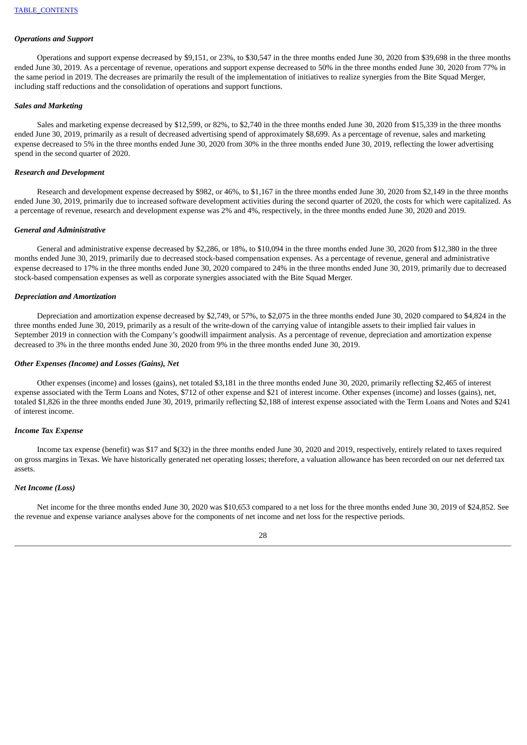*Operations and Support*

Operations and support expense decreased by $9,151, or 23%, to $30,547 in the three months ended June 30, 2020 from $39,698 in the three months ended June 30, 2019. As a percentage of revenue, operations and support expense decreased to 50% in the three months ended June 30, 2020 from 77% in the same period in 2019. The decreases are primarily the result of the implementation of initiatives to realize synergies from the Bite Squad Merger, including staff reductions and the consolidation of operations and support functions.

*Sales and Marketing*

Sales and marketing expense decreased by $12,599, or 82%, to $2,740 in the three months ended June 30, 2020 from $15,339 in the three months ended June 30, 2019, primarily as a result of decreased advertising spend of approximately $8,699. As a percentage of revenue, sales and marketing expense decreased to 5% in the three months ended June 30, 2020 from 30% in the three months ended June 30, 2019, reflecting the lower advertising spend in the second quarter of 2020.

*Research and Development*

Research and development expense decreased by $982, or 46%, to $1,167 in the three months ended June 30, 2020 from $2,149 in the three months ended June 30, 2019, primarily due to increased software development activities during the second quarter of 2020, the costs for which were capitalized. As a percentage of revenue, research and development expense was 2% and 4%, respectively, in the three months ended June 30, 2020 and 2019.

*General and Administrative*

General and administrative expense decreased by $2,286, or 18%, to $10,094 in the three months ended June 30, 2020 from $12,380 in the three months ended June 30, 2019, primarily due to decreased stock-based compensation expenses. As a percentage of revenue, general and administrative expense decreased to 17% in the three months ended June 30, 2020 compared to 24% in the three months ended June 30, 2019, primarily due to decreased stock-based compensation expenses as well as corporate synergies associated with the Bite Squad Merger.

*Depreciation and Amortization*

Depreciation and amortization expense decreased by $2,749, or 57%, to $2,075 in the three months ended June 30, 2020 compared to $4,824 in the three months ended June 30, 2019, primarily as a result of the write-down of the carrying value of intangible assets to their implied fair values in September 2019 in connection with the Company's goodwill impairment analysis. As a percentage of revenue, depreciation and amortization expense decreased to 3% in the three months ended June 30, 2020 from 9% in the three months ended June 30, 2019.

*Other Expenses (Income) and Losses (Gains), Net*

Other expenses (income) and losses (gains), net totaled $3,181 in the three months ended June 30, 2020, primarily reflecting $2,465 of interest expense associated with the Term Loans and Notes, $712 of other expense and $21 of interest income. Other expenses (income) and losses (gains), net, totaled $1,826 in the three months ended June 30, 2019, primarily reflecting $2,188 of interest expense associated with the Term Loans and Notes and $241 of interest income.

*Income Tax Expense*

Income tax expense (benefit) was $17 and $(32) in the three months ended June 30, 2020 and 2019, respectively, entirely related to taxes required on gross margins in Texas. We have historically generated net operating losses; therefore, a valuation allowance has been recorded on our net deferred tax assets.

*Net Income (Loss)*

Net income for the three months ended June 30, 2020 was $10,653 compared to a net loss for the three months ended June 30, 2019 of $24,852. See the revenue and expense variance analyses above for the components of net income and net loss for the respective periods.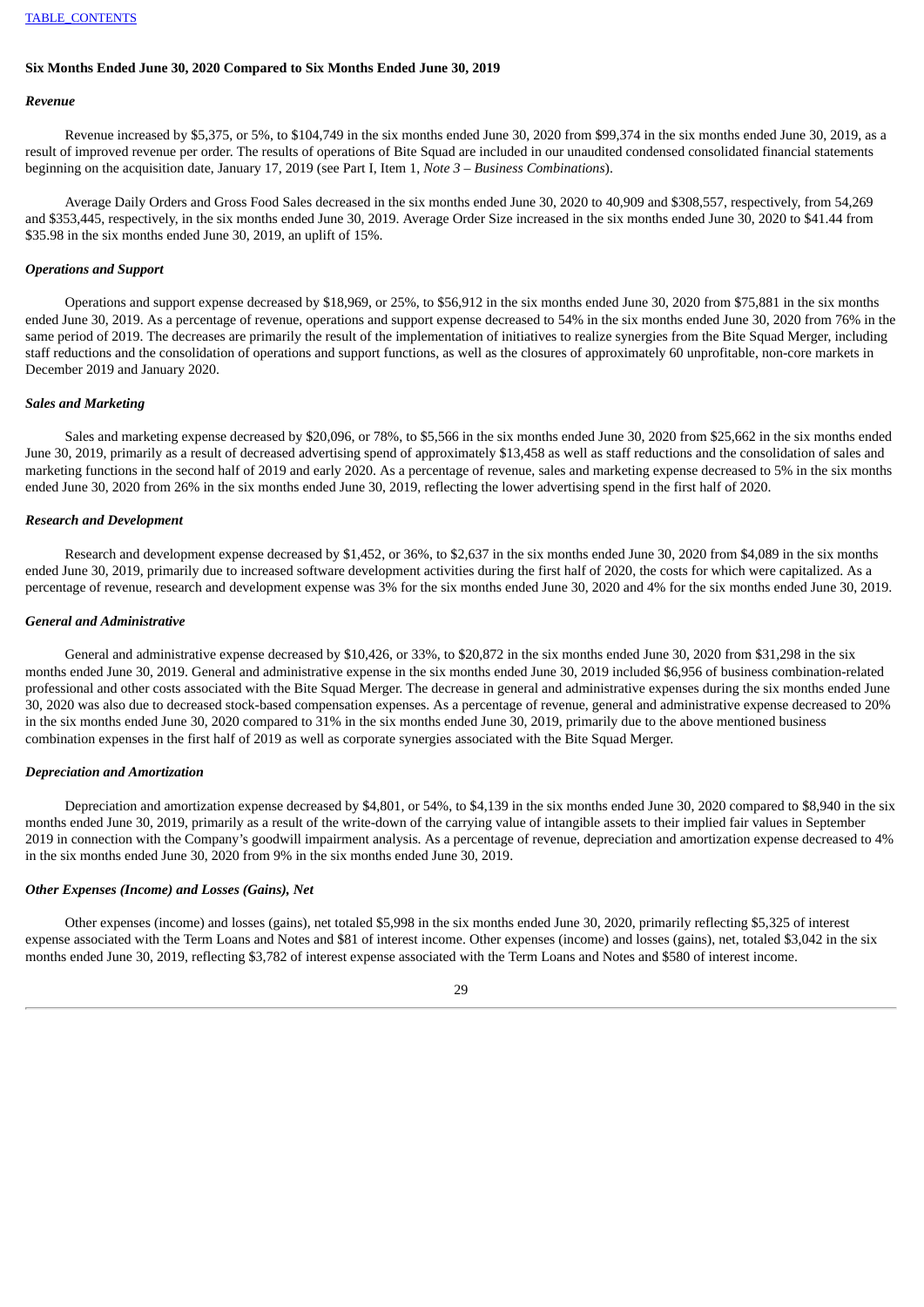**Six Months Ended June 30, 2020 Compared to Six Months Ended June 30, 2019**

***Revenue***

Revenue increased by $5,375, or 5%, to $104,749 in the six months ended June 30, 2020 from $99,374 in the six months ended June 30, 2019, as a result of improved revenue per order. The results of operations of Bite Squad are included in our unaudited condensed consolidated financial statements beginning on the acquisition date, January 17, 2019 (see Part I, Item 1, *Note 3 – Business Combinations*).

Average Daily Orders and Gross Food Sales decreased in the six months ended June 30, 2020 to 40,909 and $308,557, respectively, from 54,269 and $353,445, respectively, in the six months ended June 30, 2019. Average Order Size increased in the six months ended June 30, 2020 to $41.44 from $35.98 in the six months ended June 30, 2019, an uplift of 15%.

***Operations and Support***

Operations and support expense decreased by $18,969, or 25%, to $56,912 in the six months ended June 30, 2020 from $75,881 in the six months ended June 30, 2019. As a percentage of revenue, operations and support expense decreased to 54% in the six months ended June 30, 2020 from 76% in the same period of 2019. The decreases are primarily the result of the implementation of initiatives to realize synergies from the Bite Squad Merger, including staff reductions and the consolidation of operations and support functions, as well as the closures of approximately 60 unprofitable, non-core markets in December 2019 and January 2020.

***Sales and Marketing***

Sales and marketing expense decreased by $20,096, or 78%, to $5,566 in the six months ended June 30, 2020 from $25,662 in the six months ended June 30, 2019, primarily as a result of decreased advertising spend of approximately $13,458 as well as staff reductions and the consolidation of sales and marketing functions in the second half of 2019 and early 2020. As a percentage of revenue, sales and marketing expense decreased to 5% in the six months ended June 30, 2020 from 26% in the six months ended June 30, 2019, reflecting the lower advertising spend in the first half of 2020.

***Research and Development***

Research and development expense decreased by $1,452, or 36%, to $2,637 in the six months ended June 30, 2020 from $4,089 in the six months ended June 30, 2019, primarily due to increased software development activities during the first half of 2020, the costs for which were capitalized. As a percentage of revenue, research and development expense was 3% for the six months ended June 30, 2020 and 4% for the six months ended June 30, 2019.

***General and Administrative***

General and administrative expense decreased by $10,426, or 33%, to $20,872 in the six months ended June 30, 2020 from $31,298 in the six months ended June 30, 2019. General and administrative expense in the six months ended June 30, 2019 included $6,956 of business combination-related professional and other costs associated with the Bite Squad Merger. The decrease in general and administrative expenses during the six months ended June 30, 2020 was also due to decreased stock-based compensation expenses. As a percentage of revenue, general and administrative expense decreased to 20% in the six months ended June 30, 2020 compared to 31% in the six months ended June 30, 2019, primarily due to the above mentioned business combination expenses in the first half of 2019 as well as corporate synergies associated with the Bite Squad Merger.

***Depreciation and Amortization***

Depreciation and amortization expense decreased by $4,801, or 54%, to $4,139 in the six months ended June 30, 2020 compared to $8,940 in the six months ended June 30, 2019, primarily as a result of the write-down of the carrying value of intangible assets to their implied fair values in September 2019 in connection with the Company's goodwill impairment analysis. As a percentage of revenue, depreciation and amortization expense decreased to 4% in the six months ended June 30, 2020 from 9% in the six months ended June 30, 2019.

***Other Expenses (Income) and Losses (Gains), Net***

Other expenses (income) and losses (gains), net totaled $5,998 in the six months ended June 30, 2020, primarily reflecting $5,325 of interest expense associated with the Term Loans and Notes and $81 of interest income. Other expenses (income) and losses (gains), net, totaled $3,042 in the six months ended June 30, 2019, reflecting $3,782 of interest expense associated with the Term Loans and Notes and $580 of interest income.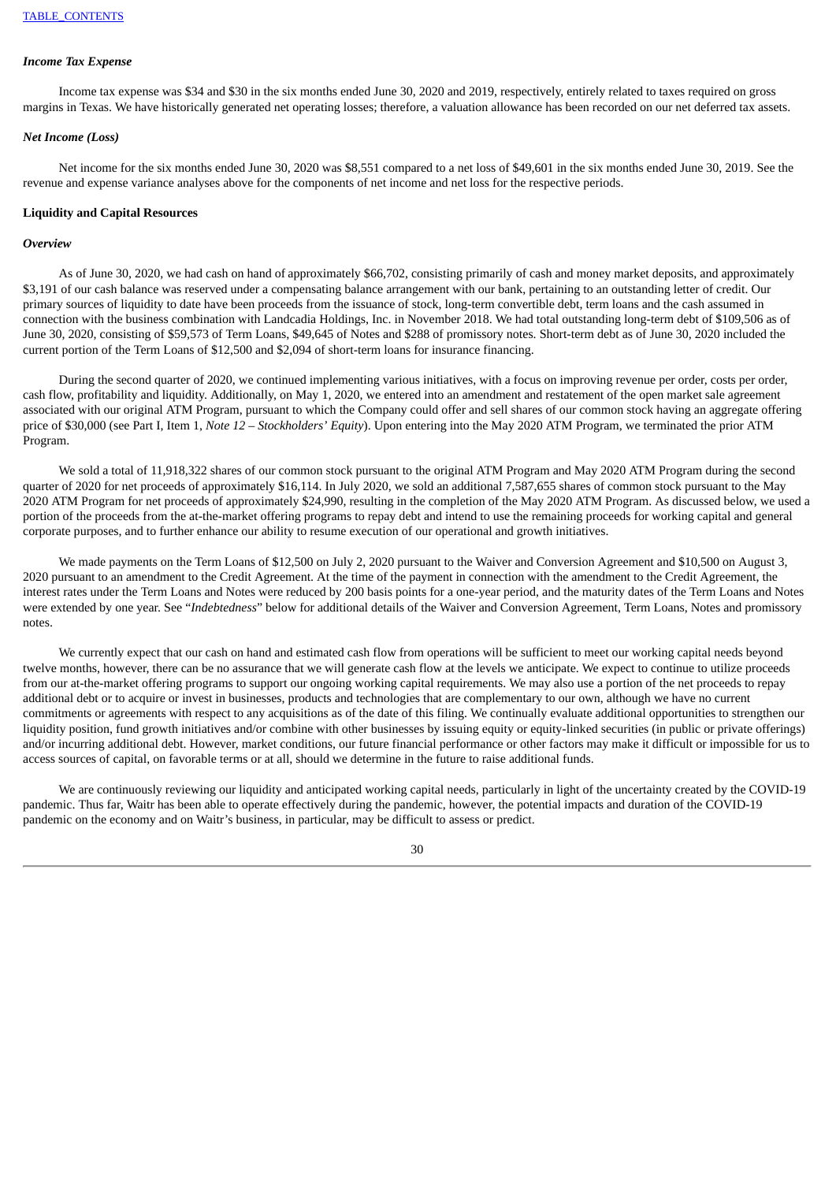### *Income Tax Expense*

Income tax expense was $34 and $30 in the six months ended June 30, 2020 and 2019, respectively, entirely related to taxes required on gross margins in Texas. We have historically generated net operating losses; therefore, a valuation allowance has been recorded on our net deferred tax assets.

### *Net Income (Loss)*

Net income for the six months ended June 30, 2020 was $8,551 compared to a net loss of $49,601 in the six months ended June 30, 2019. See the revenue and expense variance analyses above for the components of net income and net loss for the respective periods.

## **Liquidity and Capital Resources**

### *Overview*

As of June 30, 2020, we had cash on hand of approximately $66,702, consisting primarily of cash and money market deposits, and approximately $3,191 of our cash balance was reserved under a compensating balance arrangement with our bank, pertaining to an outstanding letter of credit. Our primary sources of liquidity to date have been proceeds from the issuance of stock, long-term convertible debt, term loans and the cash assumed in connection with the business combination with Landcadia Holdings, Inc. in November 2018. We had total outstanding long-term debt of $109,506 as of June 30, 2020, consisting of $59,573 of Term Loans, $49,645 of Notes and $288 of promissory notes. Short-term debt as of June 30, 2020 included the current portion of the Term Loans of $12,500 and $2,094 of short-term loans for insurance financing.

During the second quarter of 2020, we continued implementing various initiatives, with a focus on improving revenue per order, costs per order, cash flow, profitability and liquidity. Additionally, on May 1, 2020, we entered into an amendment and restatement of the open market sale agreement associated with our original ATM Program, pursuant to which the Company could offer and sell shares of our common stock having an aggregate offering price of $30,000 (see Part I, Item 1, *Note 12 – Stockholders' Equity*). Upon entering into the May 2020 ATM Program, we terminated the prior ATM Program.

We sold a total of 11,918,322 shares of our common stock pursuant to the original ATM Program and May 2020 ATM Program during the second quarter of 2020 for net proceeds of approximately $16,114. In July 2020, we sold an additional 7,587,655 shares of common stock pursuant to the May 2020 ATM Program for net proceeds of approximately $24,990, resulting in the completion of the May 2020 ATM Program. As discussed below, we used a portion of the proceeds from the at-the-market offering programs to repay debt and intend to use the remaining proceeds for working capital and general corporate purposes, and to further enhance our ability to resume execution of our operational and growth initiatives.

We made payments on the Term Loans of $12,500 on July 2, 2020 pursuant to the Waiver and Conversion Agreement and $10,500 on August 3, 2020 pursuant to an amendment to the Credit Agreement. At the time of the payment in connection with the amendment to the Credit Agreement, the interest rates under the Term Loans and Notes were reduced by 200 basis points for a one-year period, and the maturity dates of the Term Loans and Notes were extended by one year. See "*Indebtedness*" below for additional details of the Waiver and Conversion Agreement, Term Loans, Notes and promissory notes.

We currently expect that our cash on hand and estimated cash flow from operations will be sufficient to meet our working capital needs beyond twelve months, however, there can be no assurance that we will generate cash flow at the levels we anticipate. We expect to continue to utilize proceeds from our at-the-market offering programs to support our ongoing working capital requirements. We may also use a portion of the net proceeds to repay additional debt or to acquire or invest in businesses, products and technologies that are complementary to our own, although we have no current commitments or agreements with respect to any acquisitions as of the date of this filing. We continually evaluate additional opportunities to strengthen our liquidity position, fund growth initiatives and/or combine with other businesses by issuing equity or equity-linked securities (in public or private offerings) and/or incurring additional debt. However, market conditions, our future financial performance or other factors may make it difficult or impossible for us to access sources of capital, on favorable terms or at all, should we determine in the future to raise additional funds.

We are continuously reviewing our liquidity and anticipated working capital needs, particularly in light of the uncertainty created by the COVID-19 pandemic. Thus far, Waitr has been able to operate effectively during the pandemic, however, the potential impacts and duration of the COVID-19 pandemic on the economy and on Waitr's business, in particular, may be difficult to assess or predict.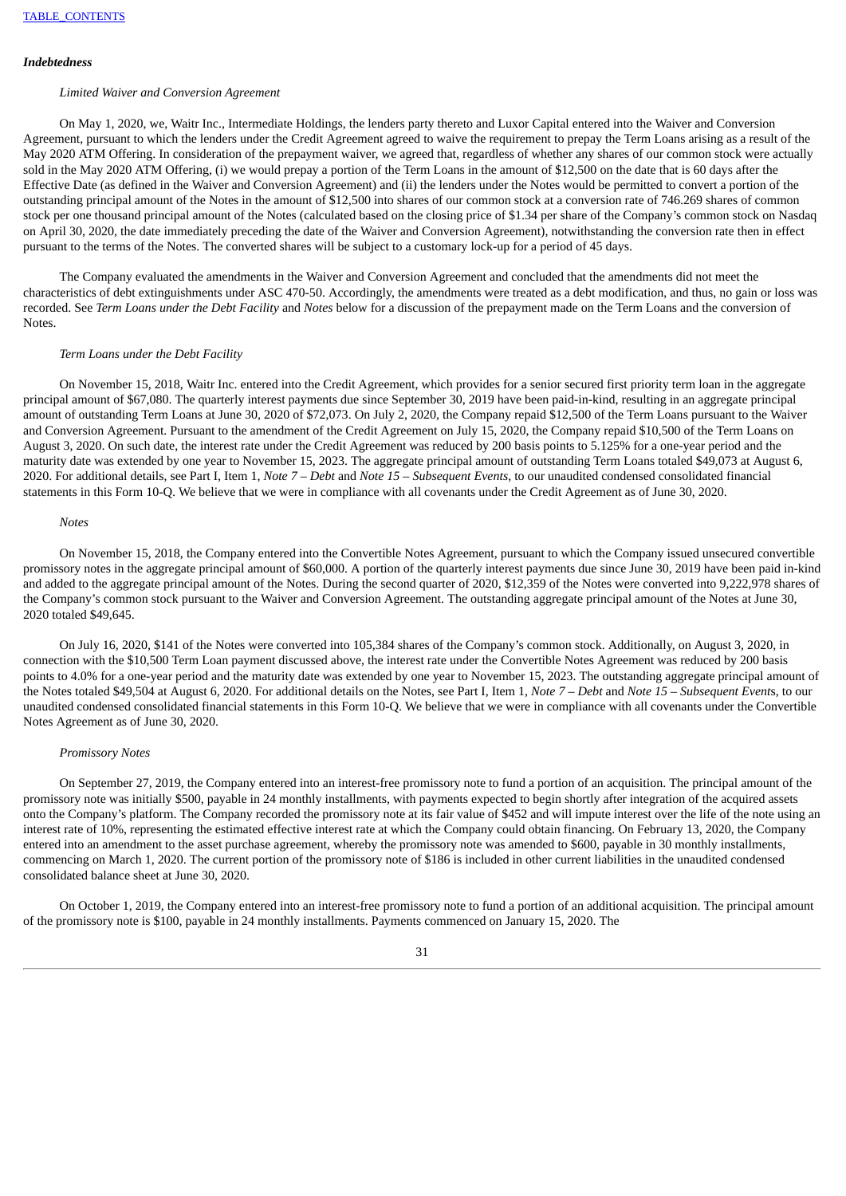### *Indebtedness*

*Limited Waiver and Conversion Agreement*

On May 1, 2020, we, Waitr Inc., Intermediate Holdings, the lenders party thereto and Luxor Capital entered into the Waiver and Conversion Agreement, pursuant to which the lenders under the Credit Agreement agreed to waive the requirement to prepay the Term Loans arising as a result of the May 2020 ATM Offering. In consideration of the prepayment waiver, we agreed that, regardless of whether any shares of our common stock were actually sold in the May 2020 ATM Offering, (i) we would prepay a portion of the Term Loans in the amount of $12,500 on the date that is 60 days after the Effective Date (as defined in the Waiver and Conversion Agreement) and (ii) the lenders under the Notes would be permitted to convert a portion of the outstanding principal amount of the Notes in the amount of $12,500 into shares of our common stock at a conversion rate of 746.269 shares of common stock per one thousand principal amount of the Notes (calculated based on the closing price of $1.34 per share of the Company's common stock on Nasdaq on April 30, 2020, the date immediately preceding the date of the Waiver and Conversion Agreement), notwithstanding the conversion rate then in effect pursuant to the terms of the Notes. The converted shares will be subject to a customary lock-up for a period of 45 days.

The Company evaluated the amendments in the Waiver and Conversion Agreement and concluded that the amendments did not meet the characteristics of debt extinguishments under ASC 470-50. Accordingly, the amendments were treated as a debt modification, and thus, no gain or loss was recorded. See *Term Loans under the Debt Facility* and *Notes* below for a discussion of the prepayment made on the Term Loans and the conversion of Notes.

*Term Loans under the Debt Facility*

On November 15, 2018, Waitr Inc. entered into the Credit Agreement, which provides for a senior secured first priority term loan in the aggregate principal amount of $67,080. The quarterly interest payments due since September 30, 2019 have been paid-in-kind, resulting in an aggregate principal amount of outstanding Term Loans at June 30, 2020 of $72,073. On July 2, 2020, the Company repaid $12,500 of the Term Loans pursuant to the Waiver and Conversion Agreement. Pursuant to the amendment of the Credit Agreement on July 15, 2020, the Company repaid $10,500 of the Term Loans on August 3, 2020. On such date, the interest rate under the Credit Agreement was reduced by 200 basis points to 5.125% for a one-year period and the maturity date was extended by one year to November 15, 2023. The aggregate principal amount of outstanding Term Loans totaled $49,073 at August 6, 2020. For additional details, see Part I, Item 1, *Note 7 – Debt* and *Note 15 – Subsequent Events*, to our unaudited condensed consolidated financial statements in this Form 10-Q. We believe that we were in compliance with all covenants under the Credit Agreement as of June 30, 2020.

*Notes*

On November 15, 2018, the Company entered into the Convertible Notes Agreement, pursuant to which the Company issued unsecured convertible promissory notes in the aggregate principal amount of $60,000. A portion of the quarterly interest payments due since June 30, 2019 have been paid in-kind and added to the aggregate principal amount of the Notes. During the second quarter of 2020, $12,359 of the Notes were converted into 9,222,978 shares of the Company's common stock pursuant to the Waiver and Conversion Agreement. The outstanding aggregate principal amount of the Notes at June 30, 2020 totaled $49,645.

On July 16, 2020, $141 of the Notes were converted into 105,384 shares of the Company's common stock. Additionally, on August 3, 2020, in connection with the $10,500 Term Loan payment discussed above, the interest rate under the Convertible Notes Agreement was reduced by 200 basis points to 4.0% for a one-year period and the maturity date was extended by one year to November 15, 2023. The outstanding aggregate principal amount of the Notes totaled $49,504 at August 6, 2020. For additional details on the Notes, see Part I, Item 1, *Note 7 – Debt* and *Note 15 – Subsequent Event*s, to our unaudited condensed consolidated financial statements in this Form 10-Q. We believe that we were in compliance with all covenants under the Convertible Notes Agreement as of June 30, 2020.

*Promissory Notes*

On September 27, 2019, the Company entered into an interest-free promissory note to fund a portion of an acquisition. The principal amount of the promissory note was initially $500, payable in 24 monthly installments, with payments expected to begin shortly after integration of the acquired assets onto the Company's platform. The Company recorded the promissory note at its fair value of $452 and will impute interest over the life of the note using an interest rate of 10%, representing the estimated effective interest rate at which the Company could obtain financing. On February 13, 2020, the Company entered into an amendment to the asset purchase agreement, whereby the promissory note was amended to $600, payable in 30 monthly installments, commencing on March 1, 2020. The current portion of the promissory note of $186 is included in other current liabilities in the unaudited condensed consolidated balance sheet at June 30, 2020.

On October 1, 2019, the Company entered into an interest-free promissory note to fund a portion of an additional acquisition. The principal amount of the promissory note is $100, payable in 24 monthly installments. Payments commenced on January 15, 2020. The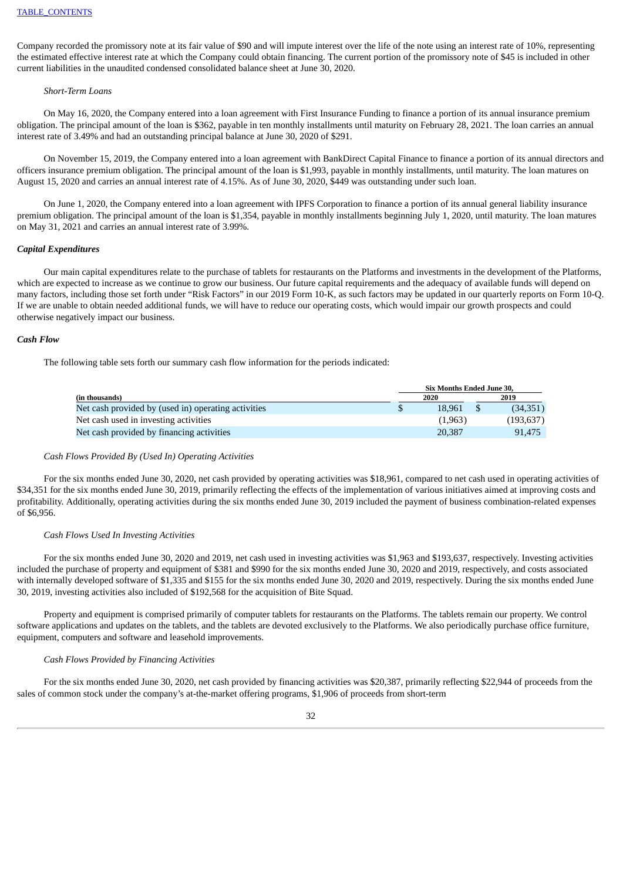Company recorded the promissory note at its fair value of $90 and will impute interest over the life of the note using an interest rate of 10%, representing the estimated effective interest rate at which the Company could obtain financing. The current portion of the promissory note of $45 is included in other current liabilities in the unaudited condensed consolidated balance sheet at June 30, 2020.

*Short-Term Loans*

On May 16, 2020, the Company entered into a loan agreement with First Insurance Funding to finance a portion of its annual insurance premium obligation. The principal amount of the loan is $362, payable in ten monthly installments until maturity on February 28, 2021. The loan carries an annual interest rate of 3.49% and had an outstanding principal balance at June 30, 2020 of $291.

On November 15, 2019, the Company entered into a loan agreement with BankDirect Capital Finance to finance a portion of its annual directors and officers insurance premium obligation. The principal amount of the loan is $1,993, payable in monthly installments, until maturity. The loan matures on August 15, 2020 and carries an annual interest rate of 4.15%. As of June 30, 2020, $449 was outstanding under such loan.

On June 1, 2020, the Company entered into a loan agreement with IPFS Corporation to finance a portion of its annual general liability insurance premium obligation. The principal amount of the loan is $1,354, payable in monthly installments beginning July 1, 2020, until maturity. The loan matures on May 31, 2021 and carries an annual interest rate of 3.99%.

***Capital Expenditures***

Our main capital expenditures relate to the purchase of tablets for restaurants on the Platforms and investments in the development of the Platforms, which are expected to increase as we continue to grow our business. Our future capital requirements and the adequacy of available funds will depend on many factors, including those set forth under "Risk Factors" in our 2019 Form 10-K, as such factors may be updated in our quarterly reports on Form 10-Q. If we are unable to obtain needed additional funds, we will have to reduce our operating costs, which would impair our growth prospects and could otherwise negatively impact our business.

***Cash Flow***

The following table sets forth our summary cash flow information for the periods indicated:

| | Six Months Ended June 30, | |
|---|---|---|
| **(in thousands)** | **2020** | **2019** |
| Net cash provided by (used in) operating activities | $ 18,961 | $ (34,351) |
| Net cash used in investing activities | (1,963) | (193,637) |
| Net cash provided by financing activities | 20,387 | 91,475 |

*Cash Flows Provided By (Used In) Operating Activities*

For the six months ended June 30, 2020, net cash provided by operating activities was $18,961, compared to net cash used in operating activities of $34,351 for the six months ended June 30, 2019, primarily reflecting the effects of the implementation of various initiatives aimed at improving costs and profitability. Additionally, operating activities during the six months ended June 30, 2019 included the payment of business combination-related expenses of $6,956.

*Cash Flows Used In Investing Activities*

For the six months ended June 30, 2020 and 2019, net cash used in investing activities was $1,963 and $193,637, respectively. Investing activities included the purchase of property and equipment of $381 and $990 for the six months ended June 30, 2020 and 2019, respectively, and costs associated with internally developed software of $1,335 and $155 for the six months ended June 30, 2020 and 2019, respectively. During the six months ended June 30, 2019, investing activities also included of $192,568 for the acquisition of Bite Squad.

Property and equipment is comprised primarily of computer tablets for restaurants on the Platforms. The tablets remain our property. We control software applications and updates on the tablets, and the tablets are devoted exclusively to the Platforms. We also periodically purchase office furniture, equipment, computers and software and leasehold improvements.

*Cash Flows Provided by Financing Activities*

For the six months ended June 30, 2020, net cash provided by financing activities was $20,387, primarily reflecting $22,944 of proceeds from the sales of common stock under the company's at-the-market offering programs, $1,906 of proceeds from short-term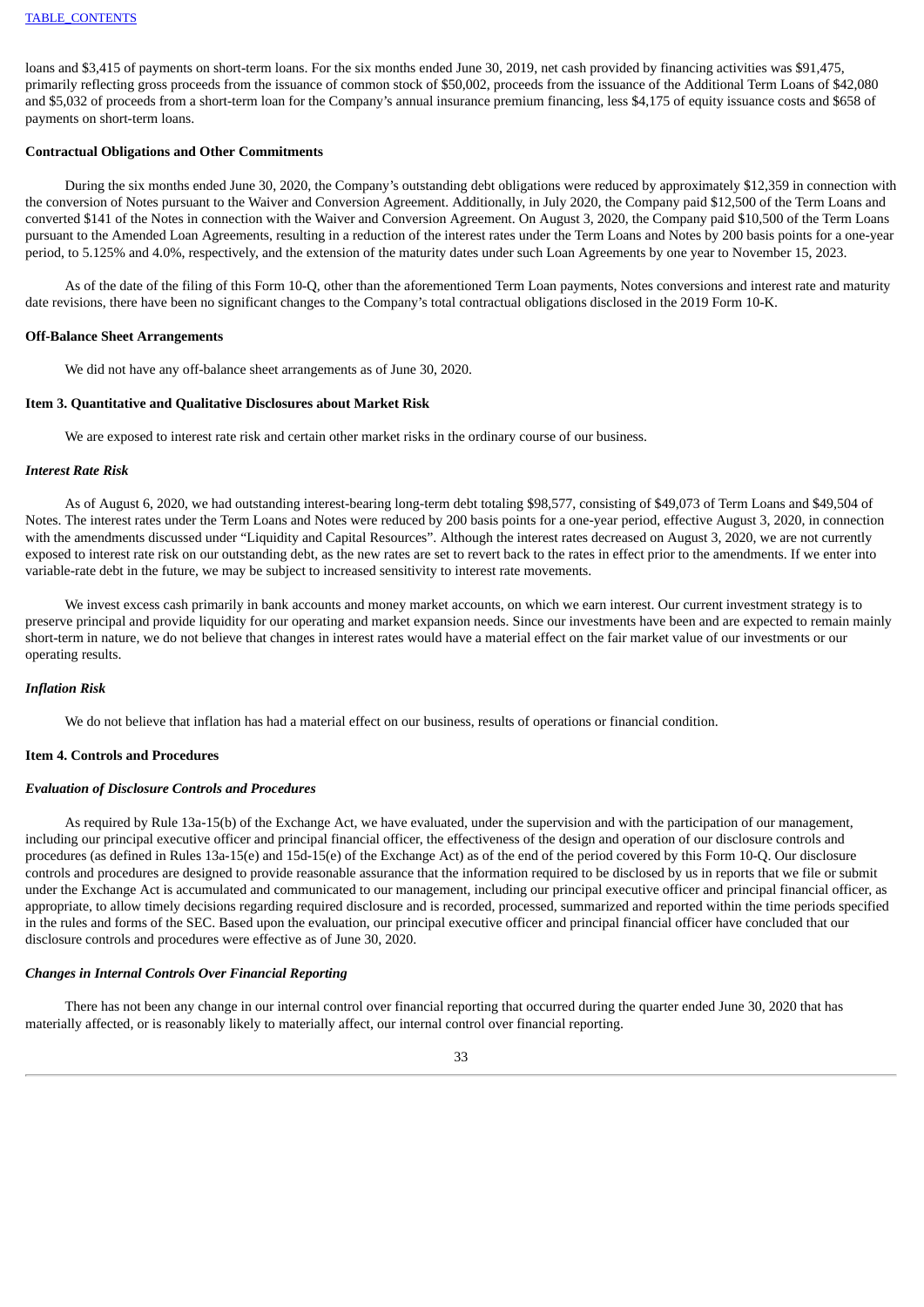loans and $3,415 of payments on short-term loans. For the six months ended June 30, 2019, net cash provided by financing activities was $91,475, primarily reflecting gross proceeds from the issuance of common stock of $50,002, proceeds from the issuance of the Additional Term Loans of $42,080 and $5,032 of proceeds from a short-term loan for the Company's annual insurance premium financing, less $4,175 of equity issuance costs and $658 of payments on short-term loans.

**Contractual Obligations and Other Commitments**

During the six months ended June 30, 2020, the Company's outstanding debt obligations were reduced by approximately $12,359 in connection with the conversion of Notes pursuant to the Waiver and Conversion Agreement. Additionally, in July 2020, the Company paid $12,500 of the Term Loans and converted $141 of the Notes in connection with the Waiver and Conversion Agreement. On August 3, 2020, the Company paid $10,500 of the Term Loans pursuant to the Amended Loan Agreements, resulting in a reduction of the interest rates under the Term Loans and Notes by 200 basis points for a one-year period, to 5.125% and 4.0%, respectively, and the extension of the maturity dates under such Loan Agreements by one year to November 15, 2023.

As of the date of the filing of this Form 10-Q, other than the aforementioned Term Loan payments, Notes conversions and interest rate and maturity date revisions, there have been no significant changes to the Company's total contractual obligations disclosed in the 2019 Form 10-K.

**Off-Balance Sheet Arrangements**

We did not have any off-balance sheet arrangements as of June 30, 2020.

**Item 3. Quantitative and Qualitative Disclosures about Market Risk**

We are exposed to interest rate risk and certain other market risks in the ordinary course of our business.

***Interest Rate Risk***

As of August 6, 2020, we had outstanding interest-bearing long-term debt totaling $98,577, consisting of $49,073 of Term Loans and $49,504 of Notes. The interest rates under the Term Loans and Notes were reduced by 200 basis points for a one-year period, effective August 3, 2020, in connection with the amendments discussed under "Liquidity and Capital Resources". Although the interest rates decreased on August 3, 2020, we are not currently exposed to interest rate risk on our outstanding debt, as the new rates are set to revert back to the rates in effect prior to the amendments. If we enter into variable-rate debt in the future, we may be subject to increased sensitivity to interest rate movements.

We invest excess cash primarily in bank accounts and money market accounts, on which we earn interest. Our current investment strategy is to preserve principal and provide liquidity for our operating and market expansion needs. Since our investments have been and are expected to remain mainly short-term in nature, we do not believe that changes in interest rates would have a material effect on the fair market value of our investments or our operating results.

***Inflation Risk***

We do not believe that inflation has had a material effect on our business, results of operations or financial condition.

**Item 4. Controls and Procedures**

***Evaluation of Disclosure Controls and Procedures***

As required by Rule 13a-15(b) of the Exchange Act, we have evaluated, under the supervision and with the participation of our management, including our principal executive officer and principal financial officer, the effectiveness of the design and operation of our disclosure controls and procedures (as defined in Rules 13a-15(e) and 15d-15(e) of the Exchange Act) as of the end of the period covered by this Form 10-Q. Our disclosure controls and procedures are designed to provide reasonable assurance that the information required to be disclosed by us in reports that we file or submit under the Exchange Act is accumulated and communicated to our management, including our principal executive officer and principal financial officer, as appropriate, to allow timely decisions regarding required disclosure and is recorded, processed, summarized and reported within the time periods specified in the rules and forms of the SEC. Based upon the evaluation, our principal executive officer and principal financial officer have concluded that our disclosure controls and procedures were effective as of June 30, 2020.

***Changes in Internal Controls Over Financial Reporting***

There has not been any change in our internal control over financial reporting that occurred during the quarter ended June 30, 2020 that has materially affected, or is reasonably likely to materially affect, our internal control over financial reporting.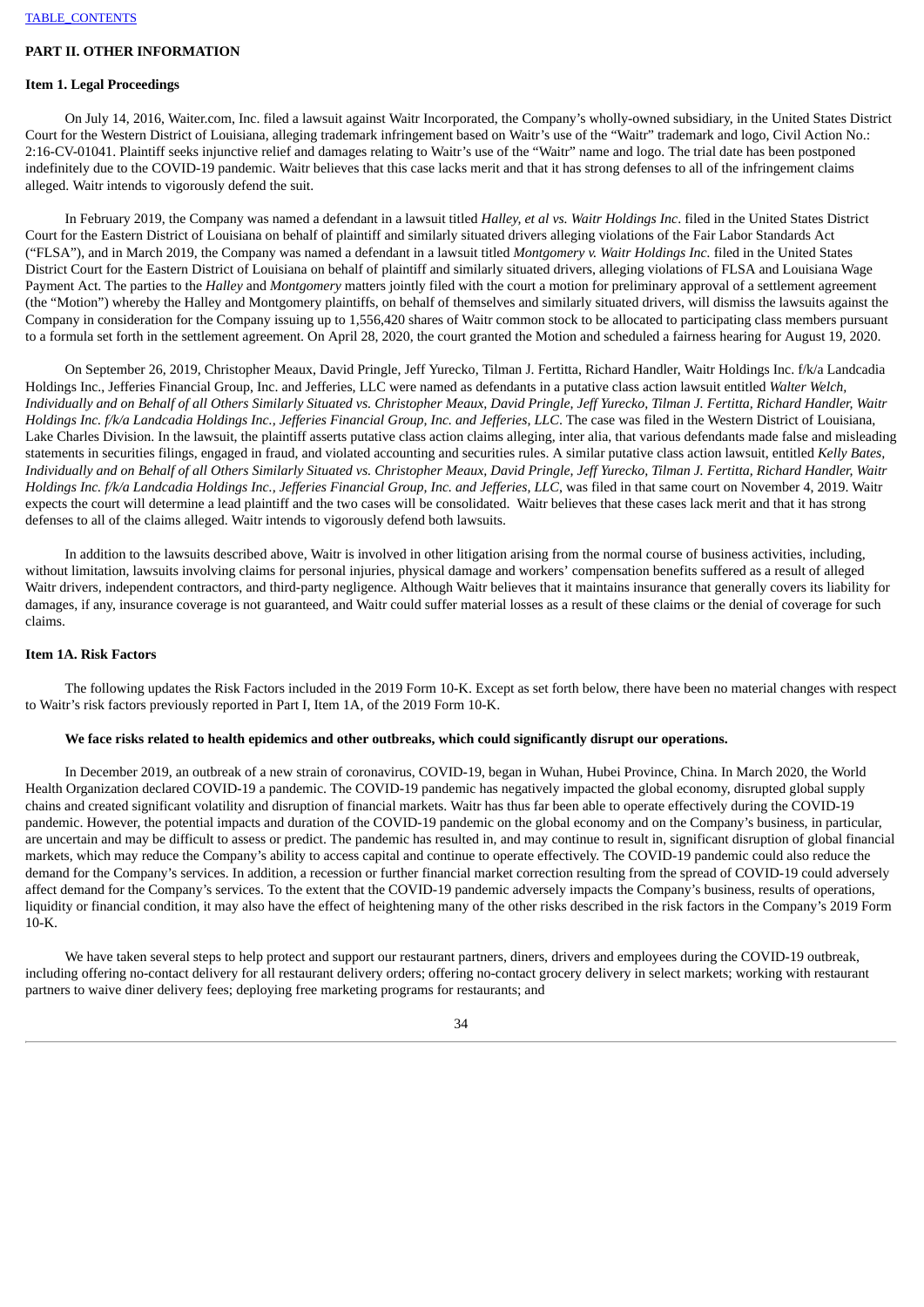## PART II. OTHER INFORMATION

### Item 1. Legal Proceedings

On July 14, 2016, Waiter.com, Inc. filed a lawsuit against Waitr Incorporated, the Company's wholly-owned subsidiary, in the United States District Court for the Western District of Louisiana, alleging trademark infringement based on Waitr's use of the "Waitr" trademark and logo, Civil Action No.: 2:16-CV-01041. Plaintiff seeks injunctive relief and damages relating to Waitr's use of the "Waitr" name and logo. The trial date has been postponed indefinitely due to the COVID-19 pandemic. Waitr believes that this case lacks merit and that it has strong defenses to all of the infringement claims alleged. Waitr intends to vigorously defend the suit.

In February 2019, the Company was named a defendant in a lawsuit titled *Halley, et al vs. Waitr Holdings Inc*. filed in the United States District Court for the Eastern District of Louisiana on behalf of plaintiff and similarly situated drivers alleging violations of the Fair Labor Standards Act ("FLSA"), and in March 2019, the Company was named a defendant in a lawsuit titled *Montgomery v. Waitr Holdings Inc.* filed in the United States District Court for the Eastern District of Louisiana on behalf of plaintiff and similarly situated drivers, alleging violations of FLSA and Louisiana Wage Payment Act. The parties to the *Halley* and *Montgomery* matters jointly filed with the court a motion for preliminary approval of a settlement agreement (the "Motion") whereby the Halley and Montgomery plaintiffs, on behalf of themselves and similarly situated drivers, will dismiss the lawsuits against the Company in consideration for the Company issuing up to 1,556,420 shares of Waitr common stock to be allocated to participating class members pursuant to a formula set forth in the settlement agreement. On April 28, 2020, the court granted the Motion and scheduled a fairness hearing for August 19, 2020.

On September 26, 2019, Christopher Meaux, David Pringle, Jeff Yurecko, Tilman J. Fertitta, Richard Handler, Waitr Holdings Inc. f/k/a Landcadia Holdings Inc., Jefferies Financial Group, Inc. and Jefferies, LLC were named as defendants in a putative class action lawsuit entitled *Walter Welch, Individually and on Behalf of all Others Similarly Situated vs. Christopher Meaux, David Pringle, Jeff Yurecko, Tilman J. Fertitta, Richard Handler, Waitr Holdings Inc. f/k/a Landcadia Holdings Inc., Jefferies Financial Group, Inc. and Jefferies, LLC*. The case was filed in the Western District of Louisiana, Lake Charles Division. In the lawsuit, the plaintiff asserts putative class action claims alleging, inter alia, that various defendants made false and misleading statements in securities filings, engaged in fraud, and violated accounting and securities rules. A similar putative class action lawsuit, entitled *Kelly Bates, Individually and on Behalf of all Others Similarly Situated vs. Christopher Meaux, David Pringle, Jeff Yurecko, Tilman J. Fertitta, Richard Handler, Waitr Holdings Inc. f/k/a Landcadia Holdings Inc., Jefferies Financial Group, Inc. and Jefferies, LLC*, was filed in that same court on November 4, 2019. Waitr expects the court will determine a lead plaintiff and the two cases will be consolidated. Waitr believes that these cases lack merit and that it has strong defenses to all of the claims alleged. Waitr intends to vigorously defend both lawsuits.

In addition to the lawsuits described above, Waitr is involved in other litigation arising from the normal course of business activities, including, without limitation, lawsuits involving claims for personal injuries, physical damage and workers' compensation benefits suffered as a result of alleged Waitr drivers, independent contractors, and third-party negligence. Although Waitr believes that it maintains insurance that generally covers its liability for damages, if any, insurance coverage is not guaranteed, and Waitr could suffer material losses as a result of these claims or the denial of coverage for such claims.

### Item 1A. Risk Factors

The following updates the Risk Factors included in the 2019 Form 10-K. Except as set forth below, there have been no material changes with respect to Waitr's risk factors previously reported in Part I, Item 1A, of the 2019 Form 10-K.

**We face risks related to health epidemics and other outbreaks, which could significantly disrupt our operations.**

In December 2019, an outbreak of a new strain of coronavirus, COVID-19, began in Wuhan, Hubei Province, China. In March 2020, the World Health Organization declared COVID-19 a pandemic. The COVID-19 pandemic has negatively impacted the global economy, disrupted global supply chains and created significant volatility and disruption of financial markets. Waitr has thus far been able to operate effectively during the COVID-19 pandemic. However, the potential impacts and duration of the COVID-19 pandemic on the global economy and on the Company's business, in particular, are uncertain and may be difficult to assess or predict. The pandemic has resulted in, and may continue to result in, significant disruption of global financial markets, which may reduce the Company's ability to access capital and continue to operate effectively. The COVID-19 pandemic could also reduce the demand for the Company's services. In addition, a recession or further financial market correction resulting from the spread of COVID-19 could adversely affect demand for the Company's services. To the extent that the COVID-19 pandemic adversely impacts the Company's business, results of operations, liquidity or financial condition, it may also have the effect of heightening many of the other risks described in the risk factors in the Company's 2019 Form 10-K.

We have taken several steps to help protect and support our restaurant partners, diners, drivers and employees during the COVID-19 outbreak, including offering no-contact delivery for all restaurant delivery orders; offering no-contact grocery delivery in select markets; working with restaurant partners to waive diner delivery fees; deploying free marketing programs for restaurants; and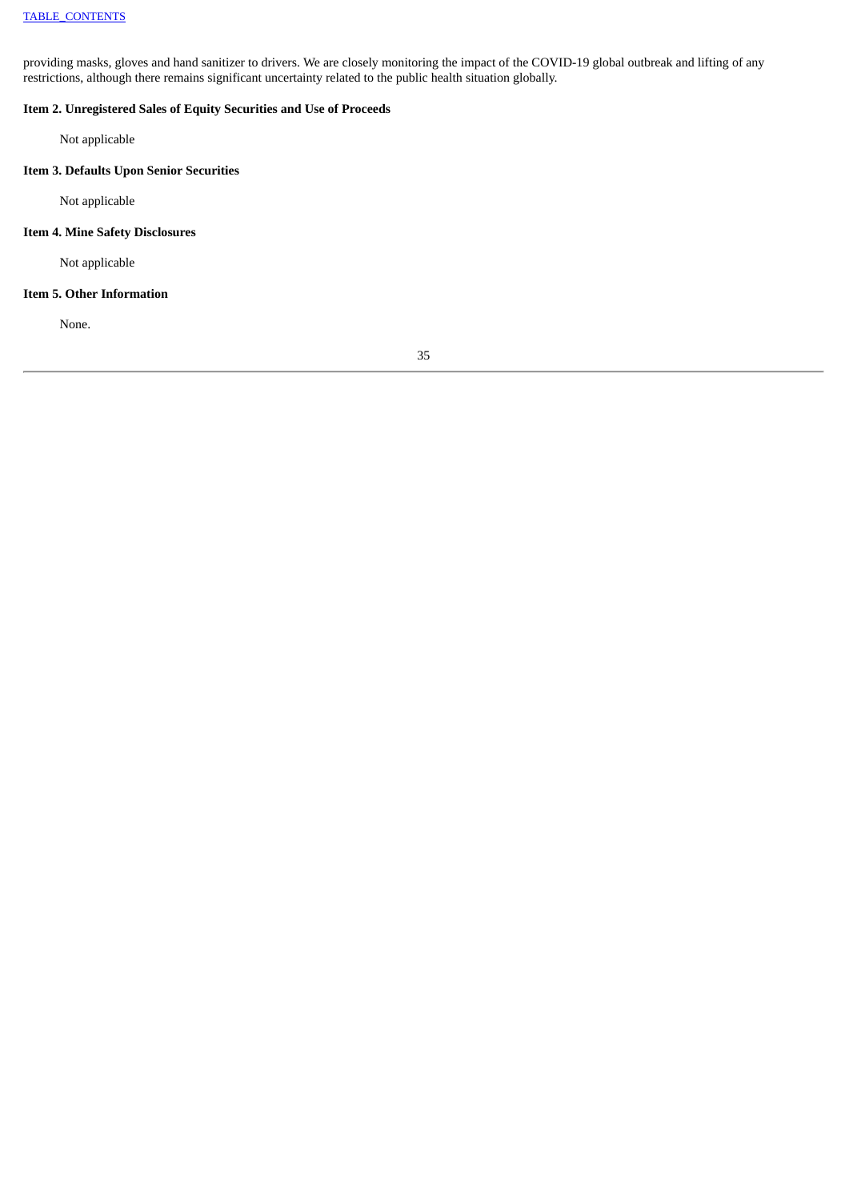providing masks, gloves and hand sanitizer to drivers. We are closely monitoring the impact of the COVID-19 global outbreak and lifting of any restrictions, although there remains significant uncertainty related to the public health situation globally.

**Item 2. Unregistered Sales of Equity Securities and Use of Proceeds**

Not applicable

**Item 3. Defaults Upon Senior Securities**

Not applicable

**Item 4. Mine Safety Disclosures**

Not applicable

**Item 5. Other Information**

None.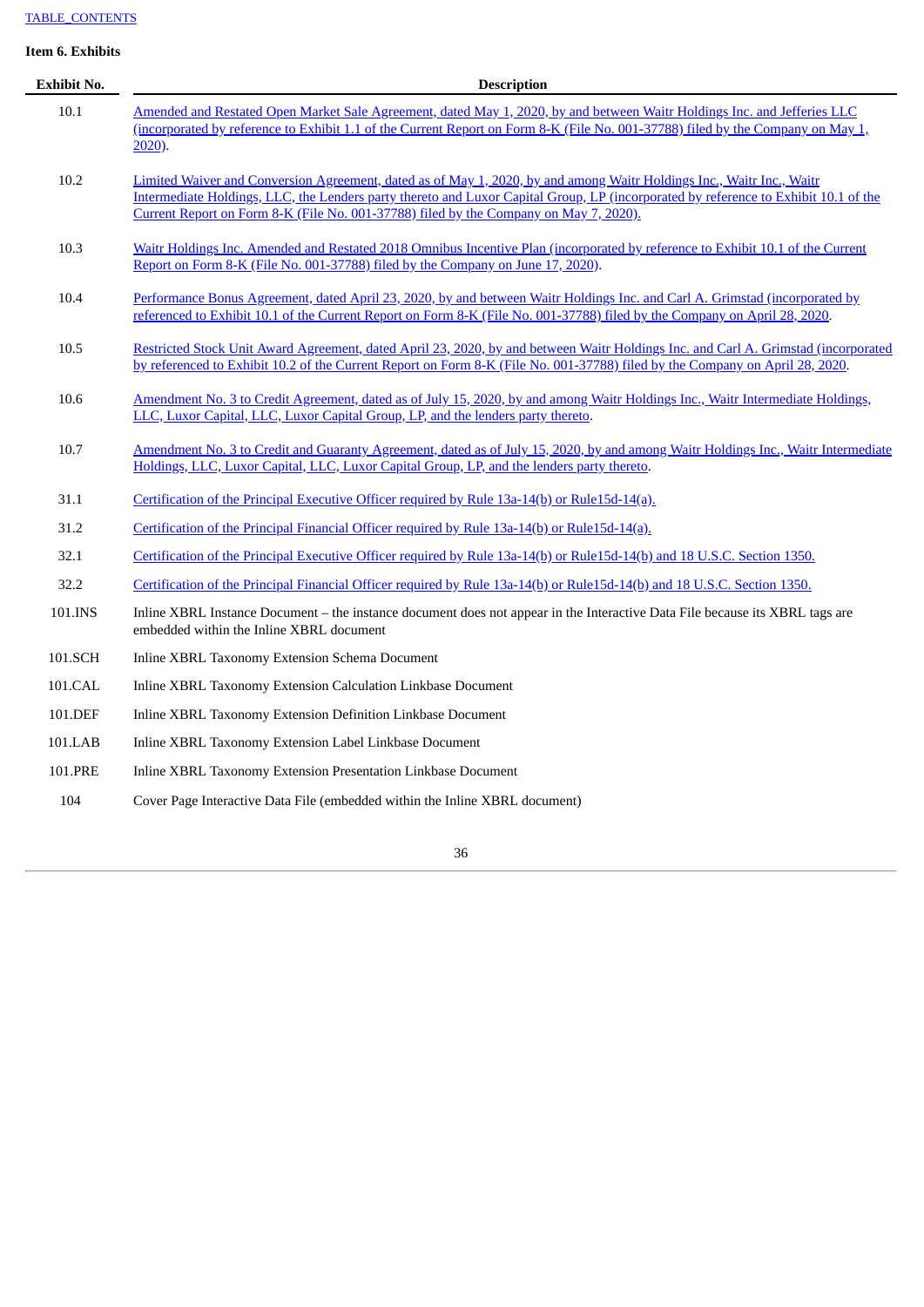TABLE_CONTENTS

**Item 6. Exhibits**

| Exhibit No. | Description |
|---|---|
| 10.1 | Amended and Restated Open Market Sale Agreement, dated May 1, 2020, by and between Waitr Holdings Inc. and Jefferies LLC (incorporated by reference to Exhibit 1.1 of the Current Report on Form 8-K (File No. 001-37788) filed by the Company on May 1, 2020). |
| 10.2 | Limited Waiver and Conversion Agreement, dated as of May 1, 2020, by and among Waitr Holdings Inc., Waitr Inc., Waitr Intermediate Holdings, LLC, the Lenders party thereto and Luxor Capital Group, LP (incorporated by reference to Exhibit 10.1 of the Current Report on Form 8-K (File No. 001-37788) filed by the Company on May 7, 2020). |
| 10.3 | Waitr Holdings Inc. Amended and Restated 2018 Omnibus Incentive Plan (incorporated by reference to Exhibit 10.1 of the Current Report on Form 8-K (File No. 001-37788) filed by the Company on June 17, 2020). |
| 10.4 | Performance Bonus Agreement, dated April 23, 2020, by and between Waitr Holdings Inc. and Carl A. Grimstad (incorporated by referenced to Exhibit 10.1 of the Current Report on Form 8-K (File No. 001-37788) filed by the Company on April 28, 2020. |
| 10.5 | Restricted Stock Unit Award Agreement, dated April 23, 2020, by and between Waitr Holdings Inc. and Carl A. Grimstad (incorporated by referenced to Exhibit 10.2 of the Current Report on Form 8-K (File No. 001-37788) filed by the Company on April 28, 2020. |
| 10.6 | Amendment No. 3 to Credit Agreement, dated as of July 15, 2020, by and among Waitr Holdings Inc., Waitr Intermediate Holdings, LLC, Luxor Capital, LLC, Luxor Capital Group, LP, and the lenders party thereto. |
| 10.7 | Amendment No. 3 to Credit and Guaranty Agreement, dated as of July 15, 2020, by and among Waitr Holdings Inc., Waitr Intermediate Holdings, LLC, Luxor Capital, LLC, Luxor Capital Group, LP, and the lenders party thereto. |
| 31.1 | Certification of the Principal Executive Officer required by Rule 13a-14(b) or Rule15d-14(a). |
| 31.2 | Certification of the Principal Financial Officer required by Rule 13a-14(b) or Rule15d-14(a). |
| 32.1 | Certification of the Principal Executive Officer required by Rule 13a-14(b) or Rule15d-14(b) and 18 U.S.C. Section 1350. |
| 32.2 | Certification of the Principal Financial Officer required by Rule 13a-14(b) or Rule15d-14(b) and 18 U.S.C. Section 1350. |
| 101.INS | Inline XBRL Instance Document – the instance document does not appear in the Interactive Data File because its XBRL tags are embedded within the Inline XBRL document |
| 101.SCH | Inline XBRL Taxonomy Extension Schema Document |
| 101.CAL | Inline XBRL Taxonomy Extension Calculation Linkbase Document |
| 101.DEF | Inline XBRL Taxonomy Extension Definition Linkbase Document |
| 101.LAB | Inline XBRL Taxonomy Extension Label Linkbase Document |
| 101.PRE | Inline XBRL Taxonomy Extension Presentation Linkbase Document |
| 104 | Cover Page Interactive Data File (embedded within the Inline XBRL document) |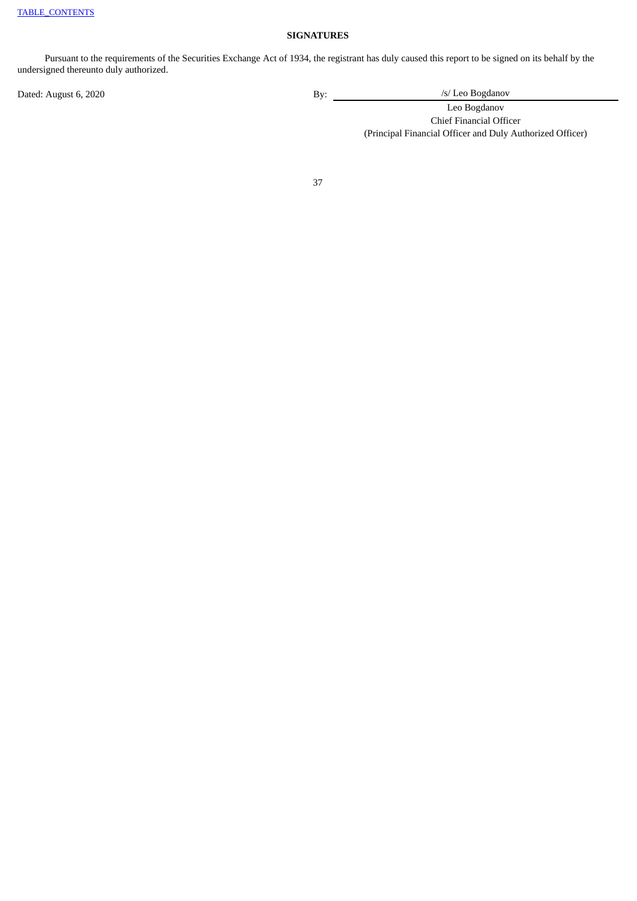TABLE_CONTENTS

## SIGNATURES

Pursuant to the requirements of the Securities Exchange Act of 1934, the registrant has duly caused this report to be signed on its behalf by the undersigned thereunto duly authorized.

| | |
|---|---|
| Dated: August 6, 2020 | By: /s/ Leo Bogdanov |
| | Leo Bogdanov |
| | Chief Financial Officer |
| | (Principal Financial Officer and Duly Authorized Officer) |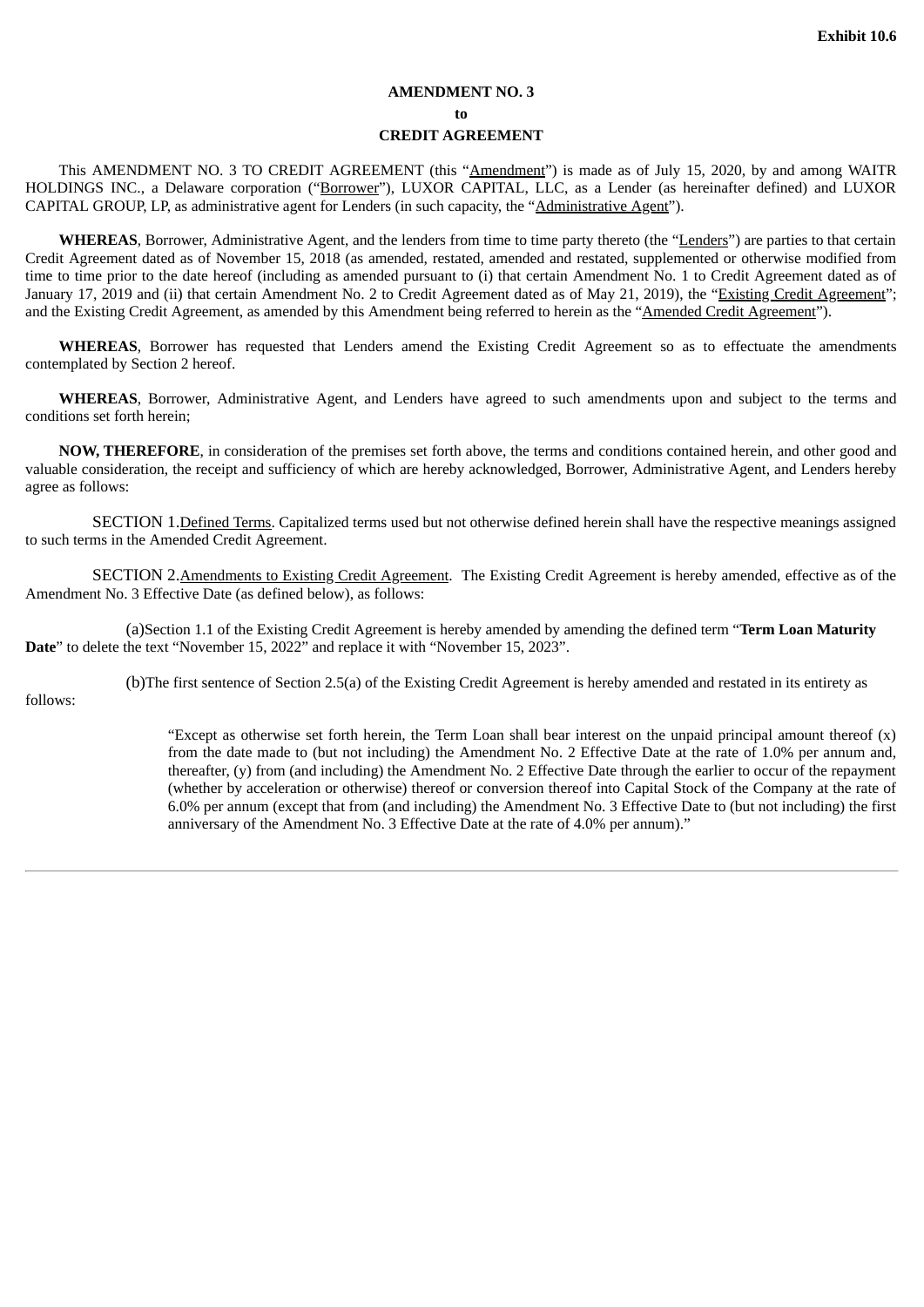**Exhibit 10.6**

**AMENDMENT NO. 3**

**to**

**CREDIT AGREEMENT**

This AMENDMENT NO. 3 TO CREDIT AGREEMENT (this "Amendment") is made as of July 15, 2020, by and among WAITR HOLDINGS INC., a Delaware corporation ("Borrower"), LUXOR CAPITAL, LLC, as a Lender (as hereinafter defined) and LUXOR CAPITAL GROUP, LP, as administrative agent for Lenders (in such capacity, the "Administrative Agent").

**WHEREAS**, Borrower, Administrative Agent, and the lenders from time to time party thereto (the "Lenders") are parties to that certain Credit Agreement dated as of November 15, 2018 (as amended, restated, amended and restated, supplemented or otherwise modified from time to time prior to the date hereof (including as amended pursuant to (i) that certain Amendment No. 1 to Credit Agreement dated as of January 17, 2019 and (ii) that certain Amendment No. 2 to Credit Agreement dated as of May 21, 2019), the "Existing Credit Agreement"; and the Existing Credit Agreement, as amended by this Amendment being referred to herein as the "Amended Credit Agreement").

**WHEREAS**, Borrower has requested that Lenders amend the Existing Credit Agreement so as to effectuate the amendments contemplated by Section 2 hereof.

**WHEREAS**, Borrower, Administrative Agent, and Lenders have agreed to such amendments upon and subject to the terms and conditions set forth herein;

**NOW, THEREFORE**, in consideration of the premises set forth above, the terms and conditions contained herein, and other good and valuable consideration, the receipt and sufficiency of which are hereby acknowledged, Borrower, Administrative Agent, and Lenders hereby agree as follows:

SECTION 1. Defined Terms. Capitalized terms used but not otherwise defined herein shall have the respective meanings assigned to such terms in the Amended Credit Agreement.

SECTION 2. Amendments to Existing Credit Agreement. The Existing Credit Agreement is hereby amended, effective as of the Amendment No. 3 Effective Date (as defined below), as follows:

(a) Section 1.1 of the Existing Credit Agreement is hereby amended by amending the defined term "**Term Loan Maturity Date**" to delete the text "November 15, 2022" and replace it with "November 15, 2023".

(b) The first sentence of Section 2.5(a) of the Existing Credit Agreement is hereby amended and restated in its entirety as follows:

> "Except as otherwise set forth herein, the Term Loan shall bear interest on the unpaid principal amount thereof (x) from the date made to (but not including) the Amendment No. 2 Effective Date at the rate of 1.0% per annum and, thereafter, (y) from (and including) the Amendment No. 2 Effective Date through the earlier to occur of the repayment (whether by acceleration or otherwise) thereof or conversion thereof into Capital Stock of the Company at the rate of 6.0% per annum (except that from (and including) the Amendment No. 3 Effective Date to (but not including) the first anniversary of the Amendment No. 3 Effective Date at the rate of 4.0% per annum)."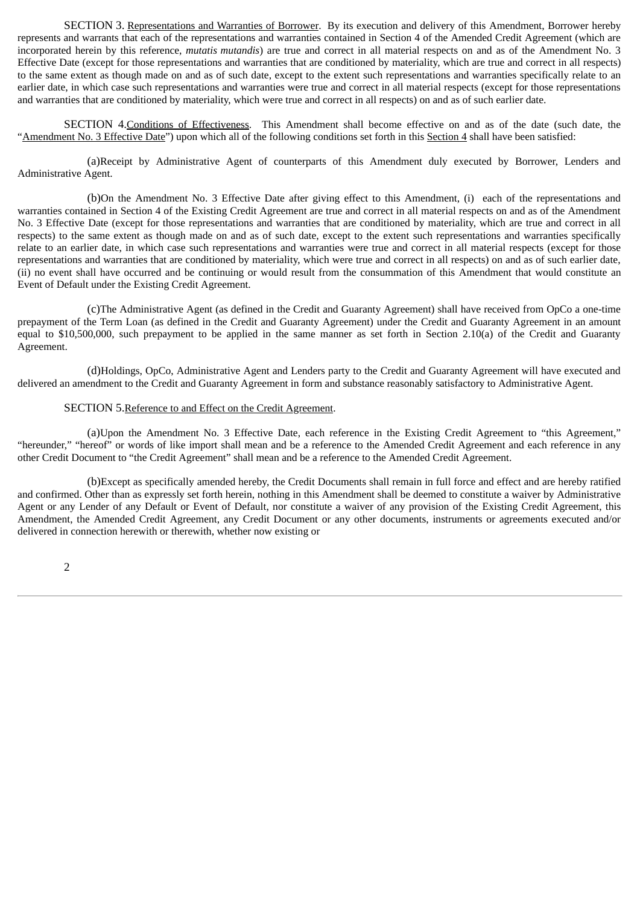SECTION 3. Representations and Warranties of Borrower. By its execution and delivery of this Amendment, Borrower hereby represents and warrants that each of the representations and warranties contained in Section 4 of the Amended Credit Agreement (which are incorporated herein by this reference, *mutatis mutandis*) are true and correct in all material respects on and as of the Amendment No. 3 Effective Date (except for those representations and warranties that are conditioned by materiality, which are true and correct in all respects) to the same extent as though made on and as of such date, except to the extent such representations and warranties specifically relate to an earlier date, in which case such representations and warranties were true and correct in all material respects (except for those representations and warranties that are conditioned by materiality, which were true and correct in all respects) on and as of such earlier date.

SECTION 4. Conditions of Effectiveness. This Amendment shall become effective on and as of the date (such date, the "Amendment No. 3 Effective Date") upon which all of the following conditions set forth in this Section 4 shall have been satisfied:

(a) Receipt by Administrative Agent of counterparts of this Amendment duly executed by Borrower, Lenders and Administrative Agent.

(b) On the Amendment No. 3 Effective Date after giving effect to this Amendment, (i) each of the representations and warranties contained in Section 4 of the Existing Credit Agreement are true and correct in all material respects on and as of the Amendment No. 3 Effective Date (except for those representations and warranties that are conditioned by materiality, which are true and correct in all respects) to the same extent as though made on and as of such date, except to the extent such representations and warranties specifically relate to an earlier date, in which case such representations and warranties were true and correct in all material respects (except for those representations and warranties that are conditioned by materiality, which were true and correct in all respects) on and as of such earlier date, (ii) no event shall have occurred and be continuing or would result from the consummation of this Amendment that would constitute an Event of Default under the Existing Credit Agreement.

(c) The Administrative Agent (as defined in the Credit and Guaranty Agreement) shall have received from OpCo a one-time prepayment of the Term Loan (as defined in the Credit and Guaranty Agreement) under the Credit and Guaranty Agreement in an amount equal to $10,500,000, such prepayment to be applied in the same manner as set forth in Section 2.10(a) of the Credit and Guaranty Agreement.

(d) Holdings, OpCo, Administrative Agent and Lenders party to the Credit and Guaranty Agreement will have executed and delivered an amendment to the Credit and Guaranty Agreement in form and substance reasonably satisfactory to Administrative Agent.

SECTION 5. Reference to and Effect on the Credit Agreement.

(a) Upon the Amendment No. 3 Effective Date, each reference in the Existing Credit Agreement to "this Agreement," "hereunder," "hereof" or words of like import shall mean and be a reference to the Amended Credit Agreement and each reference in any other Credit Document to "the Credit Agreement" shall mean and be a reference to the Amended Credit Agreement.

(b) Except as specifically amended hereby, the Credit Documents shall remain in full force and effect and are hereby ratified and confirmed. Other than as expressly set forth herein, nothing in this Amendment shall be deemed to constitute a waiver by Administrative Agent or any Lender of any Default or Event of Default, nor constitute a waiver of any provision of the Existing Credit Agreement, this Amendment, the Amended Credit Agreement, any Credit Document or any other documents, instruments or agreements executed and/or delivered in connection herewith or therewith, whether now existing or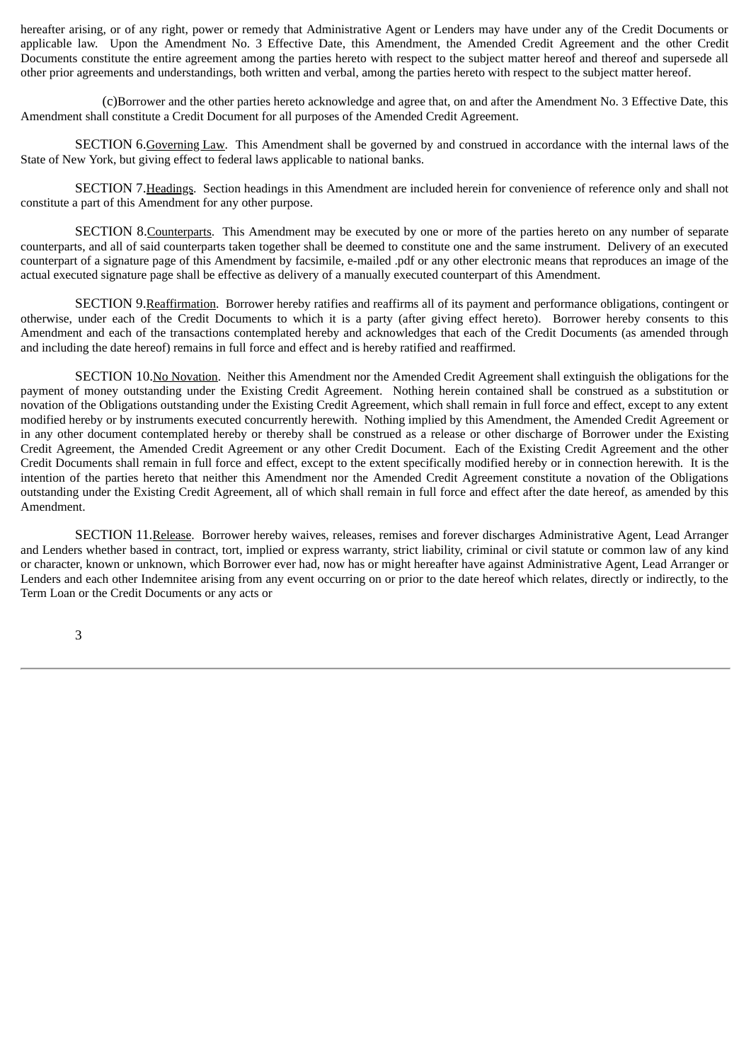hereafter arising, or of any right, power or remedy that Administrative Agent or Lenders may have under any of the Credit Documents or applicable law. Upon the Amendment No. 3 Effective Date, this Amendment, the Amended Credit Agreement and the other Credit Documents constitute the entire agreement among the parties hereto with respect to the subject matter hereof and thereof and supersede all other prior agreements and understandings, both written and verbal, among the parties hereto with respect to the subject matter hereof.

(c)Borrower and the other parties hereto acknowledge and agree that, on and after the Amendment No. 3 Effective Date, this Amendment shall constitute a Credit Document for all purposes of the Amended Credit Agreement.

SECTION 6.Governing Law. This Amendment shall be governed by and construed in accordance with the internal laws of the State of New York, but giving effect to federal laws applicable to national banks.

SECTION 7.Headings. Section headings in this Amendment are included herein for convenience of reference only and shall not constitute a part of this Amendment for any other purpose.

SECTION 8.Counterparts. This Amendment may be executed by one or more of the parties hereto on any number of separate counterparts, and all of said counterparts taken together shall be deemed to constitute one and the same instrument. Delivery of an executed counterpart of a signature page of this Amendment by facsimile, e-mailed .pdf or any other electronic means that reproduces an image of the actual executed signature page shall be effective as delivery of a manually executed counterpart of this Amendment.

SECTION 9.Reaffirmation. Borrower hereby ratifies and reaffirms all of its payment and performance obligations, contingent or otherwise, under each of the Credit Documents to which it is a party (after giving effect hereto). Borrower hereby consents to this Amendment and each of the transactions contemplated hereby and acknowledges that each of the Credit Documents (as amended through and including the date hereof) remains in full force and effect and is hereby ratified and reaffirmed.

SECTION 10.No Novation. Neither this Amendment nor the Amended Credit Agreement shall extinguish the obligations for the payment of money outstanding under the Existing Credit Agreement. Nothing herein contained shall be construed as a substitution or novation of the Obligations outstanding under the Existing Credit Agreement, which shall remain in full force and effect, except to any extent modified hereby or by instruments executed concurrently herewith. Nothing implied by this Amendment, the Amended Credit Agreement or in any other document contemplated hereby or thereby shall be construed as a release or other discharge of Borrower under the Existing Credit Agreement, the Amended Credit Agreement or any other Credit Document. Each of the Existing Credit Agreement and the other Credit Documents shall remain in full force and effect, except to the extent specifically modified hereby or in connection herewith. It is the intention of the parties hereto that neither this Amendment nor the Amended Credit Agreement constitute a novation of the Obligations outstanding under the Existing Credit Agreement, all of which shall remain in full force and effect after the date hereof, as amended by this Amendment.

SECTION 11.Release. Borrower hereby waives, releases, remises and forever discharges Administrative Agent, Lead Arranger and Lenders whether based in contract, tort, implied or express warranty, strict liability, criminal or civil statute or common law of any kind or character, known or unknown, which Borrower ever had, now has or might hereafter have against Administrative Agent, Lead Arranger or Lenders and each other Indemnitee arising from any event occurring on or prior to the date hereof which relates, directly or indirectly, to the Term Loan or the Credit Documents or any acts or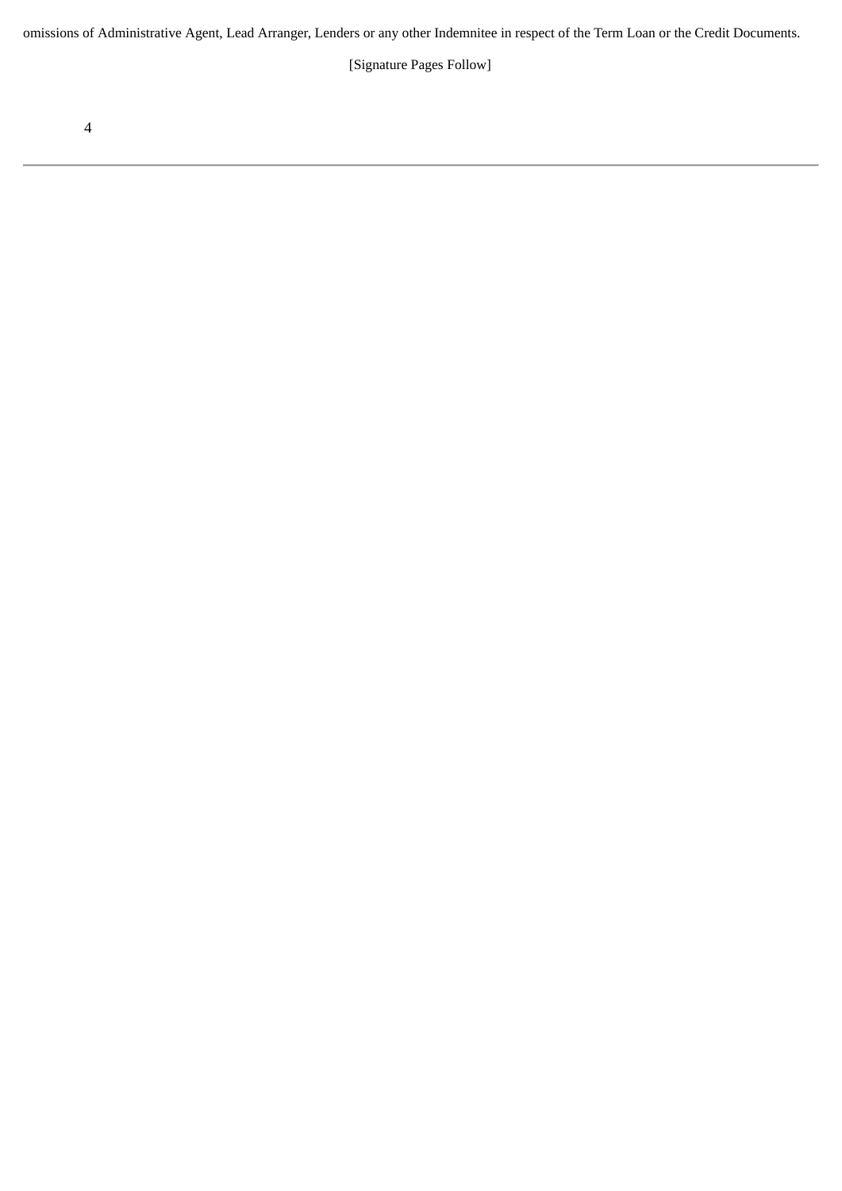omissions of Administrative Agent, Lead Arranger, Lenders or any other Indemnitee in respect of the Term Loan or the Credit Documents.

[Signature Pages Follow]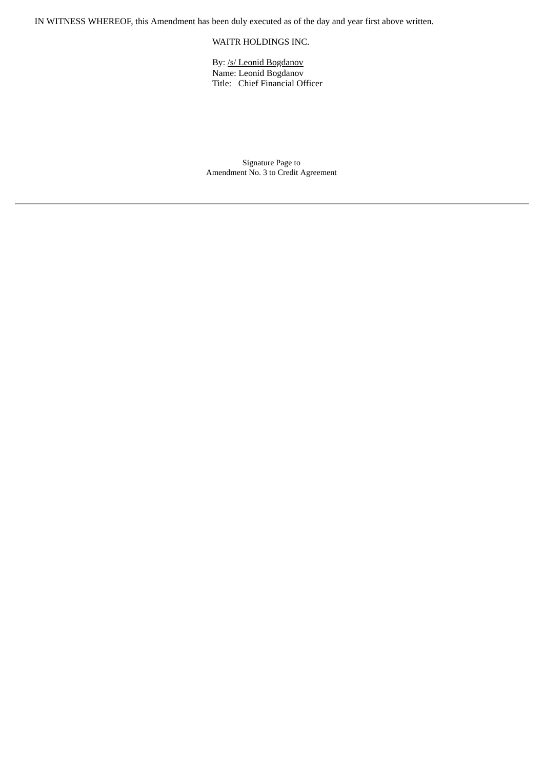IN WITNESS WHEREOF, this Amendment has been duly executed as of the day and year first above written.

WAITR HOLDINGS INC.

By: /s/ Leonid Bogdanov
Name: Leonid Bogdanov
Title: Chief Financial Officer

Signature Page to
Amendment No. 3 to Credit Agreement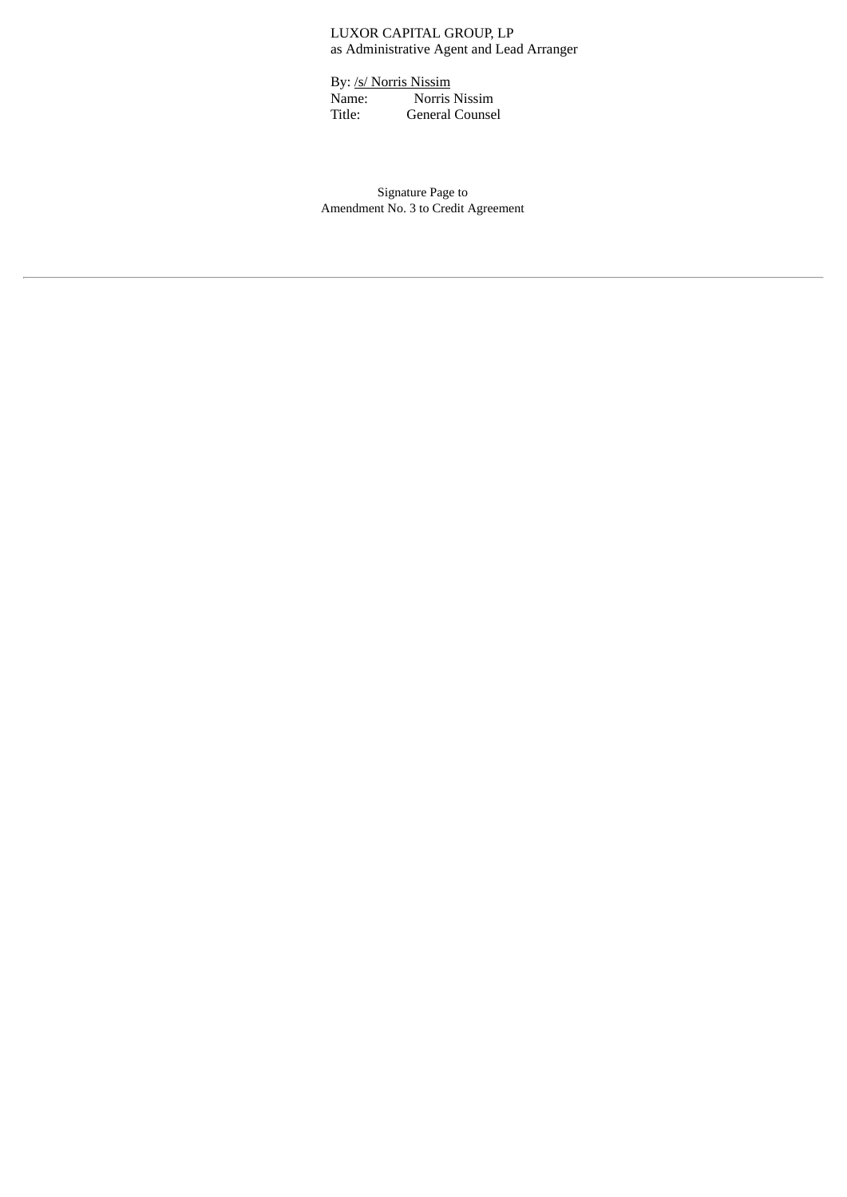LUXOR CAPITAL GROUP, LP
as Administrative Agent and Lead Arranger

By: /s/ Norris Nissim
Name: Norris Nissim
Title: General Counsel

Signature Page to
Amendment No. 3 to Credit Agreement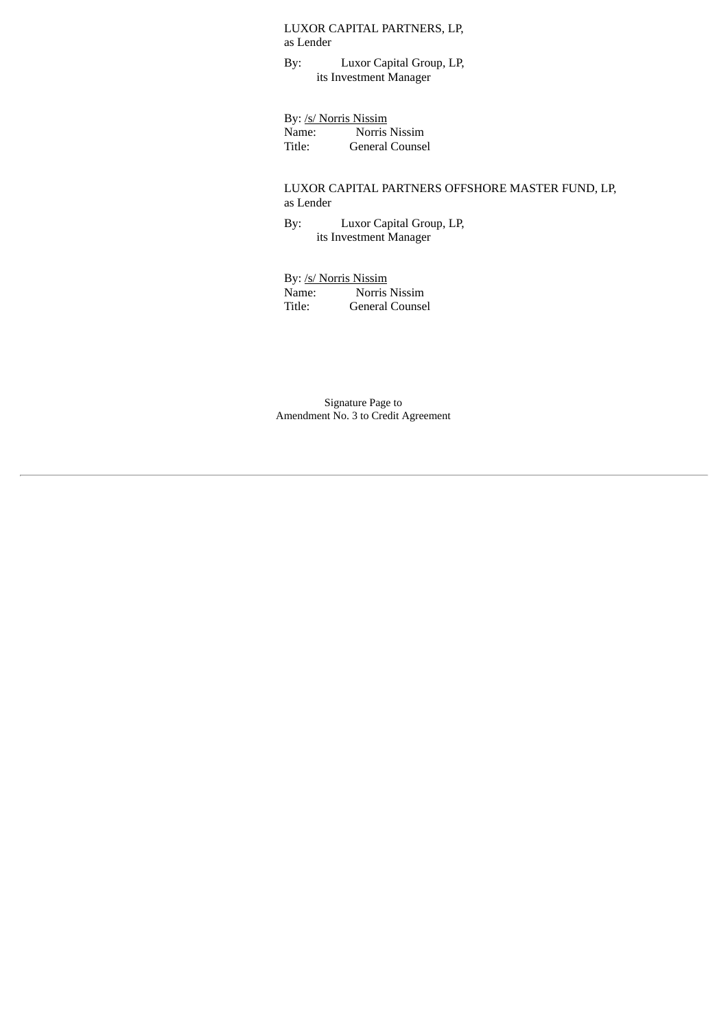LUXOR CAPITAL PARTNERS, LP,
as Lender

By: Luxor Capital Group, LP,
its Investment Manager

By: /s/ Norris Nissim
Name: Norris Nissim
Title: General Counsel

LUXOR CAPITAL PARTNERS OFFSHORE MASTER FUND, LP,
as Lender

By: Luxor Capital Group, LP,
its Investment Manager

By: /s/ Norris Nissim
Name: Norris Nissim
Title: General Counsel

Signature Page to
Amendment No. 3 to Credit Agreement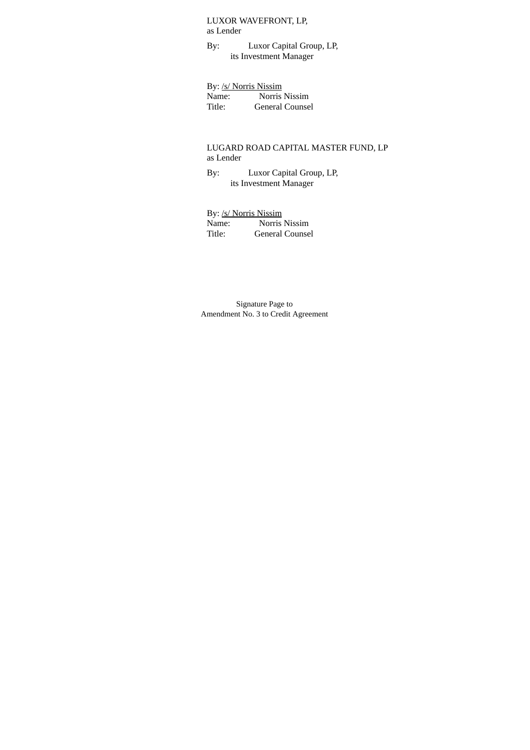LUXOR WAVEFRONT, LP,
as Lender

By: Luxor Capital Group, LP,
its Investment Manager

By: /s/ Norris Nissim
Name: Norris Nissim
Title: General Counsel

LUGARD ROAD CAPITAL MASTER FUND, LP
as Lender

By: Luxor Capital Group, LP,
its Investment Manager

By: /s/ Norris Nissim
Name: Norris Nissim
Title: General Counsel

Signature Page to
Amendment No. 3 to Credit Agreement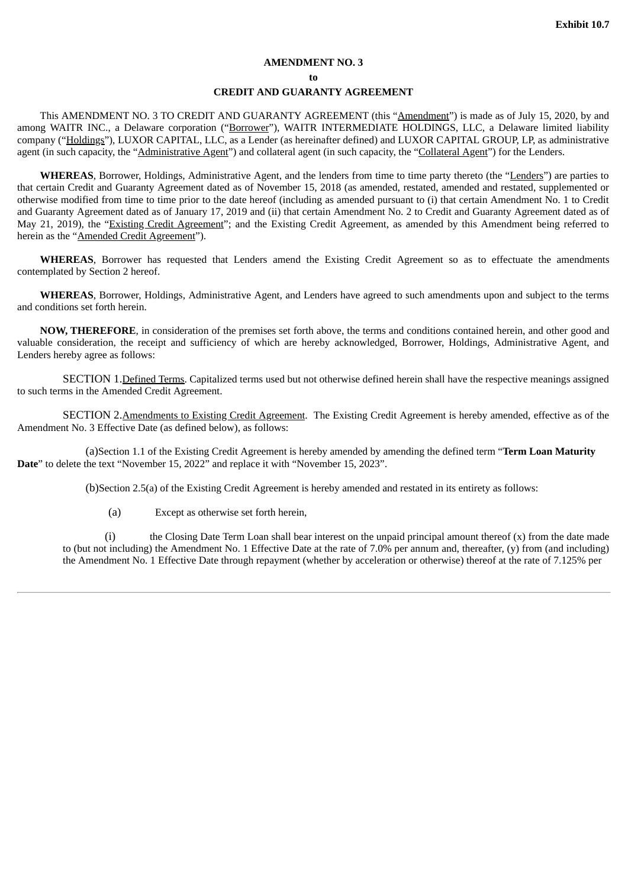**Exhibit 10.7**

**AMENDMENT NO. 3**

**to**

**CREDIT AND GUARANTY AGREEMENT**

This AMENDMENT NO. 3 TO CREDIT AND GUARANTY AGREEMENT (this "Amendment") is made as of July 15, 2020, by and among WAITR INC., a Delaware corporation ("Borrower"), WAITR INTERMEDIATE HOLDINGS, LLC, a Delaware limited liability company ("Holdings"), LUXOR CAPITAL, LLC, as a Lender (as hereinafter defined) and LUXOR CAPITAL GROUP, LP, as administrative agent (in such capacity, the "Administrative Agent") and collateral agent (in such capacity, the "Collateral Agent") for the Lenders.

**WHEREAS**, Borrower, Holdings, Administrative Agent, and the lenders from time to time party thereto (the "Lenders") are parties to that certain Credit and Guaranty Agreement dated as of November 15, 2018 (as amended, restated, amended and restated, supplemented or otherwise modified from time to time prior to the date hereof (including as amended pursuant to (i) that certain Amendment No. 1 to Credit and Guaranty Agreement dated as of January 17, 2019 and (ii) that certain Amendment No. 2 to Credit and Guaranty Agreement dated as of May 21, 2019), the "Existing Credit Agreement"; and the Existing Credit Agreement, as amended by this Amendment being referred to herein as the "Amended Credit Agreement").

**WHEREAS**, Borrower has requested that Lenders amend the Existing Credit Agreement so as to effectuate the amendments contemplated by Section 2 hereof.

**WHEREAS**, Borrower, Holdings, Administrative Agent, and Lenders have agreed to such amendments upon and subject to the terms and conditions set forth herein.

**NOW, THEREFORE**, in consideration of the premises set forth above, the terms and conditions contained herein, and other good and valuable consideration, the receipt and sufficiency of which are hereby acknowledged, Borrower, Holdings, Administrative Agent, and Lenders hereby agree as follows:

SECTION 1. Defined Terms. Capitalized terms used but not otherwise defined herein shall have the respective meanings assigned to such terms in the Amended Credit Agreement.

SECTION 2. Amendments to Existing Credit Agreement. The Existing Credit Agreement is hereby amended, effective as of the Amendment No. 3 Effective Date (as defined below), as follows:

(a) Section 1.1 of the Existing Credit Agreement is hereby amended by amending the defined term "**Term Loan Maturity Date**" to delete the text "November 15, 2022" and replace it with "November 15, 2023".

(b) Section 2.5(a) of the Existing Credit Agreement is hereby amended and restated in its entirety as follows:

(a) Except as otherwise set forth herein,

(i) the Closing Date Term Loan shall bear interest on the unpaid principal amount thereof (x) from the date made to (but not including) the Amendment No. 1 Effective Date at the rate of 7.0% per annum and, thereafter, (y) from (and including) the Amendment No. 1 Effective Date through repayment (whether by acceleration or otherwise) thereof at the rate of 7.125% per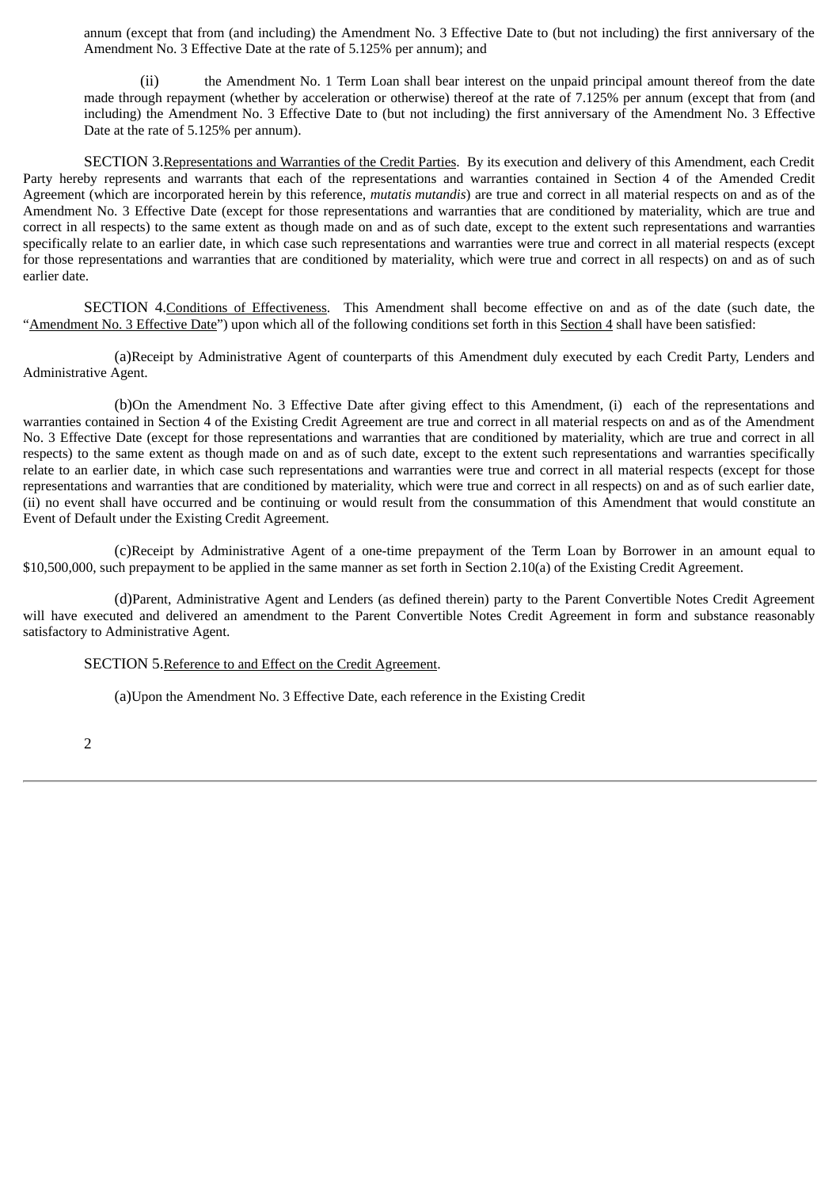annum (except that from (and including) the Amendment No. 3 Effective Date to (but not including) the first anniversary of the Amendment No. 3 Effective Date at the rate of 5.125% per annum); and

(ii) the Amendment No. 1 Term Loan shall bear interest on the unpaid principal amount thereof from the date made through repayment (whether by acceleration or otherwise) thereof at the rate of 7.125% per annum (except that from (and including) the Amendment No. 3 Effective Date to (but not including) the first anniversary of the Amendment No. 3 Effective Date at the rate of 5.125% per annum).

SECTION 3.Representations and Warranties of the Credit Parties. By its execution and delivery of this Amendment, each Credit Party hereby represents and warrants that each of the representations and warranties contained in Section 4 of the Amended Credit Agreement (which are incorporated herein by this reference, *mutatis mutandis*) are true and correct in all material respects on and as of the Amendment No. 3 Effective Date (except for those representations and warranties that are conditioned by materiality, which are true and correct in all respects) to the same extent as though made on and as of such date, except to the extent such representations and warranties specifically relate to an earlier date, in which case such representations and warranties were true and correct in all material respects (except for those representations and warranties that are conditioned by materiality, which were true and correct in all respects) on and as of such earlier date.

SECTION 4.Conditions of Effectiveness. This Amendment shall become effective on and as of the date (such date, the "Amendment No. 3 Effective Date") upon which all of the following conditions set forth in this Section 4 shall have been satisfied:

(a)Receipt by Administrative Agent of counterparts of this Amendment duly executed by each Credit Party, Lenders and Administrative Agent.

(b)On the Amendment No. 3 Effective Date after giving effect to this Amendment, (i) each of the representations and warranties contained in Section 4 of the Existing Credit Agreement are true and correct in all material respects on and as of the Amendment No. 3 Effective Date (except for those representations and warranties that are conditioned by materiality, which are true and correct in all respects) to the same extent as though made on and as of such date, except to the extent such representations and warranties specifically relate to an earlier date, in which case such representations and warranties were true and correct in all material respects (except for those representations and warranties that are conditioned by materiality, which were true and correct in all respects) on and as of such earlier date, (ii) no event shall have occurred and be continuing or would result from the consummation of this Amendment that would constitute an Event of Default under the Existing Credit Agreement.

(c)Receipt by Administrative Agent of a one-time prepayment of the Term Loan by Borrower in an amount equal to $10,500,000, such prepayment to be applied in the same manner as set forth in Section 2.10(a) of the Existing Credit Agreement.

(d)Parent, Administrative Agent and Lenders (as defined therein) party to the Parent Convertible Notes Credit Agreement will have executed and delivered an amendment to the Parent Convertible Notes Credit Agreement in form and substance reasonably satisfactory to Administrative Agent.

SECTION 5.Reference to and Effect on the Credit Agreement.

(a)Upon the Amendment No. 3 Effective Date, each reference in the Existing Credit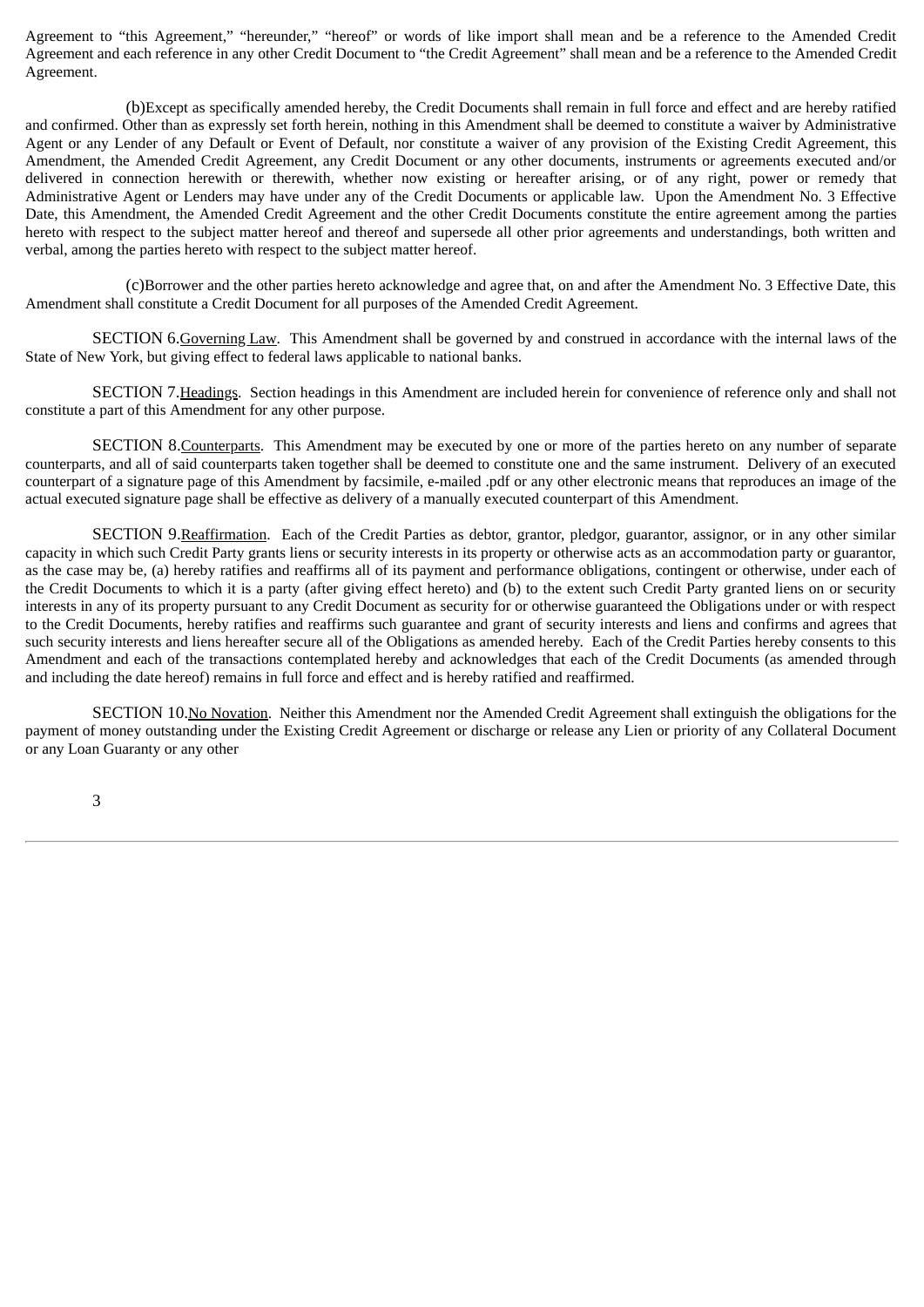Agreement to "this Agreement," "hereunder," "hereof" or words of like import shall mean and be a reference to the Amended Credit Agreement and each reference in any other Credit Document to "the Credit Agreement" shall mean and be a reference to the Amended Credit Agreement.

(b)Except as specifically amended hereby, the Credit Documents shall remain in full force and effect and are hereby ratified and confirmed. Other than as expressly set forth herein, nothing in this Amendment shall be deemed to constitute a waiver by Administrative Agent or any Lender of any Default or Event of Default, nor constitute a waiver of any provision of the Existing Credit Agreement, this Amendment, the Amended Credit Agreement, any Credit Document or any other documents, instruments or agreements executed and/or delivered in connection herewith or therewith, whether now existing or hereafter arising, or of any right, power or remedy that Administrative Agent or Lenders may have under any of the Credit Documents or applicable law. Upon the Amendment No. 3 Effective Date, this Amendment, the Amended Credit Agreement and the other Credit Documents constitute the entire agreement among the parties hereto with respect to the subject matter hereof and thereof and supersede all other prior agreements and understandings, both written and verbal, among the parties hereto with respect to the subject matter hereof.

(c)Borrower and the other parties hereto acknowledge and agree that, on and after the Amendment No. 3 Effective Date, this Amendment shall constitute a Credit Document for all purposes of the Amended Credit Agreement.

SECTION 6.Governing Law. This Amendment shall be governed by and construed in accordance with the internal laws of the State of New York, but giving effect to federal laws applicable to national banks.

SECTION 7.Headings. Section headings in this Amendment are included herein for convenience of reference only and shall not constitute a part of this Amendment for any other purpose.

SECTION 8.Counterparts. This Amendment may be executed by one or more of the parties hereto on any number of separate counterparts, and all of said counterparts taken together shall be deemed to constitute one and the same instrument. Delivery of an executed counterpart of a signature page of this Amendment by facsimile, e-mailed .pdf or any other electronic means that reproduces an image of the actual executed signature page shall be effective as delivery of a manually executed counterpart of this Amendment.

SECTION 9.Reaffirmation. Each of the Credit Parties as debtor, grantor, pledgor, guarantor, assignor, or in any other similar capacity in which such Credit Party grants liens or security interests in its property or otherwise acts as an accommodation party or guarantor, as the case may be, (a) hereby ratifies and reaffirms all of its payment and performance obligations, contingent or otherwise, under each of the Credit Documents to which it is a party (after giving effect hereto) and (b) to the extent such Credit Party granted liens on or security interests in any of its property pursuant to any Credit Document as security for or otherwise guaranteed the Obligations under or with respect to the Credit Documents, hereby ratifies and reaffirms such guarantee and grant of security interests and liens and confirms and agrees that such security interests and liens hereafter secure all of the Obligations as amended hereby. Each of the Credit Parties hereby consents to this Amendment and each of the transactions contemplated hereby and acknowledges that each of the Credit Documents (as amended through and including the date hereof) remains in full force and effect and is hereby ratified and reaffirmed.

SECTION 10.No Novation. Neither this Amendment nor the Amended Credit Agreement shall extinguish the obligations for the payment of money outstanding under the Existing Credit Agreement or discharge or release any Lien or priority of any Collateral Document or any Loan Guaranty or any other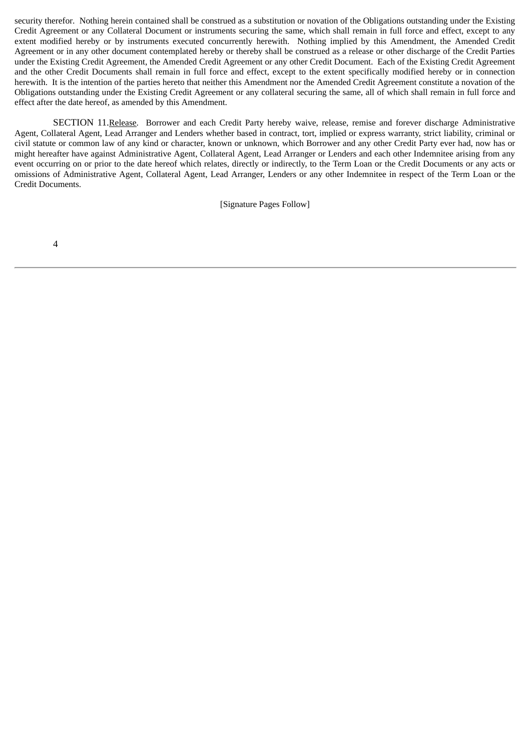security therefor. Nothing herein contained shall be construed as a substitution or novation of the Obligations outstanding under the Existing Credit Agreement or any Collateral Document or instruments securing the same, which shall remain in full force and effect, except to any extent modified hereby or by instruments executed concurrently herewith. Nothing implied by this Amendment, the Amended Credit Agreement or in any other document contemplated hereby or thereby shall be construed as a release or other discharge of the Credit Parties under the Existing Credit Agreement, the Amended Credit Agreement or any other Credit Document. Each of the Existing Credit Agreement and the other Credit Documents shall remain in full force and effect, except to the extent specifically modified hereby or in connection herewith. It is the intention of the parties hereto that neither this Amendment nor the Amended Credit Agreement constitute a novation of the Obligations outstanding under the Existing Credit Agreement or any collateral securing the same, all of which shall remain in full force and effect after the date hereof, as amended by this Amendment.

SECTION 11. Release. Borrower and each Credit Party hereby waive, release, remise and forever discharge Administrative Agent, Collateral Agent, Lead Arranger and Lenders whether based in contract, tort, implied or express warranty, strict liability, criminal or civil statute or common law of any kind or character, known or unknown, which Borrower and any other Credit Party ever had, now has or might hereafter have against Administrative Agent, Collateral Agent, Lead Arranger or Lenders and each other Indemnitee arising from any event occurring on or prior to the date hereof which relates, directly or indirectly, to the Term Loan or the Credit Documents or any acts or omissions of Administrative Agent, Collateral Agent, Lead Arranger, Lenders or any other Indemnitee in respect of the Term Loan or the Credit Documents.

[Signature Pages Follow]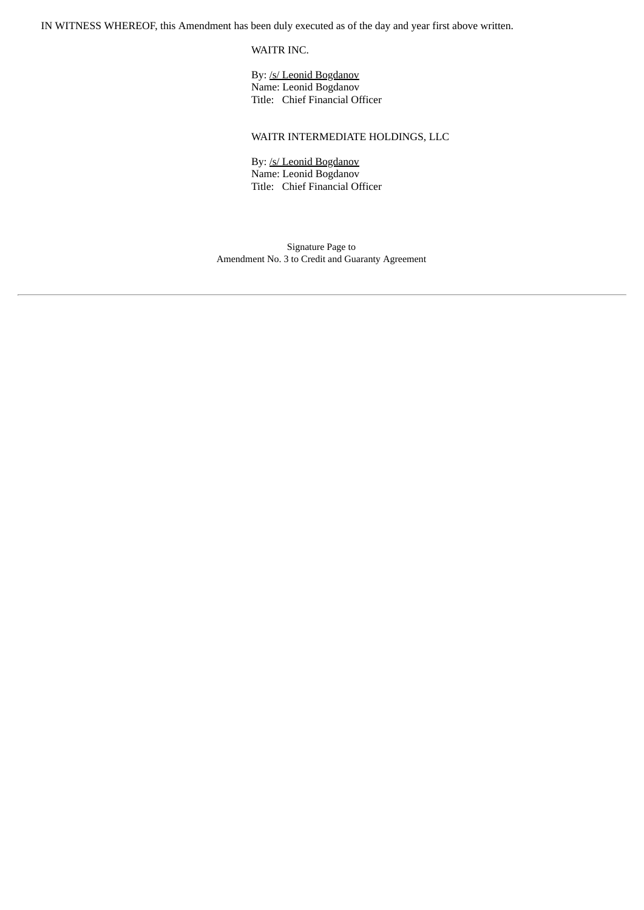IN WITNESS WHEREOF, this Amendment has been duly executed as of the day and year first above written.

WAITR INC.

By: /s/ Leonid Bogdanov
Name: Leonid Bogdanov
Title: Chief Financial Officer

WAITR INTERMEDIATE HOLDINGS, LLC

By: /s/ Leonid Bogdanov
Name: Leonid Bogdanov
Title: Chief Financial Officer

Signature Page to
Amendment No. 3 to Credit and Guaranty Agreement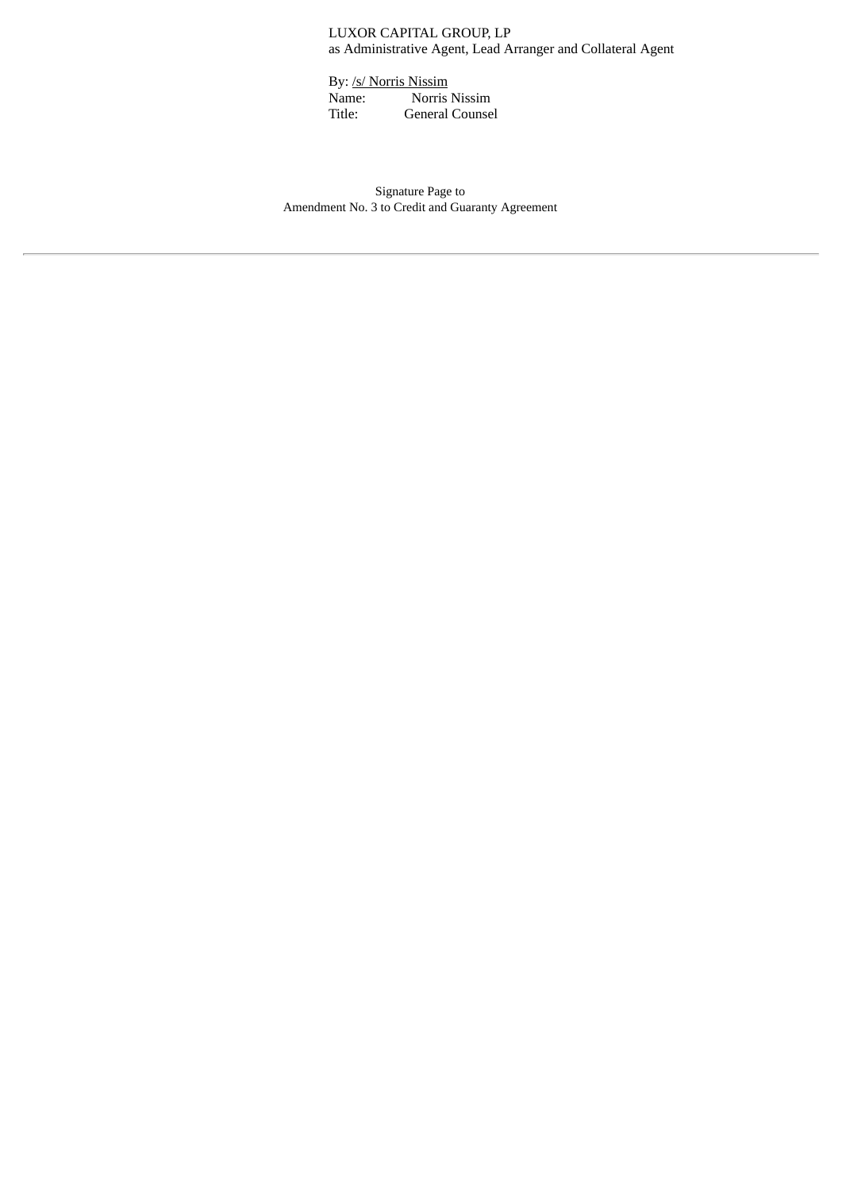LUXOR CAPITAL GROUP, LP
as Administrative Agent, Lead Arranger and Collateral Agent

By: /s/ Norris Nissim
Name: Norris Nissim
Title: General Counsel

Signature Page to
Amendment No. 3 to Credit and Guaranty Agreement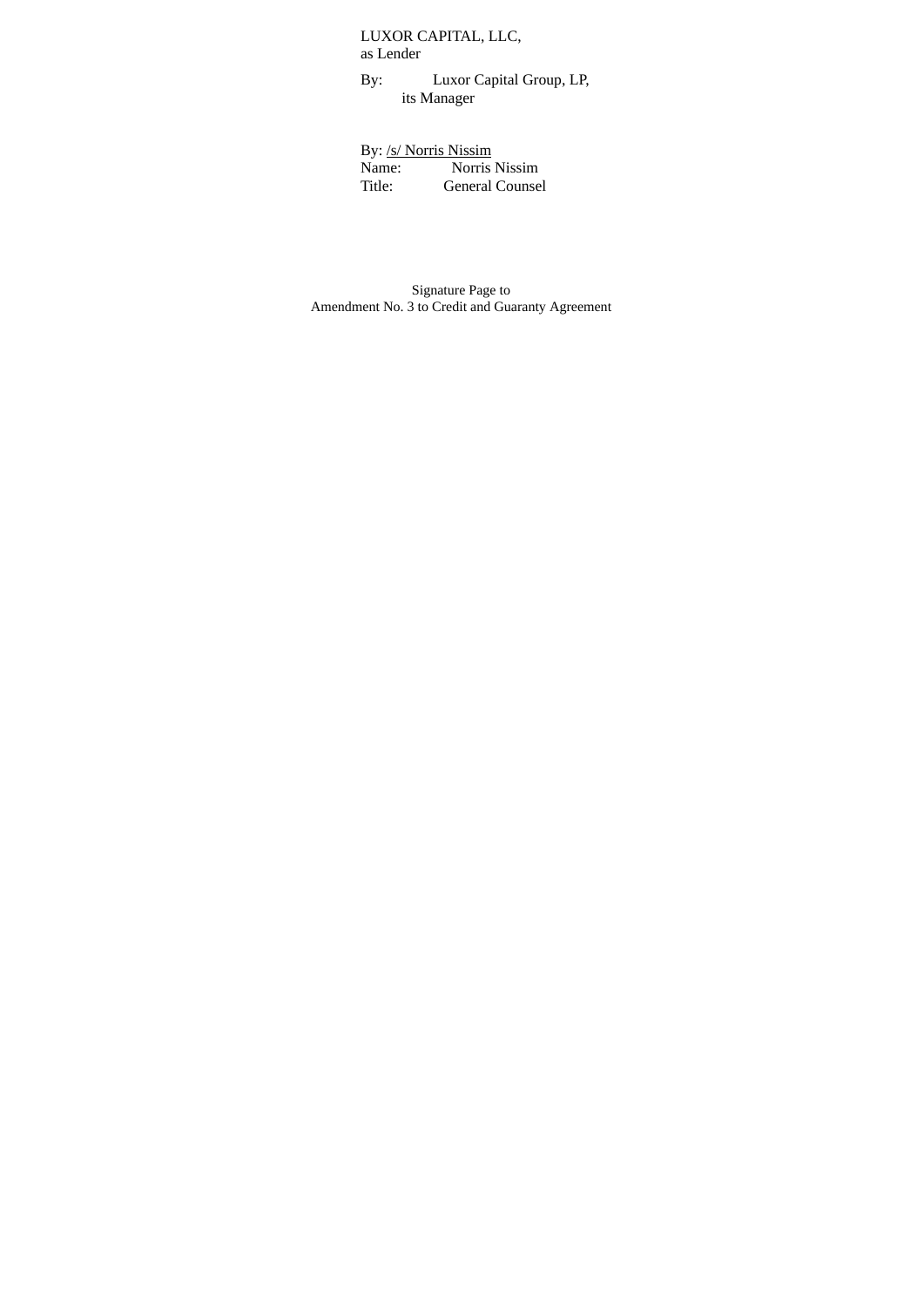LUXOR CAPITAL, LLC,
as Lender

By: Luxor Capital Group, LP,
its Manager

By: /s/ Norris Nissim
Name: Norris Nissim
Title: General Counsel

Signature Page to
Amendment No. 3 to Credit and Guaranty Agreement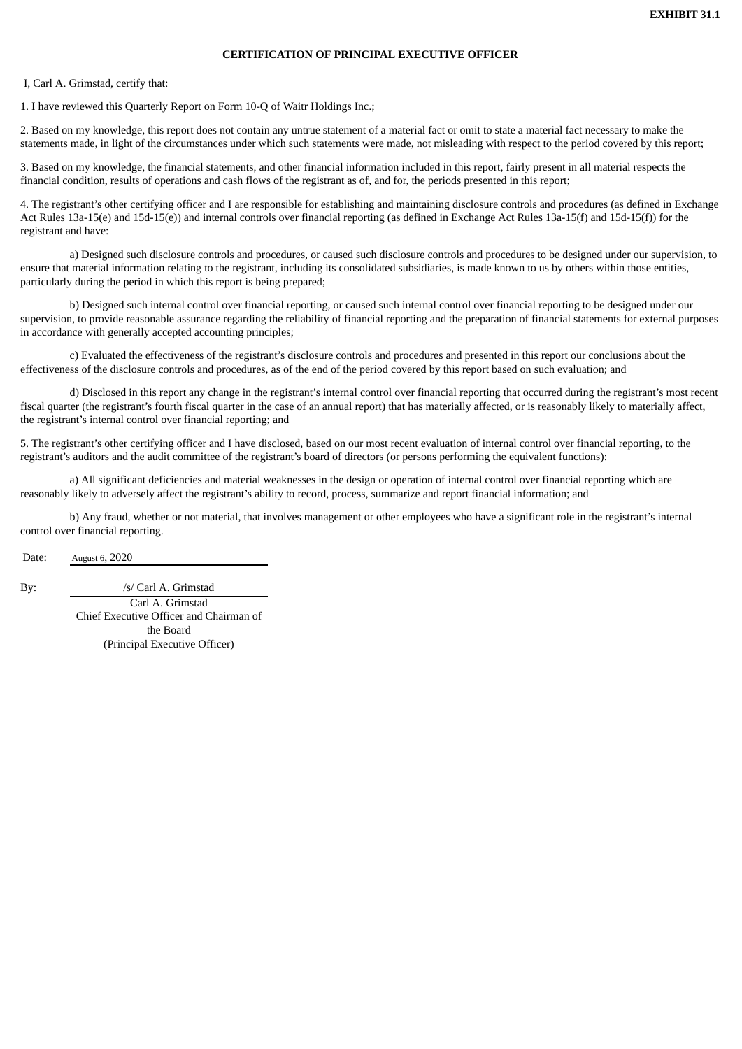**EXHIBIT 31.1**

## CERTIFICATION OF PRINCIPAL EXECUTIVE OFFICER

I, Carl A. Grimstad, certify that:

1. I have reviewed this Quarterly Report on Form 10-Q of Waitr Holdings Inc.;

2. Based on my knowledge, this report does not contain any untrue statement of a material fact or omit to state a material fact necessary to make the statements made, in light of the circumstances under which such statements were made, not misleading with respect to the period covered by this report;

3. Based on my knowledge, the financial statements, and other financial information included in this report, fairly present in all material respects the financial condition, results of operations and cash flows of the registrant as of, and for, the periods presented in this report;

4. The registrant's other certifying officer and I are responsible for establishing and maintaining disclosure controls and procedures (as defined in Exchange Act Rules 13a-15(e) and 15d-15(e)) and internal controls over financial reporting (as defined in Exchange Act Rules 13a-15(f) and 15d-15(f)) for the registrant and have:

a) Designed such disclosure controls and procedures, or caused such disclosure controls and procedures to be designed under our supervision, to ensure that material information relating to the registrant, including its consolidated subsidiaries, is made known to us by others within those entities, particularly during the period in which this report is being prepared;

b) Designed such internal control over financial reporting, or caused such internal control over financial reporting to be designed under our supervision, to provide reasonable assurance regarding the reliability of financial reporting and the preparation of financial statements for external purposes in accordance with generally accepted accounting principles;

c) Evaluated the effectiveness of the registrant's disclosure controls and procedures and presented in this report our conclusions about the effectiveness of the disclosure controls and procedures, as of the end of the period covered by this report based on such evaluation; and

d) Disclosed in this report any change in the registrant's internal control over financial reporting that occurred during the registrant's most recent fiscal quarter (the registrant's fourth fiscal quarter in the case of an annual report) that has materially affected, or is reasonably likely to materially affect, the registrant's internal control over financial reporting; and

5. The registrant's other certifying officer and I have disclosed, based on our most recent evaluation of internal control over financial reporting, to the registrant's auditors and the audit committee of the registrant's board of directors (or persons performing the equivalent functions):

a) All significant deficiencies and material weaknesses in the design or operation of internal control over financial reporting which are reasonably likely to adversely affect the registrant's ability to record, process, summarize and report financial information; and

b) Any fraud, whether or not material, that involves management or other employees who have a significant role in the registrant's internal control over financial reporting.

Date: August 6, 2020

By: /s/ Carl A. Grimstad
Carl A. Grimstad
Chief Executive Officer and Chairman of the Board
(Principal Executive Officer)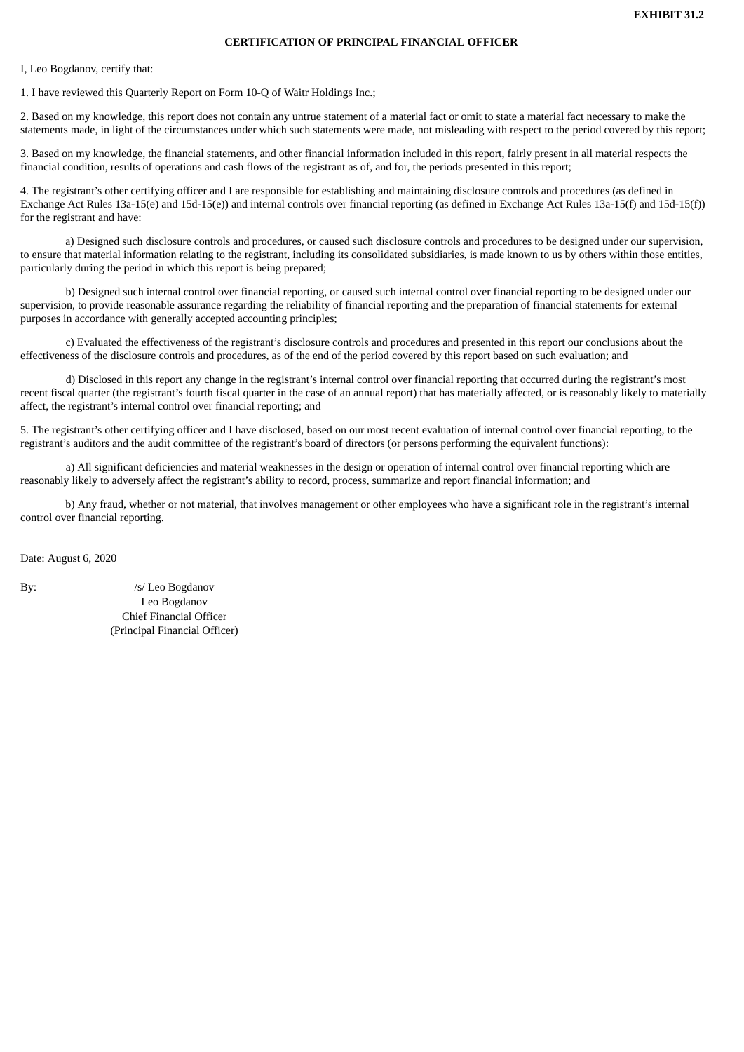**EXHIBIT 31.2**

**CERTIFICATION OF PRINCIPAL FINANCIAL OFFICER**

I, Leo Bogdanov, certify that:

1. I have reviewed this Quarterly Report on Form 10-Q of Waitr Holdings Inc.;

2. Based on my knowledge, this report does not contain any untrue statement of a material fact or omit to state a material fact necessary to make the statements made, in light of the circumstances under which such statements were made, not misleading with respect to the period covered by this report;

3. Based on my knowledge, the financial statements, and other financial information included in this report, fairly present in all material respects the financial condition, results of operations and cash flows of the registrant as of, and for, the periods presented in this report;

4. The registrant's other certifying officer and I are responsible for establishing and maintaining disclosure controls and procedures (as defined in Exchange Act Rules 13a-15(e) and 15d-15(e)) and internal controls over financial reporting (as defined in Exchange Act Rules 13a-15(f) and 15d-15(f)) for the registrant and have:

a) Designed such disclosure controls and procedures, or caused such disclosure controls and procedures to be designed under our supervision, to ensure that material information relating to the registrant, including its consolidated subsidiaries, is made known to us by others within those entities, particularly during the period in which this report is being prepared;

b) Designed such internal control over financial reporting, or caused such internal control over financial reporting to be designed under our supervision, to provide reasonable assurance regarding the reliability of financial reporting and the preparation of financial statements for external purposes in accordance with generally accepted accounting principles;

c) Evaluated the effectiveness of the registrant's disclosure controls and procedures and presented in this report our conclusions about the effectiveness of the disclosure controls and procedures, as of the end of the period covered by this report based on such evaluation; and

d) Disclosed in this report any change in the registrant's internal control over financial reporting that occurred during the registrant's most recent fiscal quarter (the registrant's fourth fiscal quarter in the case of an annual report) that has materially affected, or is reasonably likely to materially affect, the registrant's internal control over financial reporting; and

5. The registrant's other certifying officer and I have disclosed, based on our most recent evaluation of internal control over financial reporting, to the registrant's auditors and the audit committee of the registrant's board of directors (or persons performing the equivalent functions):

a) All significant deficiencies and material weaknesses in the design or operation of internal control over financial reporting which are reasonably likely to adversely affect the registrant's ability to record, process, summarize and report financial information; and

b) Any fraud, whether or not material, that involves management or other employees who have a significant role in the registrant's internal control over financial reporting.

Date: August 6, 2020

By: /s/ Leo Bogdanov
Leo Bogdanov
Chief Financial Officer
(Principal Financial Officer)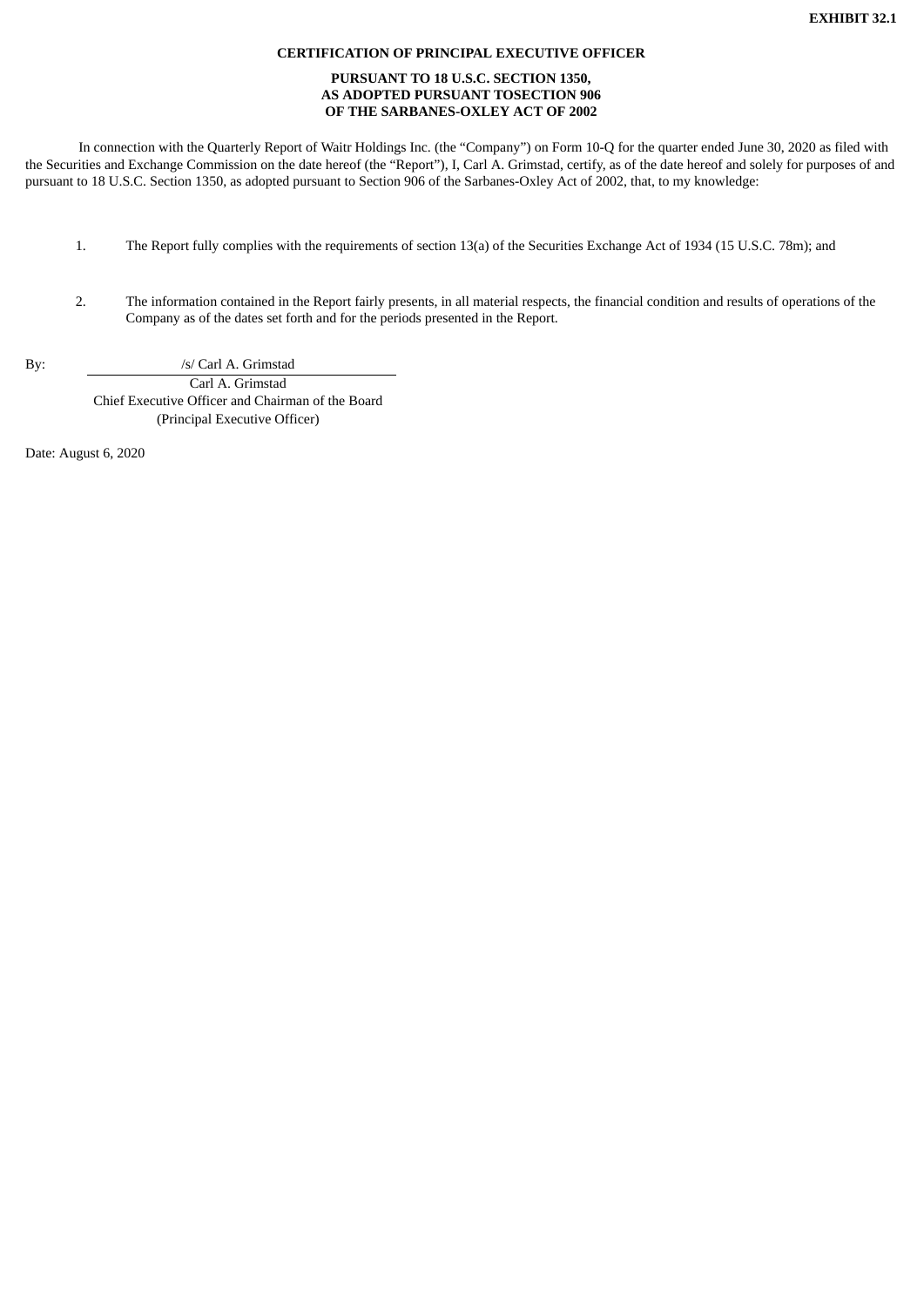**EXHIBIT 32.1**

**CERTIFICATION OF PRINCIPAL EXECUTIVE OFFICER**

**PURSUANT TO 18 U.S.C. SECTION 1350,
AS ADOPTED PURSUANT TOSECTION 906
OF THE SARBANES-OXLEY ACT OF 2002**

In connection with the Quarterly Report of Waitr Holdings Inc. (the "Company") on Form 10-Q for the quarter ended June 30, 2020 as filed with the Securities and Exchange Commission on the date hereof (the "Report"), I, Carl A. Grimstad, certify, as of the date hereof and solely for purposes of and pursuant to 18 U.S.C. Section 1350, as adopted pursuant to Section 906 of the Sarbanes-Oxley Act of 2002, that, to my knowledge:

1. The Report fully complies with the requirements of section 13(a) of the Securities Exchange Act of 1934 (15 U.S.C. 78m); and

2. The information contained in the Report fairly presents, in all material respects, the financial condition and results of operations of the Company as of the dates set forth and for the periods presented in the Report.

By: /s/ Carl A. Grimstad

Carl A. Grimstad
Chief Executive Officer and Chairman of the Board
(Principal Executive Officer)

Date: August 6, 2020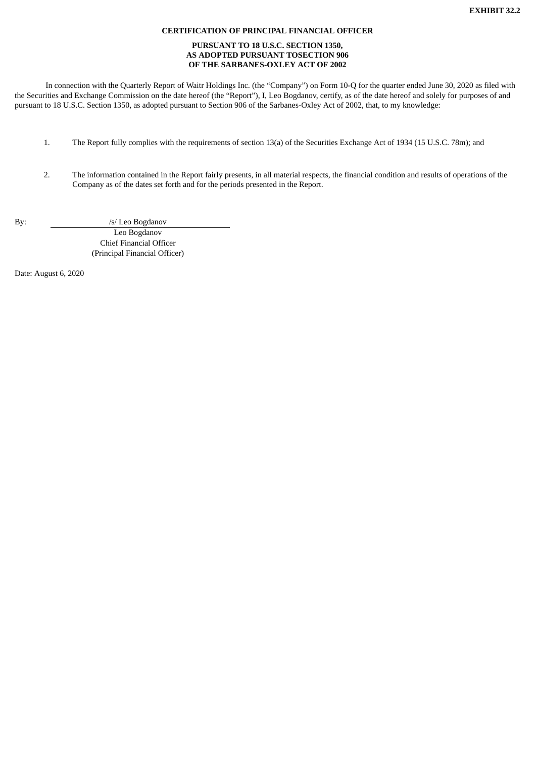**EXHIBIT 32.2**

**CERTIFICATION OF PRINCIPAL FINANCIAL OFFICER**

**PURSUANT TO 18 U.S.C. SECTION 1350,
AS ADOPTED PURSUANT TOSECTION 906
OF THE SARBANES-OXLEY ACT OF 2002**

In connection with the Quarterly Report of Waitr Holdings Inc. (the "Company") on Form 10-Q for the quarter ended June 30, 2020 as filed with the Securities and Exchange Commission on the date hereof (the "Report"), I, Leo Bogdanov, certify, as of the date hereof and solely for purposes of and pursuant to 18 U.S.C. Section 1350, as adopted pursuant to Section 906 of the Sarbanes-Oxley Act of 2002, that, to my knowledge:

1. The Report fully complies with the requirements of section 13(a) of the Securities Exchange Act of 1934 (15 U.S.C. 78m); and

2. The information contained in the Report fairly presents, in all material respects, the financial condition and results of operations of the Company as of the dates set forth and for the periods presented in the Report.

By: /s/ Leo Bogdanov

Leo Bogdanov
Chief Financial Officer
(Principal Financial Officer)

Date: August 6, 2020